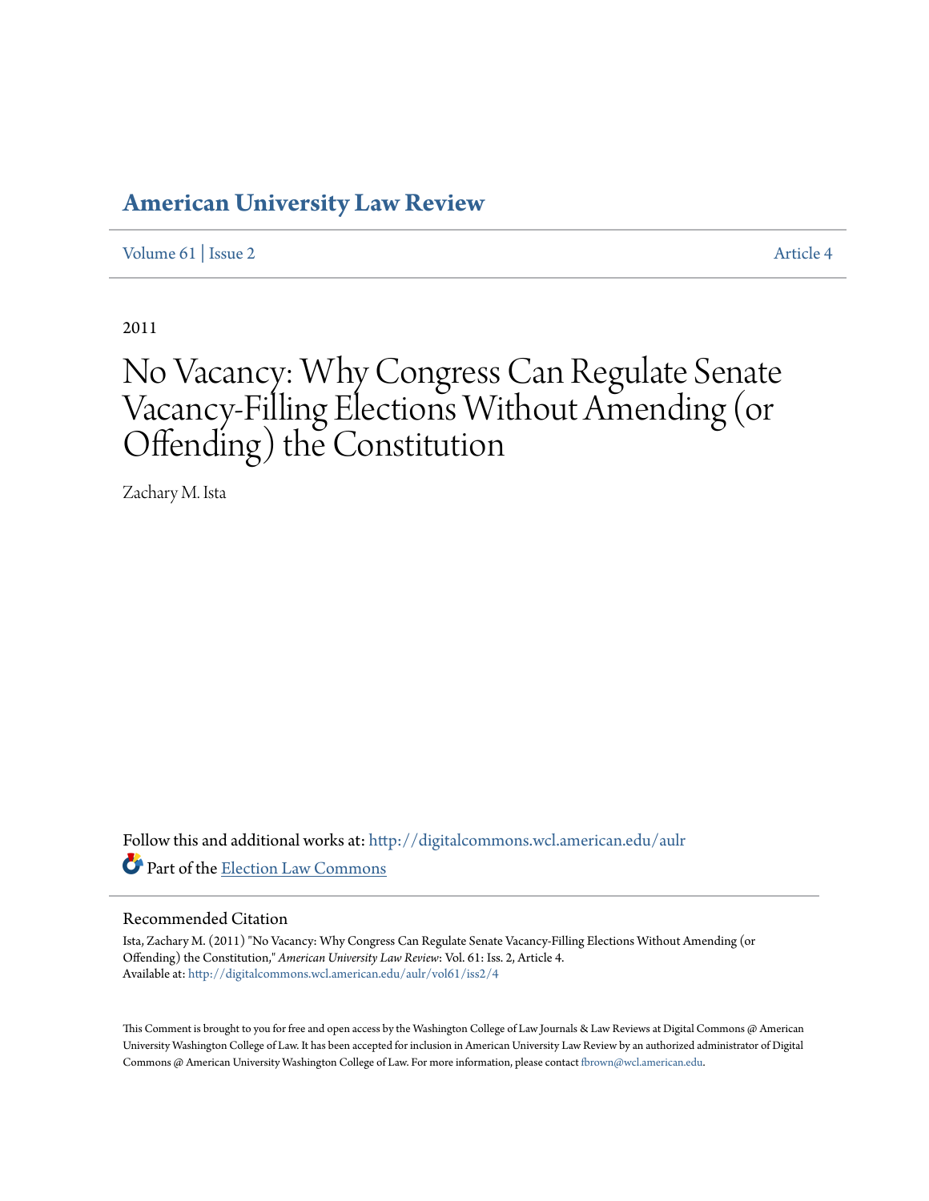# American University Law Review

Volume 61 | Issue 2 Article 4

2011

# No Vacancy: Why Congress Can Regulate Senate Vacancy-Filling Elections Without Amending (or Offending) the Constitution

Zachary M. Ista

Follow this and additional works at: http://digitalcommons.wcl.american.edu/aulr

Part of the Election Law Commons

## Recommended Citation

Ista, Zachary M. (2011) "No Vacancy: Why Congress Can Regulate Senate Vacancy-Filling Elections Without Amending (or Offending) the Constitution," *American University Law Review*: Vol. 61: Iss. 2, Article 4.
Available at: http://digitalcommons.wcl.american.edu/aulr/vol61/iss2/4

This Comment is brought to you for free and open access by the Washington College of Law Journals & Law Reviews at Digital Commons @ American University Washington College of Law. It has been accepted for inclusion in American University Law Review by an authorized administrator of Digital Commons @ American University Washington College of Law. For more information, please contact fbrown@wcl.american.edu.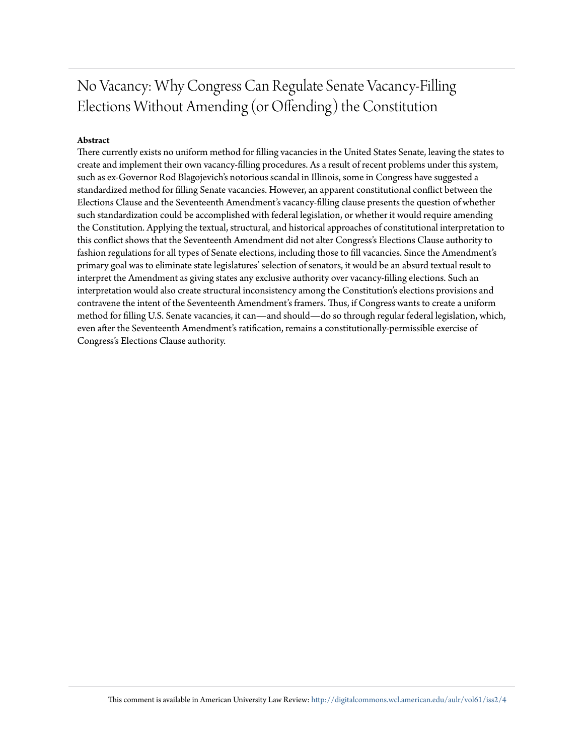# No Vacancy: Why Congress Can Regulate Senate Vacancy-Filling Elections Without Amending (or Offending) the Constitution

**Abstract**

There currently exists no uniform method for filling vacancies in the United States Senate, leaving the states to create and implement their own vacancy-filling procedures. As a result of recent problems under this system, such as ex-Governor Rod Blagojevich's notorious scandal in Illinois, some in Congress have suggested a standardized method for filling Senate vacancies. However, an apparent constitutional conflict between the Elections Clause and the Seventeenth Amendment's vacancy-filling clause presents the question of whether such standardization could be accomplished with federal legislation, or whether it would require amending the Constitution. Applying the textual, structural, and historical approaches of constitutional interpretation to this conflict shows that the Seventeenth Amendment did not alter Congress's Elections Clause authority to fashion regulations for all types of Senate elections, including those to fill vacancies. Since the Amendment's primary goal was to eliminate state legislatures' selection of senators, it would be an absurd textual result to interpret the Amendment as giving states any exclusive authority over vacancy-filling elections. Such an interpretation would also create structural inconsistency among the Constitution's elections provisions and contravene the intent of the Seventeenth Amendment's framers. Thus, if Congress wants to create a uniform method for filling U.S. Senate vacancies, it can—and should—do so through regular federal legislation, which, even after the Seventeenth Amendment's ratification, remains a constitutionally-permissible exercise of Congress's Elections Clause authority.

This comment is available in American University Law Review: http://digitalcommons.wcl.american.edu/aulr/vol61/iss2/4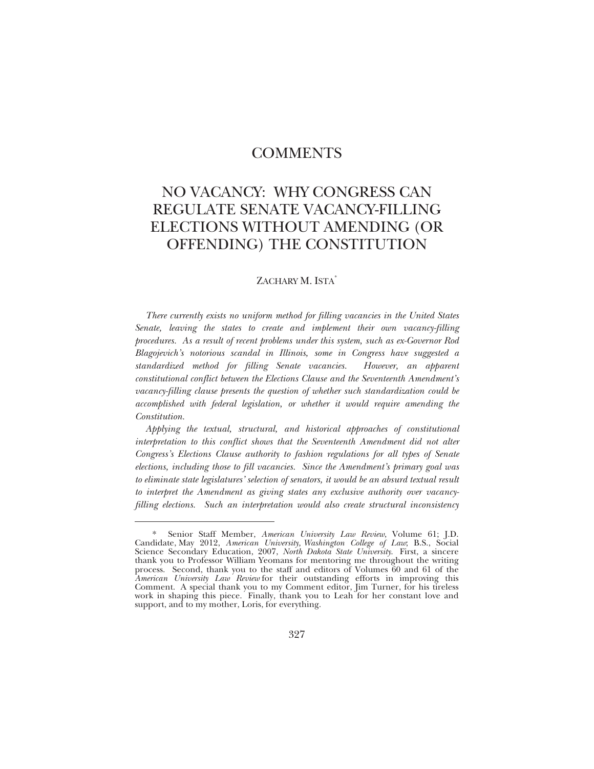# COMMENTS

# NO VACANCY: WHY CONGRESS CAN REGULATE SENATE VACANCY-FILLING ELECTIONS WITHOUT AMENDING (OR OFFENDING) THE CONSTITUTION

ZACHARY M. ISTA[*]

*There currently exists no uniform method for filling vacancies in the United States Senate, leaving the states to create and implement their own vacancy-filling procedures. As a result of recent problems under this system, such as ex-Governor Rod Blagojevich's notorious scandal in Illinois, some in Congress have suggested a standardized method for filling Senate vacancies. However, an apparent constitutional conflict between the Elections Clause and the Seventeenth Amendment's vacancy-filling clause presents the question of whether such standardization could be accomplished with federal legislation, or whether it would require amending the Constitution.*

*Applying the textual, structural, and historical approaches of constitutional interpretation to this conflict shows that the Seventeenth Amendment did not alter Congress's Elections Clause authority to fashion regulations for all types of Senate elections, including those to fill vacancies. Since the Amendment's primary goal was to eliminate state legislatures' selection of senators, it would be an absurd textual result to interpret the Amendment as giving states any exclusive authority over vacancy-filling elections. Such an interpretation would also create structural inconsistency*

---

\* Senior Staff Member, *American University Law Review*, Volume 61; J.D. Candidate, May 2012, *American University, Washington College of Law*; B.S., Social Science Secondary Education, 2007, *North Dakota State University*. First, a sincere thank you to Professor William Yeomans for mentoring me throughout the writing process. Second, thank you to the staff and editors of Volumes 60 and 61 of the *American University Law Review* for their outstanding efforts in improving this Comment. A special thank you to my Comment editor, Jim Turner, for his tireless work in shaping this piece. Finally, thank you to Leah for her constant love and support, and to my mother, Loris, for everything.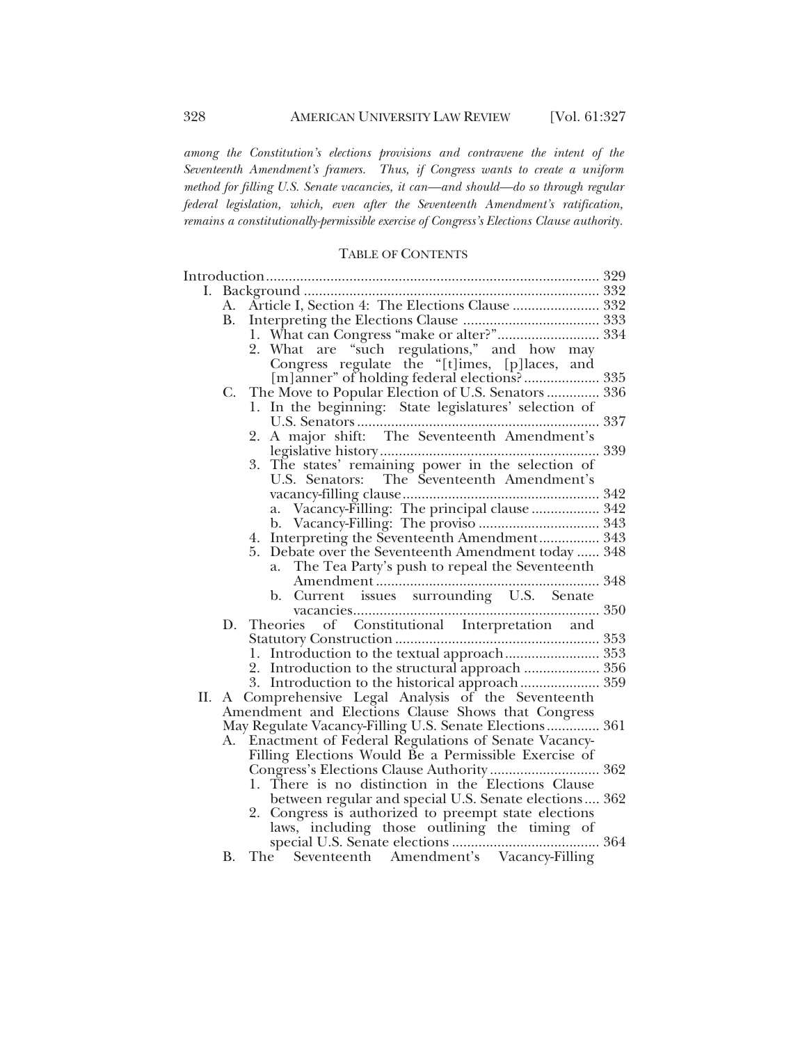*among the Constitution's elections provisions and contravene the intent of the Seventeenth Amendment's framers. Thus, if Congress wants to create a uniform method for filling U.S. Senate vacancies, it can—and should—do so through regular federal legislation, which, even after the Seventeenth Amendment's ratification, remains a constitutionally-permissible exercise of Congress's Elections Clause authority.*

## TABLE OF CONTENTS

- Introduction ... 329
- I. Background ... 332
  - A. Article I, Section 4: The Elections Clause ... 332
  - B. Interpreting the Elections Clause ... 333
    - 1. What can Congress "make or alter?" ... 334
    - 2. What are "such regulations," and how may Congress regulate the "[t]imes, [p]laces, and [m]anner" of holding federal elections? ... 335
  - C. The Move to Popular Election of U.S. Senators ... 336
    - 1. In the beginning: State legislatures' selection of U.S. Senators ... 337
    - 2. A major shift: The Seventeenth Amendment's legislative history ... 339
    - 3. The states' remaining power in the selection of U.S. Senators: The Seventeenth Amendment's vacancy-filling clause ... 342
      - a. Vacancy-Filling: The principal clause ... 342
      - b. Vacancy-Filling: The proviso ... 343
    - 4. Interpreting the Seventeenth Amendment ... 343
    - 5. Debate over the Seventeenth Amendment today ... 348
      - a. The Tea Party's push to repeal the Seventeenth Amendment ... 348
      - b. Current issues surrounding U.S. Senate vacancies ... 350
  - D. Theories of Constitutional Interpretation and Statutory Construction ... 353
    - 1. Introduction to the textual approach ... 353
    - 2. Introduction to the structural approach ... 356
    - 3. Introduction to the historical approach ... 359
- II. A Comprehensive Legal Analysis of the Seventeenth Amendment and Elections Clause Shows that Congress May Regulate Vacancy-Filling U.S. Senate Elections ... 361
  - A. Enactment of Federal Regulations of Senate Vacancy-Filling Elections Would Be a Permissible Exercise of Congress's Elections Clause Authority ... 362
    - 1. There is no distinction in the Elections Clause between regular and special U.S. Senate elections ... 362
    - 2. Congress is authorized to preempt state elections laws, including those outlining the timing of special U.S. Senate elections ... 364
  - B. The Seventeenth Amendment's Vacancy-Filling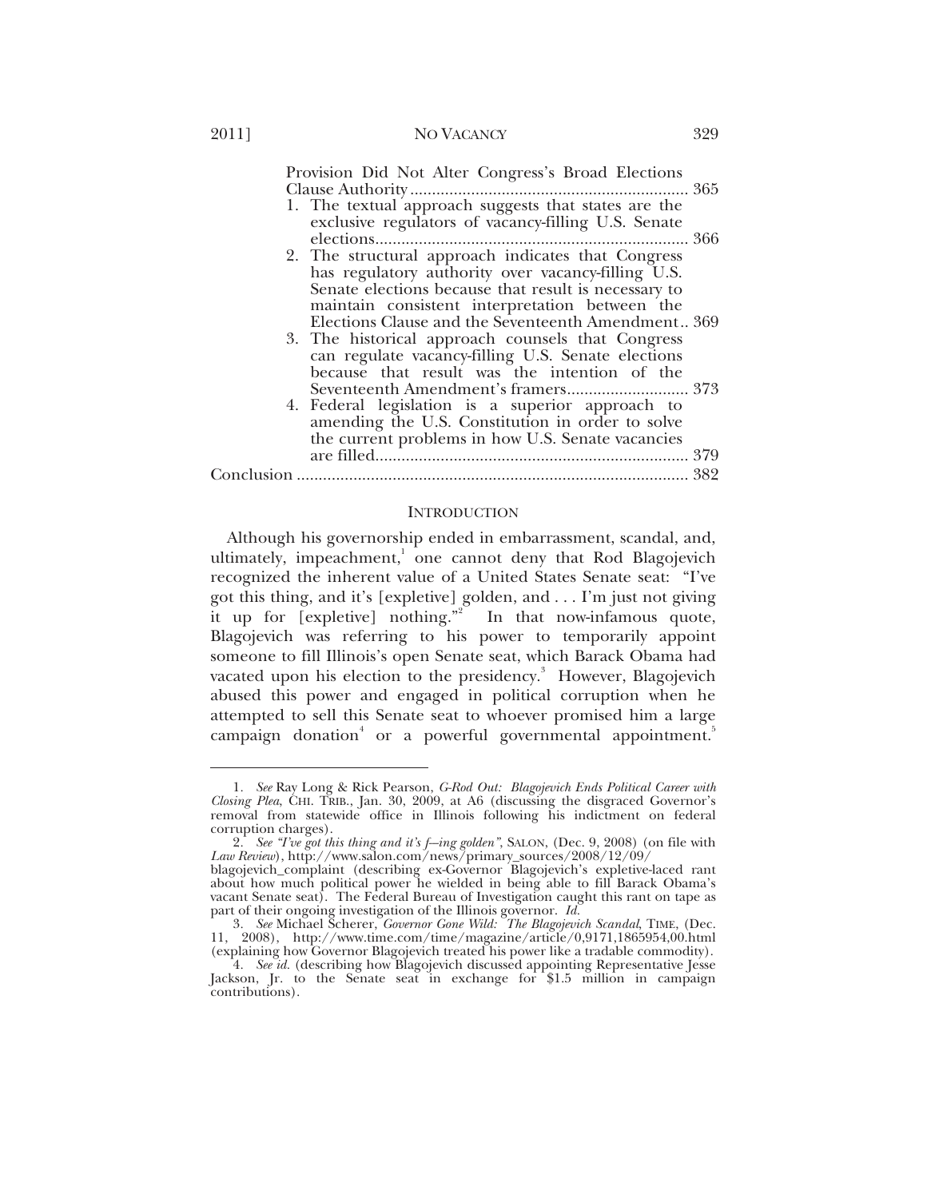Provision Did Not Alter Congress's Broad Elections Clause Authority ... 365

1. The textual approach suggests that states are the exclusive regulators of vacancy-filling U.S. Senate elections ... 366
2. The structural approach indicates that Congress has regulatory authority over vacancy-filling U.S. Senate elections because that result is necessary to maintain consistent interpretation between the Elections Clause and the Seventeenth Amendment .. 369
3. The historical approach counsels that Congress can regulate vacancy-filling U.S. Senate elections because that result was the intention of the Seventeenth Amendment's framers ... 373
4. Federal legislation is a superior approach to amending the U.S. Constitution in order to solve the current problems in how U.S. Senate vacancies are filled ... 379

Conclusion ... 382

## INTRODUCTION

Although his governorship ended in embarrassment, scandal, and, ultimately, impeachment,[1] one cannot deny that Rod Blagojevich recognized the inherent value of a United States Senate seat: "I've got this thing, and it's [expletive] golden, and . . . I'm just not giving it up for [expletive] nothing."[2] In that now-infamous quote, Blagojevich was referring to his power to temporarily appoint someone to fill Illinois's open Senate seat, which Barack Obama had vacated upon his election to the presidency.[3] However, Blagojevich abused this power and engaged in political corruption when he attempted to sell this Senate seat to whoever promised him a large campaign donation[4] or a powerful governmental appointment.[5]

---

1. *See* Ray Long & Rick Pearson, *G-Rod Out: Blagojevich Ends Political Career with Closing Plea*, CHI. TRIB., Jan. 30, 2009, at A6 (discussing the disgraced Governor's removal from statewide office in Illinois following his indictment on federal corruption charges).

2. *See "I've got this thing and it's f—ing golden"*, SALON, (Dec. 9, 2008) (on file with *Law Review*), http://www.salon.com/news/primary_sources/2008/12/09/blagojevich_complaint (describing ex-Governor Blagojevich's expletive-laced rant about how much political power he wielded in being able to fill Barack Obama's vacant Senate seat). The Federal Bureau of Investigation caught this rant on tape as part of their ongoing investigation of the Illinois governor. *Id.*

3. *See* Michael Scherer, *Governor Gone Wild: The Blagojevich Scandal*, TIME, (Dec. 11, 2008), http://www.time.com/time/magazine/article/0,9171,1865954,00.html (explaining how Governor Blagojevich treated his power like a tradable commodity).

4. *See id.* (describing how Blagojevich discussed appointing Representative Jesse Jackson, Jr. to the Senate seat in exchange for $1.5 million in campaign contributions).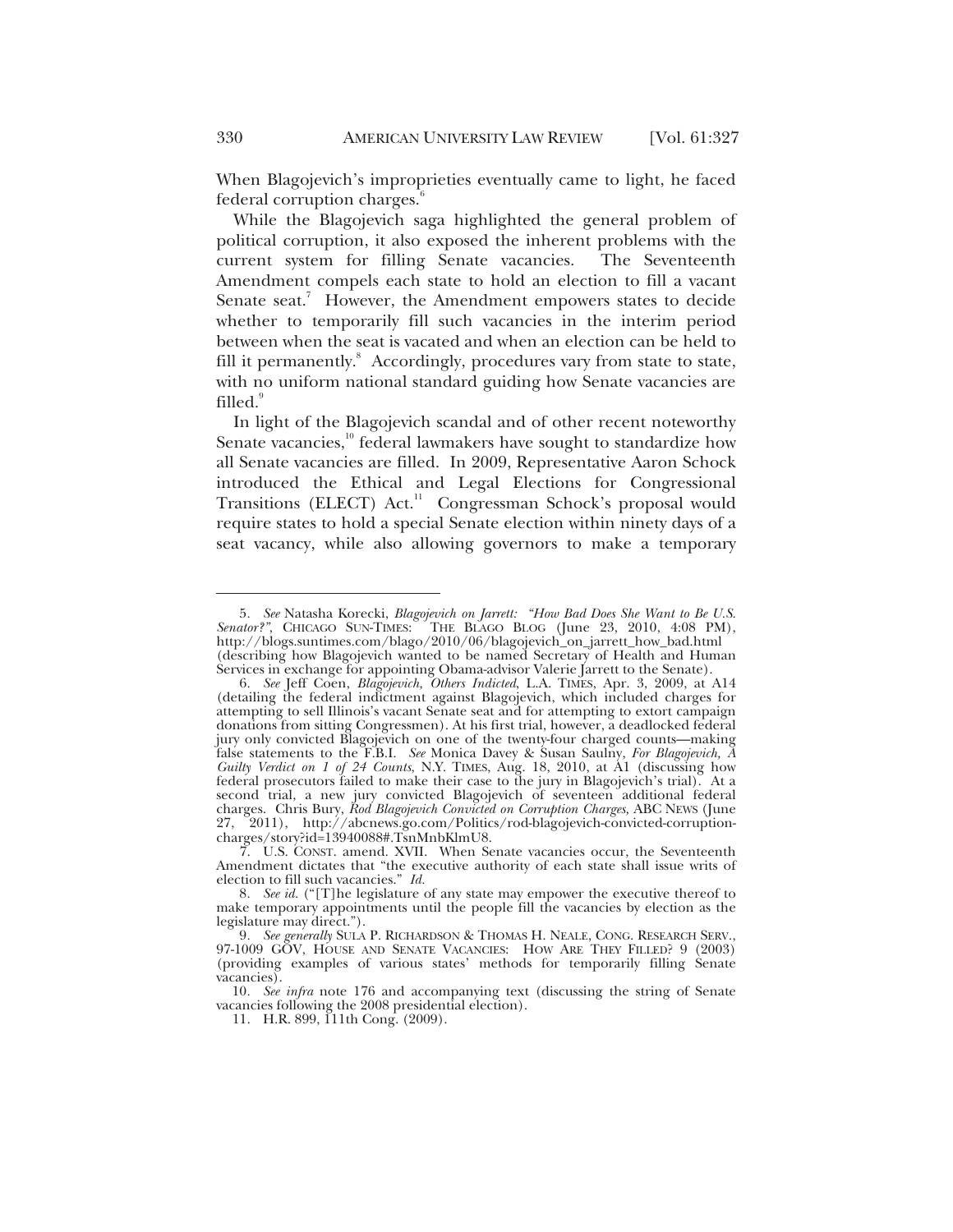When Blagojevich's improprieties eventually came to light, he faced federal corruption charges.[6]

While the Blagojevich saga highlighted the general problem of political corruption, it also exposed the inherent problems with the current system for filling Senate vacancies. The Seventeenth Amendment compels each state to hold an election to fill a vacant Senate seat.[7] However, the Amendment empowers states to decide whether to temporarily fill such vacancies in the interim period between when the seat is vacated and when an election can be held to fill it permanently.[8] Accordingly, procedures vary from state to state, with no uniform national standard guiding how Senate vacancies are filled.[9]

In light of the Blagojevich scandal and of other recent noteworthy Senate vacancies,[10] federal lawmakers have sought to standardize how all Senate vacancies are filled. In 2009, Representative Aaron Schock introduced the Ethical and Legal Elections for Congressional Transitions (ELECT) Act.[11] Congressman Schock's proposal would require states to hold a special Senate election within ninety days of a seat vacancy, while also allowing governors to make a temporary

---

5. *See* Natasha Korecki, *Blagojevich on Jarrett: "How Bad Does She Want to Be U.S. Senator?"*, CHICAGO SUN-TIMES: THE BLAGO BLOG (June 23, 2010, 4:08 PM), http://blogs.suntimes.com/blago/2010/06/blagojevich_on_jarrett_how_bad.html (describing how Blagojevich wanted to be named Secretary of Health and Human Services in exchange for appointing Obama-advisor Valerie Jarrett to the Senate).

6. *See* Jeff Coen, *Blagojevich, Others Indicted*, L.A. TIMES, Apr. 3, 2009, at A14 (detailing the federal indictment against Blagojevich, which included charges for attempting to sell Illinois's vacant Senate seat and for attempting to extort campaign donations from sitting Congressmen). At his first trial, however, a deadlocked federal jury only convicted Blagojevich on one of the twenty-four charged counts—making false statements to the F.B.I. *See* Monica Davey & Susan Saulny, *For Blagojevich, A Guilty Verdict on 1 of 24 Counts*, N.Y. TIMES, Aug. 18, 2010, at A1 (discussing how federal prosecutors failed to make their case to the jury in Blagojevich's trial). At a second trial, a new jury convicted Blagojevich of seventeen additional federal charges. Chris Bury, *Rod Blagojevich Convicted on Corruption Charges*, ABC NEWS (June 27, 2011), http://abcnews.go.com/Politics/rod-blagojevich-convicted-corruption-charges/story?id=13940088#.TsnMnbKlmU8.

7. U.S. CONST. amend. XVII. When Senate vacancies occur, the Seventeenth Amendment dictates that "the executive authority of each state shall issue writs of election to fill such vacancies." *Id.*

8. *See id.* ("[T]he legislature of any state may empower the executive thereof to make temporary appointments until the people fill the vacancies by election as the legislature may direct.").

9. *See generally* SULA P. RICHARDSON & THOMAS H. NEALE, CONG. RESEARCH SERV., 97-1009 GOV, HOUSE AND SENATE VACANCIES: HOW ARE THEY FILLED? 9 (2003) (providing examples of various states' methods for temporarily filling Senate vacancies).

10. *See infra* note 176 and accompanying text (discussing the string of Senate vacancies following the 2008 presidential election).

11. H.R. 899, 111th Cong. (2009).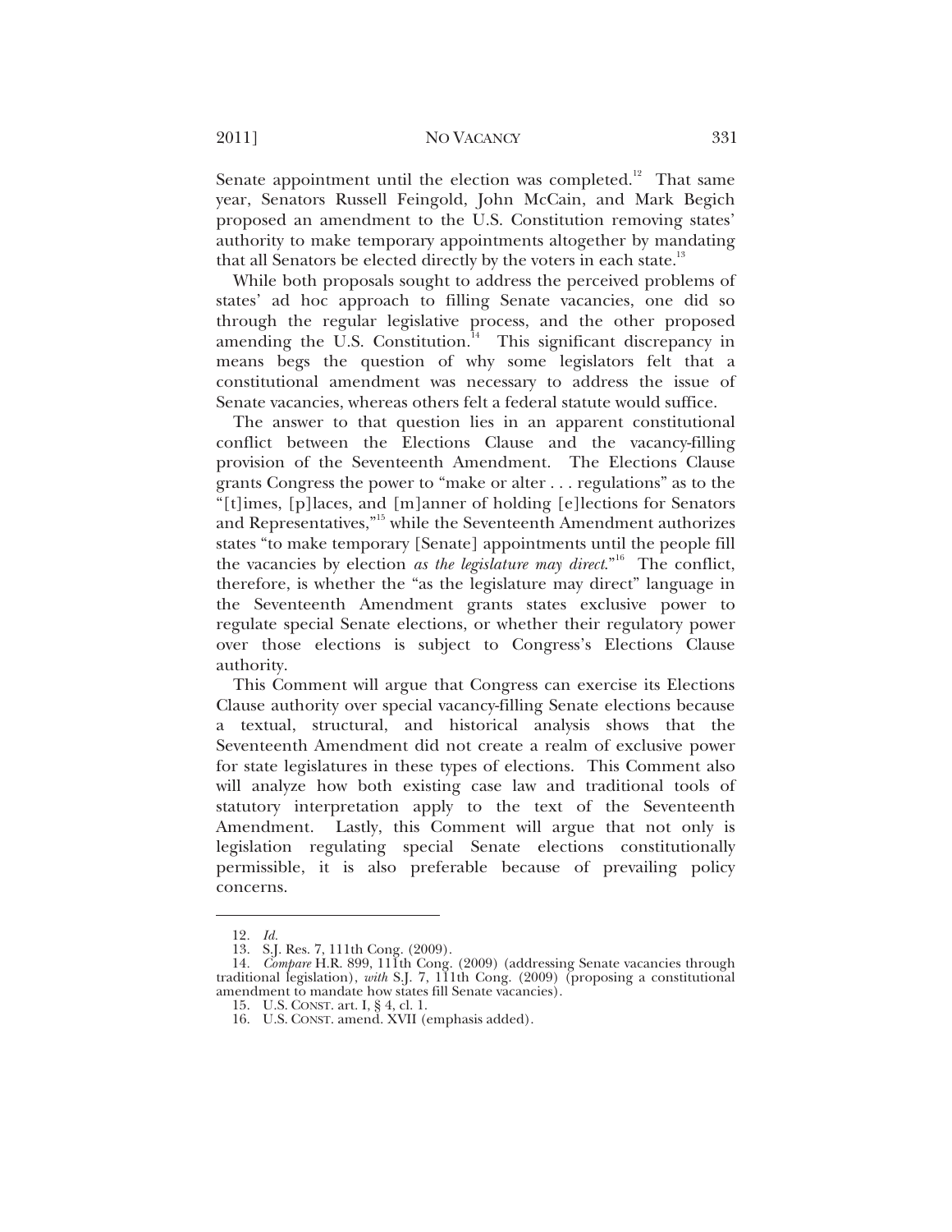Senate appointment until the election was completed.[12] That same year, Senators Russell Feingold, John McCain, and Mark Begich proposed an amendment to the U.S. Constitution removing states' authority to make temporary appointments altogether by mandating that all Senators be elected directly by the voters in each state.[13]

While both proposals sought to address the perceived problems of states' ad hoc approach to filling Senate vacancies, one did so through the regular legislative process, and the other proposed amending the U.S. Constitution.[14] This significant discrepancy in means begs the question of why some legislators felt that a constitutional amendment was necessary to address the issue of Senate vacancies, whereas others felt a federal statute would suffice.

The answer to that question lies in an apparent constitutional conflict between the Elections Clause and the vacancy-filling provision of the Seventeenth Amendment. The Elections Clause grants Congress the power to "make or alter . . . regulations" as to the "[t]imes, [p]laces, and [m]anner of holding [e]lections for Senators and Representatives,"[15] while the Seventeenth Amendment authorizes states "to make temporary [Senate] appointments until the people fill the vacancies by election *as the legislature may direct*."[16] The conflict, therefore, is whether the "as the legislature may direct" language in the Seventeenth Amendment grants states exclusive power to regulate special Senate elections, or whether their regulatory power over those elections is subject to Congress's Elections Clause authority.

This Comment will argue that Congress can exercise its Elections Clause authority over special vacancy-filling Senate elections because a textual, structural, and historical analysis shows that the Seventeenth Amendment did not create a realm of exclusive power for state legislatures in these types of elections. This Comment also will analyze how both existing case law and traditional tools of statutory interpretation apply to the text of the Seventeenth Amendment. Lastly, this Comment will argue that not only is legislation regulating special Senate elections constitutionally permissible, it is also preferable because of prevailing policy concerns.

---

12. *Id.*

13. S.J. Res. 7, 111th Cong. (2009).

14. *Compare* H.R. 899, 111th Cong. (2009) (addressing Senate vacancies through traditional legislation), *with* S.J. 7, 111th Cong. (2009) (proposing a constitutional amendment to mandate how states fill Senate vacancies).

15. U.S. CONST. art. I, § 4, cl. 1.

16. U.S. CONST. amend. XVII (emphasis added).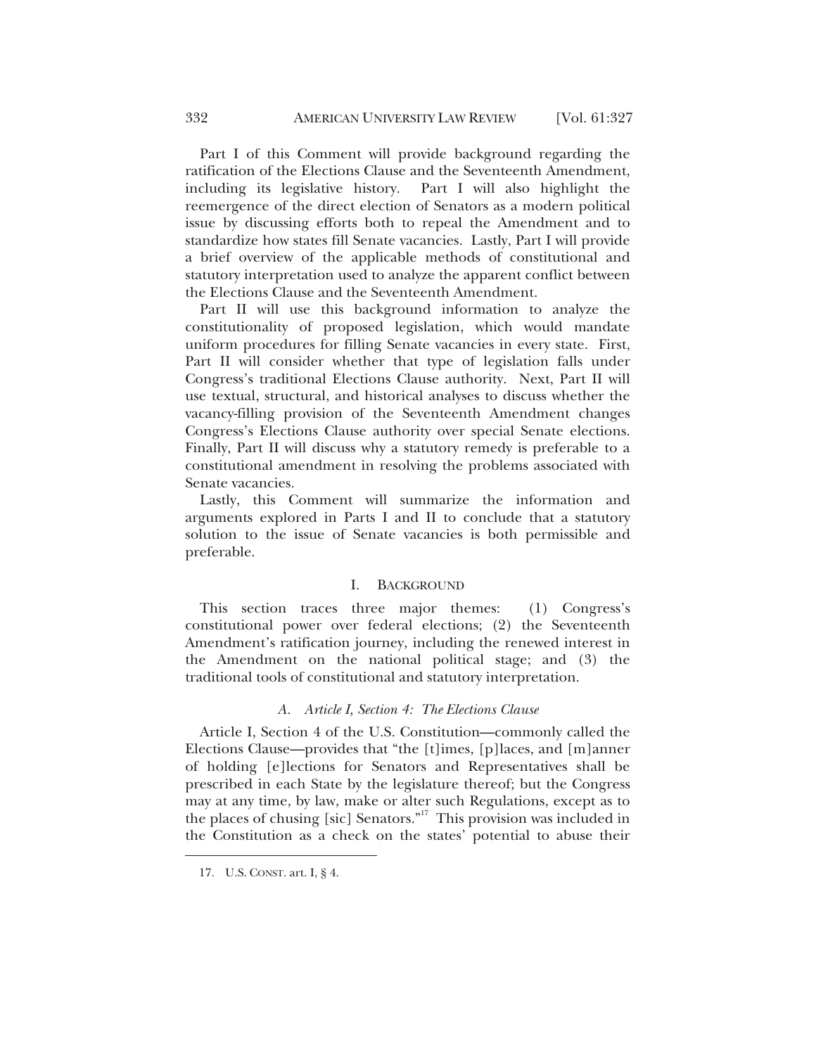Part I of this Comment will provide background regarding the ratification of the Elections Clause and the Seventeenth Amendment, including its legislative history. Part I will also highlight the reemergence of the direct election of Senators as a modern political issue by discussing efforts both to repeal the Amendment and to standardize how states fill Senate vacancies. Lastly, Part I will provide a brief overview of the applicable methods of constitutional and statutory interpretation used to analyze the apparent conflict between the Elections Clause and the Seventeenth Amendment.

Part II will use this background information to analyze the constitutionality of proposed legislation, which would mandate uniform procedures for filling Senate vacancies in every state. First, Part II will consider whether that type of legislation falls under Congress's traditional Elections Clause authority. Next, Part II will use textual, structural, and historical analyses to discuss whether the vacancy-filling provision of the Seventeenth Amendment changes Congress's Elections Clause authority over special Senate elections. Finally, Part II will discuss why a statutory remedy is preferable to a constitutional amendment in resolving the problems associated with Senate vacancies.

Lastly, this Comment will summarize the information and arguments explored in Parts I and II to conclude that a statutory solution to the issue of Senate vacancies is both permissible and preferable.

## I. BACKGROUND

This section traces three major themes: (1) Congress's constitutional power over federal elections; (2) the Seventeenth Amendment's ratification journey, including the renewed interest in the Amendment on the national political stage; and (3) the traditional tools of constitutional and statutory interpretation.

### *A. Article I, Section 4: The Elections Clause*

Article I, Section 4 of the U.S. Constitution—commonly called the Elections Clause—provides that "the [t]imes, [p]laces, and [m]anner of holding [e]lections for Senators and Representatives shall be prescribed in each State by the legislature thereof; but the Congress may at any time, by law, make or alter such Regulations, except as to the places of chusing [sic] Senators."[17] This provision was included in the Constitution as a check on the states' potential to abuse their

---

17. U.S. CONST. art. I, § 4.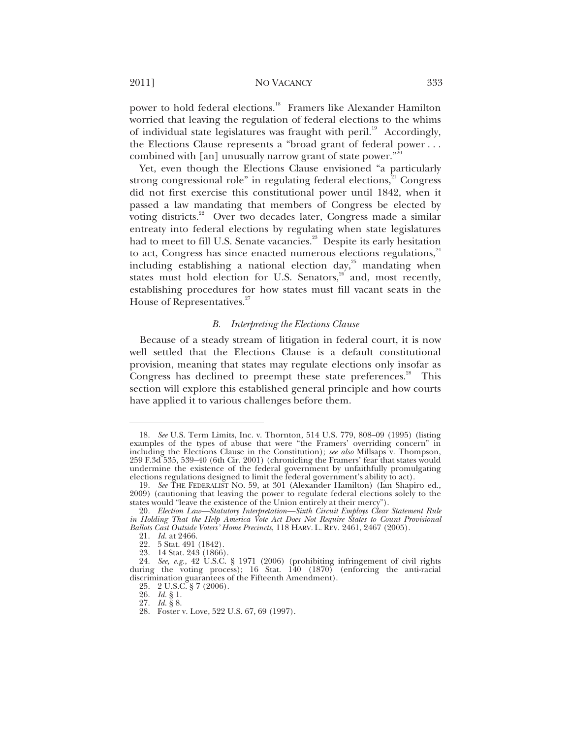power to hold federal elections.[18] Framers like Alexander Hamilton worried that leaving the regulation of federal elections to the whims of individual state legislatures was fraught with peril.[19] Accordingly, the Elections Clause represents a "broad grant of federal power . . . combined with [an] unusually narrow grant of state power."[20]

Yet, even though the Elections Clause envisioned "a particularly strong congressional role" in regulating federal elections,[21] Congress did not first exercise this constitutional power until 1842, when it passed a law mandating that members of Congress be elected by voting districts.[22] Over two decades later, Congress made a similar entreaty into federal elections by regulating when state legislatures had to meet to fill U.S. Senate vacancies.[23] Despite its early hesitation to act, Congress has since enacted numerous elections regulations,[24] including establishing a national election day,[25] mandating when states must hold election for U.S. Senators,[26] and, most recently, establishing procedures for how states must fill vacant seats in the House of Representatives.[27]

### *B. Interpreting the Elections Clause*

Because of a steady stream of litigation in federal court, it is now well settled that the Elections Clause is a default constitutional provision, meaning that states may regulate elections only insofar as Congress has declined to preempt these state preferences.[28] This section will explore this established general principle and how courts have applied it to various challenges before them.

---

18. *See* U.S. Term Limits, Inc. v. Thornton, 514 U.S. 779, 808–09 (1995) (listing examples of the types of abuse that were "the Framers' overriding concern" in including the Elections Clause in the Constitution); *see also* Millsaps v. Thompson, 259 F.3d 535, 539–40 (6th Cir. 2001) (chronicling the Framers' fear that states would undermine the existence of the federal government by unfaithfully promulgating elections regulations designed to limit the federal government's ability to act).

19. *See* THE FEDERALIST NO. 59, at 301 (Alexander Hamilton) (Ian Shapiro ed., 2009) (cautioning that leaving the power to regulate federal elections solely to the states would "leave the existence of the Union entirely at their mercy").

20. *Election Law—Statutory Interpretation—Sixth Circuit Employs Clear Statement Rule in Holding That the Help America Vote Act Does Not Require States to Count Provisional Ballots Cast Outside Voters' Home Precincts*, 118 HARV. L. REV. 2461, 2467 (2005).

21. *Id.* at 2466.

22. 5 Stat. 491 (1842).

23. 14 Stat. 243 (1866).

24. *See, e.g.*, 42 U.S.C. § 1971 (2006) (prohibiting infringement of civil rights during the voting process); 16 Stat. 140 (1870) (enforcing the anti-racial discrimination guarantees of the Fifteenth Amendment).

25. 2 U.S.C. § 7 (2006).

26. *Id.* § 1.

27. *Id.* § 8.

28. Foster v. Love, 522 U.S. 67, 69 (1997).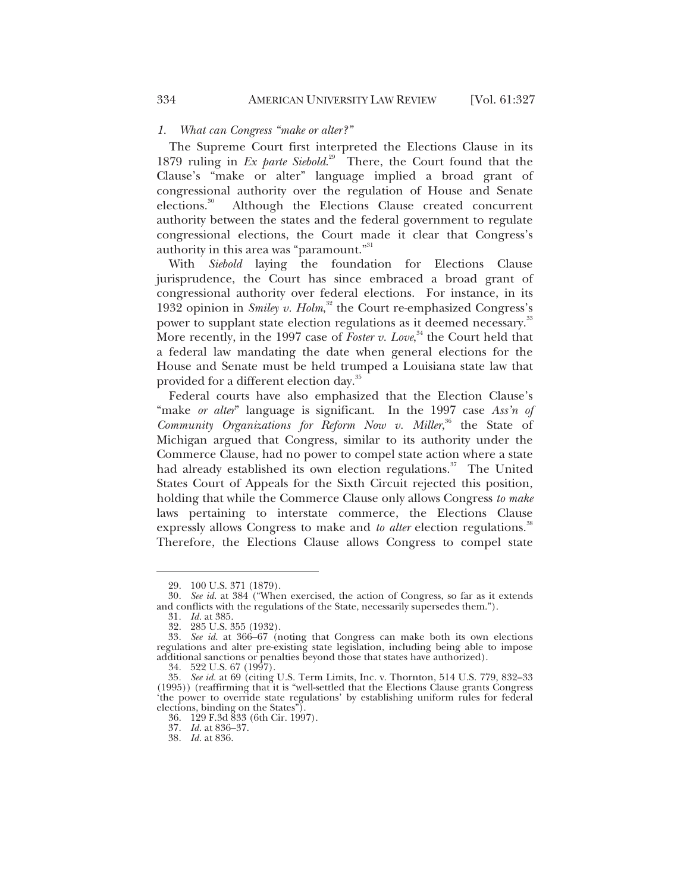### *1. What can Congress "make or alter?"*

The Supreme Court first interpreted the Elections Clause in its 1879 ruling in *Ex parte Siebold*.[29] There, the Court found that the Clause's "make or alter" language implied a broad grant of congressional authority over the regulation of House and Senate elections.[30] Although the Elections Clause created concurrent authority between the states and the federal government to regulate congressional elections, the Court made it clear that Congress's authority in this area was "paramount."[31]

With *Siebold* laying the foundation for Elections Clause jurisprudence, the Court has since embraced a broad grant of congressional authority over federal elections. For instance, in its 1932 opinion in *Smiley v. Holm*,[32] the Court re-emphasized Congress's power to supplant state election regulations as it deemed necessary.[33] More recently, in the 1997 case of *Foster v. Love*,[34] the Court held that a federal law mandating the date when general elections for the House and Senate must be held trumped a Louisiana state law that provided for a different election day.[35]

Federal courts have also emphasized that the Election Clause's "make *or alter*" language is significant. In the 1997 case *Ass'n of Community Organizations for Reform Now v. Miller*,[36] the State of Michigan argued that Congress, similar to its authority under the Commerce Clause, had no power to compel state action where a state had already established its own election regulations.[37] The United States Court of Appeals for the Sixth Circuit rejected this position, holding that while the Commerce Clause only allows Congress *to make* laws pertaining to interstate commerce, the Elections Clause expressly allows Congress to make and *to alter* election regulations.[38] Therefore, the Elections Clause allows Congress to compel state

---

29. 100 U.S. 371 (1879).

30. *See id.* at 384 ("When exercised, the action of Congress, so far as it extends and conflicts with the regulations of the State, necessarily supersedes them.").

31. *Id.* at 385.

32. 285 U.S. 355 (1932).

33. *See id.* at 366–67 (noting that Congress can make both its own elections regulations and alter pre-existing state legislation, including being able to impose additional sanctions or penalties beyond those that states have authorized).

34. 522 U.S. 67 (1997).

35. *See id.* at 69 (citing U.S. Term Limits, Inc. v. Thornton, 514 U.S. 779, 832–33 (1995)) (reaffirming that it is "well-settled that the Elections Clause grants Congress 'the power to override state regulations' by establishing uniform rules for federal elections, binding on the States").

36. 129 F.3d 833 (6th Cir. 1997).

37. *Id.* at 836–37.

38. *Id.* at 836.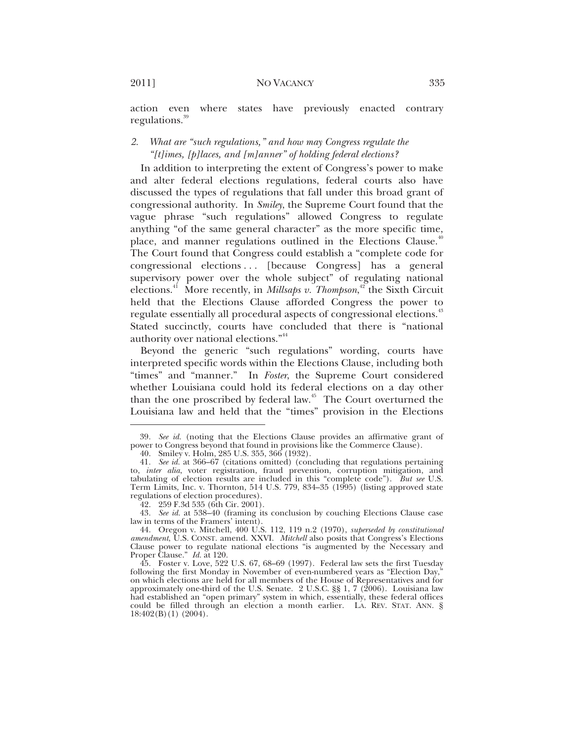action even where states have previously enacted contrary regulations.[39]

### 2. *What are "such regulations," and how may Congress regulate the "[t]imes, [p]laces, and [m]anner" of holding federal elections?*

In addition to interpreting the extent of Congress's power to make and alter federal elections regulations, federal courts also have discussed the types of regulations that fall under this broad grant of congressional authority. In *Smiley*, the Supreme Court found that the vague phrase "such regulations" allowed Congress to regulate anything "of the same general character" as the more specific time, place, and manner regulations outlined in the Elections Clause.[40] The Court found that Congress could establish a "complete code for congressional elections . . . [because Congress] has a general supervisory power over the whole subject" of regulating national elections.[41] More recently, in *Millsaps v. Thompson*,[42] the Sixth Circuit held that the Elections Clause afforded Congress the power to regulate essentially all procedural aspects of congressional elections.[43] Stated succinctly, courts have concluded that there is "national authority over national elections."[44]

Beyond the generic "such regulations" wording, courts have interpreted specific words within the Elections Clause, including both "times" and "manner." In *Foster*, the Supreme Court considered whether Louisiana could hold its federal elections on a day other than the one proscribed by federal law.[45] The Court overturned the Louisiana law and held that the "times" provision in the Elections

---

39. *See id.* (noting that the Elections Clause provides an affirmative grant of power to Congress beyond that found in provisions like the Commerce Clause).

40. Smiley v. Holm, 285 U.S. 355, 366 (1932).

41. *See id.* at 366–67 (citations omitted) (concluding that regulations pertaining to, *inter alia*, voter registration, fraud prevention, corruption mitigation, and tabulating of election results are included in this "complete code"). *But see* U.S. Term Limits, Inc. v. Thornton, 514 U.S. 779, 834–35 (1995) (listing approved state regulations of election procedures).

42. 259 F.3d 535 (6th Cir. 2001).

43. *See id.* at 538–40 (framing its conclusion by couching Elections Clause case law in terms of the Framers' intent).

44. Oregon v. Mitchell, 400 U.S. 112, 119 n.2 (1970), *superseded by constitutional amendment*, U.S. CONST. amend. XXVI. *Mitchell* also posits that Congress's Elections Clause power to regulate national elections "is augmented by the Necessary and Proper Clause." *Id.* at 120.

45. Foster v. Love, 522 U.S. 67, 68–69 (1997). Federal law sets the first Tuesday following the first Monday in November of even-numbered years as "Election Day," on which elections are held for all members of the House of Representatives and for approximately one-third of the U.S. Senate. 2 U.S.C. §§ 1, 7 (2006). Louisiana law had established an "open primary" system in which, essentially, these federal offices could be filled through an election a month earlier. LA. REV. STAT. ANN. § 18:402(B)(1) (2004).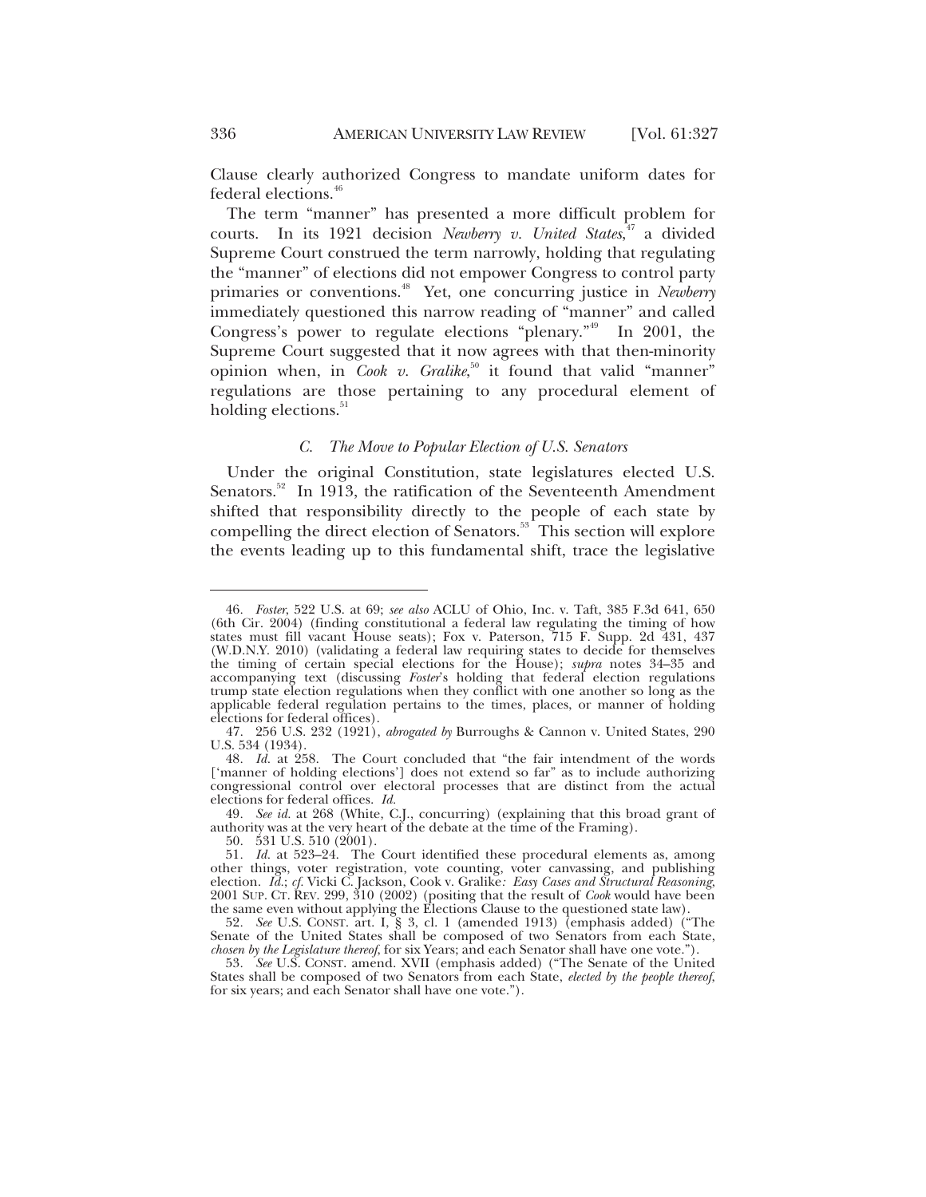Clause clearly authorized Congress to mandate uniform dates for federal elections.[46]

The term "manner" has presented a more difficult problem for courts. In its 1921 decision *Newberry v. United States*,[47] a divided Supreme Court construed the term narrowly, holding that regulating the "manner" of elections did not empower Congress to control party primaries or conventions.[48] Yet, one concurring justice in *Newberry* immediately questioned this narrow reading of "manner" and called Congress's power to regulate elections "plenary."[49] In 2001, the Supreme Court suggested that it now agrees with that then-minority opinion when, in *Cook v. Gralike*,[50] it found that valid "manner" regulations are those pertaining to any procedural element of holding elections.[51]

### *C. The Move to Popular Election of U.S. Senators*

Under the original Constitution, state legislatures elected U.S. Senators.[52] In 1913, the ratification of the Seventeenth Amendment shifted that responsibility directly to the people of each state by compelling the direct election of Senators.[53] This section will explore the events leading up to this fundamental shift, trace the legislative

---

46. *Foster*, 522 U.S. at 69; *see also* ACLU of Ohio, Inc. v. Taft, 385 F.3d 641, 650 (6th Cir. 2004) (finding constitutional a federal law regulating the timing of how states must fill vacant House seats); Fox v. Paterson, 715 F. Supp. 2d 431, 437 (W.D.N.Y. 2010) (validating a federal law requiring states to decide for themselves the timing of certain special elections for the House); *supra* notes 34–35 and accompanying text (discussing *Foster*'s holding that federal election regulations trump state election regulations when they conflict with one another so long as the applicable federal regulation pertains to the times, places, or manner of holding elections for federal offices).

47. 256 U.S. 232 (1921), *abrogated by* Burroughs & Cannon v. United States, 290 U.S. 534 (1934).

48. *Id.* at 258. The Court concluded that "the fair intendment of the words ['manner of holding elections'] does not extend so far" as to include authorizing congressional control over electoral processes that are distinct from the actual elections for federal offices. *Id.*

49. *See id.* at 268 (White, C.J., concurring) (explaining that this broad grant of authority was at the very heart of the debate at the time of the Framing).

50. 531 U.S. 510 (2001).

51. *Id.* at 523–24. The Court identified these procedural elements as, among other things, voter registration, vote counting, voter canvassing, and publishing election. *Id.*; *cf.* Vicki C. Jackson, Cook v. Gralike*: Easy Cases and Structural Reasoning*, 2001 SUP. CT. REV. 299, 310 (2002) (positing that the result of *Cook* would have been the same even without applying the Elections Clause to the questioned state law).

52. *See* U.S. CONST. art. I, § 3, cl. 1 (amended 1913) (emphasis added) ("The Senate of the United States shall be composed of two Senators from each State, *chosen by the Legislature thereof*, for six Years; and each Senator shall have one vote.").

53. *See* U.S. CONST. amend. XVII (emphasis added) ("The Senate of the United States shall be composed of two Senators from each State, *elected by the people thereof*, for six years; and each Senator shall have one vote.").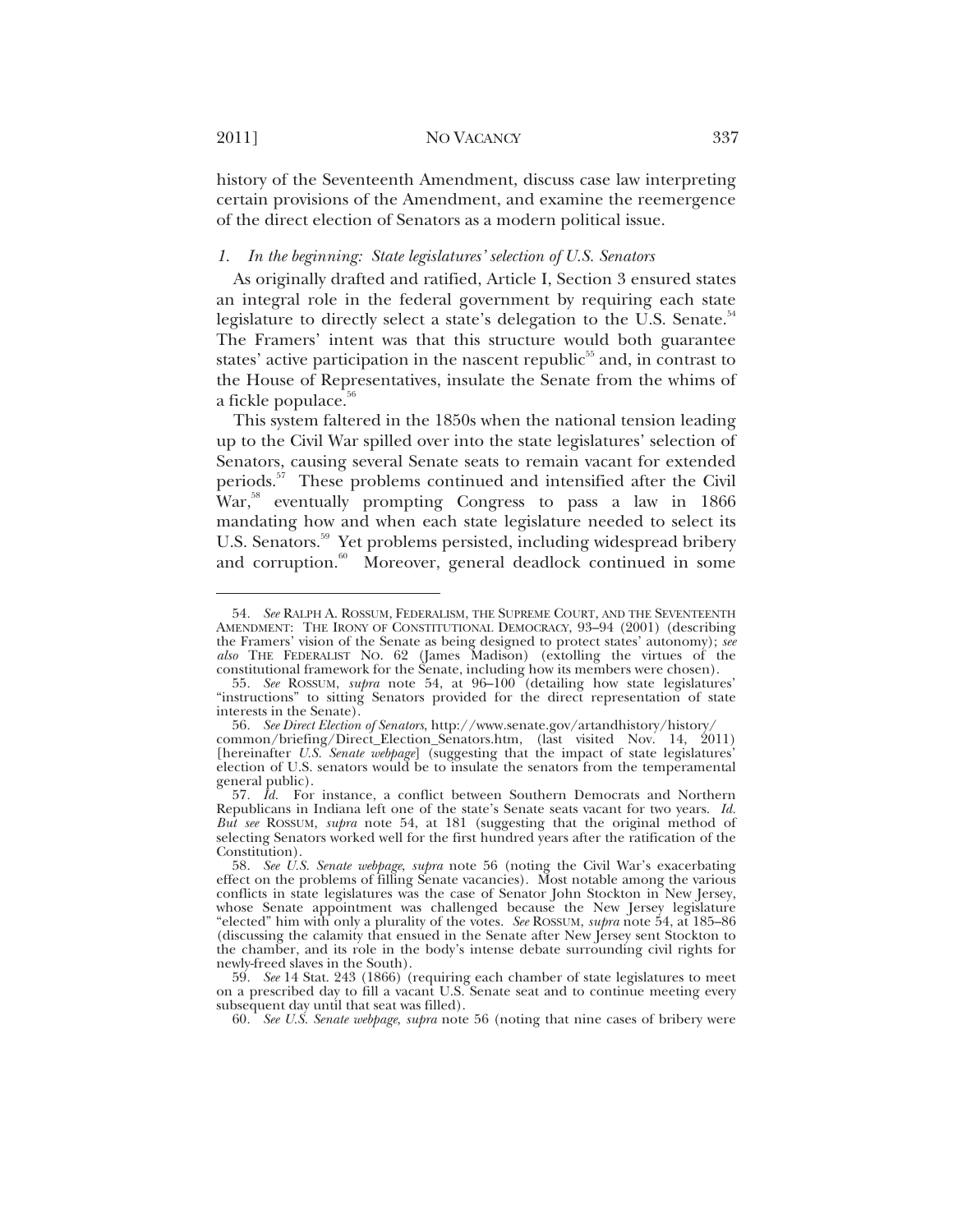history of the Seventeenth Amendment, discuss case law interpreting certain provisions of the Amendment, and examine the reemergence of the direct election of Senators as a modern political issue.

#### *1. In the beginning: State legislatures' selection of U.S. Senators*

As originally drafted and ratified, Article I, Section 3 ensured states an integral role in the federal government by requiring each state legislature to directly select a state's delegation to the U.S. Senate.[54] The Framers' intent was that this structure would both guarantee states' active participation in the nascent republic[55] and, in contrast to the House of Representatives, insulate the Senate from the whims of a fickle populace.[56]

This system faltered in the 1850s when the national tension leading up to the Civil War spilled over into the state legislatures' selection of Senators, causing several Senate seats to remain vacant for extended periods.[57] These problems continued and intensified after the Civil War,[58] eventually prompting Congress to pass a law in 1866 mandating how and when each state legislature needed to select its U.S. Senators.[59] Yet problems persisted, including widespread bribery and corruption.[60] Moreover, general deadlock continued in some

---

54. *See* RALPH A. ROSSUM, FEDERALISM, THE SUPREME COURT, AND THE SEVENTEENTH AMENDMENT: THE IRONY OF CONSTITUTIONAL DEMOCRACY, 93–94 (2001) (describing the Framers' vision of the Senate as being designed to protect states' autonomy); *see also* THE FEDERALIST NO. 62 (James Madison) (extolling the virtues of the constitutional framework for the Senate, including how its members were chosen).

55. *See* ROSSUM, *supra* note 54, at 96–100 (detailing how state legislatures' "instructions" to sitting Senators provided for the direct representation of state interests in the Senate).

56. *See Direct Election of Senators*, http://www.senate.gov/artandhistory/history/common/briefing/Direct_Election_Senators.htm, (last visited Nov. 14, 2011) [hereinafter *U.S. Senate webpage*] (suggesting that the impact of state legislatures' election of U.S. senators would be to insulate the senators from the temperamental general public).

57. *Id.* For instance, a conflict between Southern Democrats and Northern Republicans in Indiana left one of the state's Senate seats vacant for two years. *Id. But see* ROSSUM, *supra* note 54, at 181 (suggesting that the original method of selecting Senators worked well for the first hundred years after the ratification of the Constitution).

58. *See U.S. Senate webpage*, *supra* note 56 (noting the Civil War's exacerbating effect on the problems of filling Senate vacancies). Most notable among the various conflicts in state legislatures was the case of Senator John Stockton in New Jersey, whose Senate appointment was challenged because the New Jersey legislature "elected" him with only a plurality of the votes. *See* ROSSUM, *supra* note 54, at 185–86 (discussing the calamity that ensued in the Senate after New Jersey sent Stockton to the chamber, and its role in the body's intense debate surrounding civil rights for newly-freed slaves in the South).

59. *See* 14 Stat. 243 (1866) (requiring each chamber of state legislatures to meet on a prescribed day to fill a vacant U.S. Senate seat and to continue meeting every subsequent day until that seat was filled).

60. *See U.S. Senate webpage*, *supra* note 56 (noting that nine cases of bribery were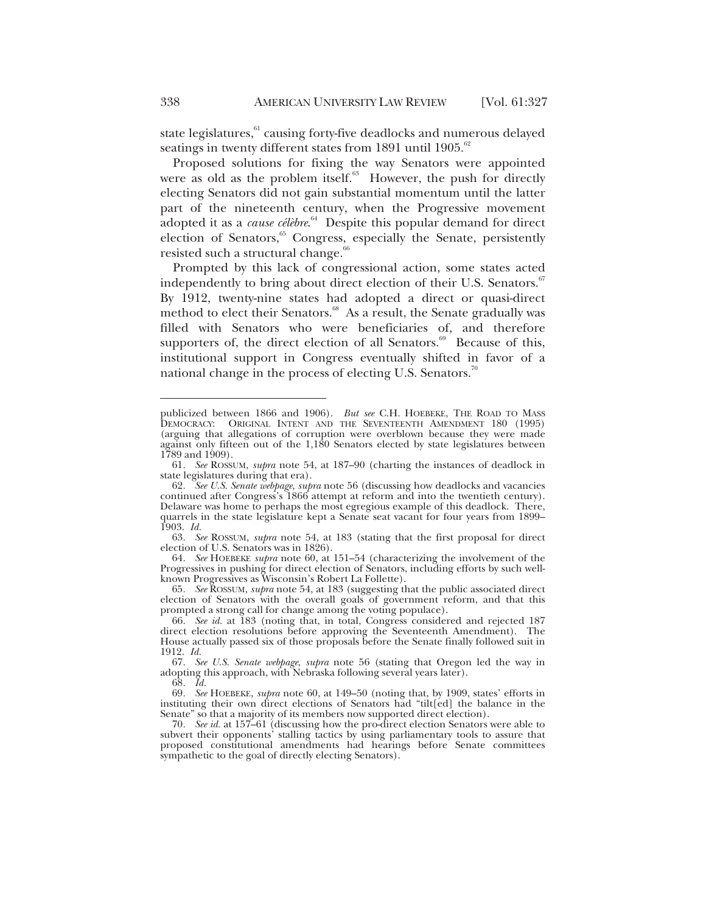state legislatures,[61] causing forty-five deadlocks and numerous delayed seatings in twenty different states from 1891 until 1905.[62]

Proposed solutions for fixing the way Senators were appointed were as old as the problem itself.[63] However, the push for directly electing Senators did not gain substantial momentum until the latter part of the nineteenth century, when the Progressive movement adopted it as a *cause célèbre*.[64] Despite this popular demand for direct election of Senators,[65] Congress, especially the Senate, persistently resisted such a structural change.[66]

Prompted by this lack of congressional action, some states acted independently to bring about direct election of their U.S. Senators.[67] By 1912, twenty-nine states had adopted a direct or quasi-direct method to elect their Senators.[68] As a result, the Senate gradually was filled with Senators who were beneficiaries of, and therefore supporters of, the direct election of all Senators.[69] Because of this, institutional support in Congress eventually shifted in favor of a national change in the process of electing U.S. Senators.[70]

---

publicized between 1866 and 1906). *But see* C.H. HOEBEKE, THE ROAD TO MASS DEMOCRACY: ORIGINAL INTENT AND THE SEVENTEENTH AMENDMENT 180 (1995) (arguing that allegations of corruption were overblown because they were made against only fifteen out of the 1,180 Senators elected by state legislatures between 1789 and 1909).

61. *See* ROSSUM, *supra* note 54, at 187–90 (charting the instances of deadlock in state legislatures during that era).

62. *See U.S. Senate webpage*, *supra* note 56 (discussing how deadlocks and vacancies continued after Congress's 1866 attempt at reform and into the twentieth century). Delaware was home to perhaps the most egregious example of this deadlock. There, quarrels in the state legislature kept a Senate seat vacant for four years from 1899–1903. *Id.*

63. *See* ROSSUM, *supra* note 54, at 183 (stating that the first proposal for direct election of U.S. Senators was in 1826).

64. *See* HOEBEKE *supra* note 60, at 151–54 (characterizing the involvement of the Progressives in pushing for direct election of Senators, including efforts by such well-known Progressives as Wisconsin's Robert La Follette).

65. *See* ROSSUM, *supra* note 54, at 183 (suggesting that the public associated direct election of Senators with the overall goals of government reform, and that this prompted a strong call for change among the voting populace).

66. *See id.* at 183 (noting that, in total, Congress considered and rejected 187 direct election resolutions before approving the Seventeenth Amendment). The House actually passed six of those proposals before the Senate finally followed suit in 1912. *Id.*

67. *See U.S. Senate webpage*, *supra* note 56 (stating that Oregon led the way in adopting this approach, with Nebraska following several years later).

68. *Id.*

69. *See* HOEBEKE, *supra* note 60, at 149–50 (noting that, by 1909, states' efforts in instituting their own direct elections of Senators had "tilt[ed] the balance in the Senate" so that a majority of its members now supported direct election).

70. *See id.* at 157–61 (discussing how the pro-direct election Senators were able to subvert their opponents' stalling tactics by using parliamentary tools to assure that proposed constitutional amendments had hearings before Senate committees sympathetic to the goal of directly electing Senators).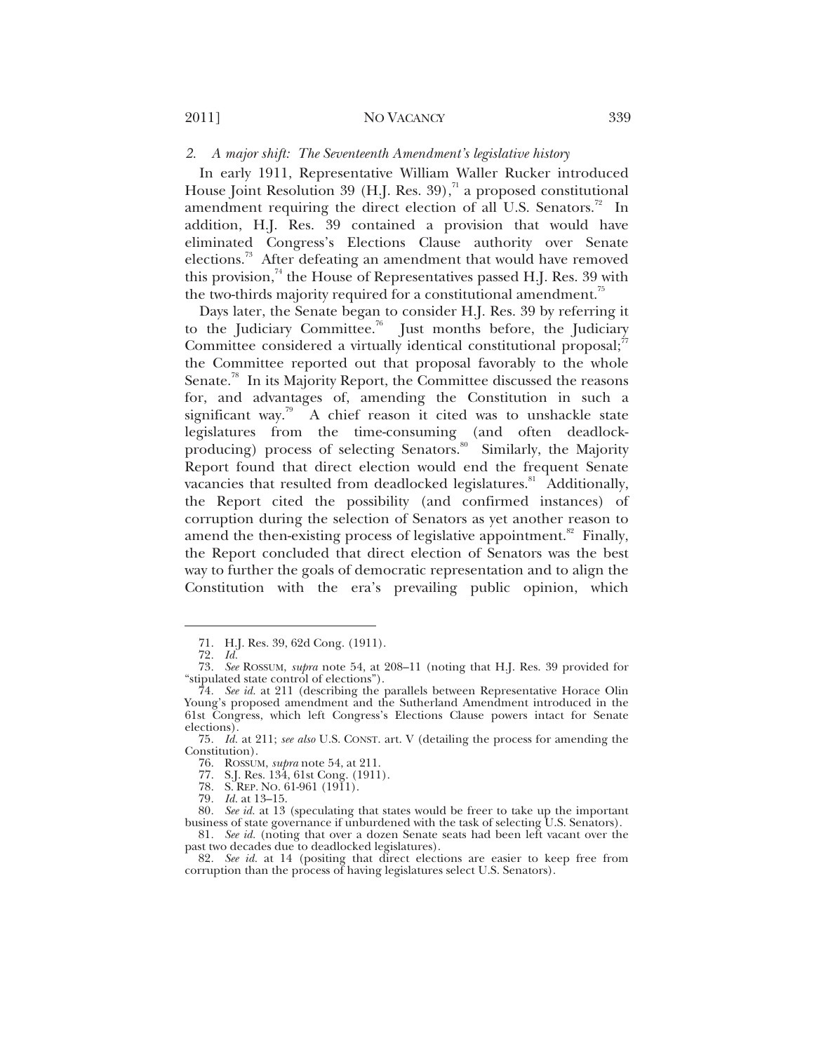### *2. A major shift: The Seventeenth Amendment's legislative history*

In early 1911, Representative William Waller Rucker introduced House Joint Resolution 39 (H.J. Res. 39),[71] a proposed constitutional amendment requiring the direct election of all U.S. Senators.[72] In addition, H.J. Res. 39 contained a provision that would have eliminated Congress's Elections Clause authority over Senate elections.[73] After defeating an amendment that would have removed this provision,[74] the House of Representatives passed H.J. Res. 39 with the two-thirds majority required for a constitutional amendment.[75]

Days later, the Senate began to consider H.J. Res. 39 by referring it to the Judiciary Committee.[76] Just months before, the Judiciary Committee considered a virtually identical constitutional proposal;[77] the Committee reported out that proposal favorably to the whole Senate.[78] In its Majority Report, the Committee discussed the reasons for, and advantages of, amending the Constitution in such a significant way.[79] A chief reason it cited was to unshackle state legislatures from the time-consuming (and often deadlock-producing) process of selecting Senators.[80] Similarly, the Majority Report found that direct election would end the frequent Senate vacancies that resulted from deadlocked legislatures.[81] Additionally, the Report cited the possibility (and confirmed instances) of corruption during the selection of Senators as yet another reason to amend the then-existing process of legislative appointment.[82] Finally, the Report concluded that direct election of Senators was the best way to further the goals of democratic representation and to align the Constitution with the era's prevailing public opinion, which

---

71. H.J. Res. 39, 62d Cong. (1911).

72. *Id.*

73. *See* ROSSUM, *supra* note 54, at 208–11 (noting that H.J. Res. 39 provided for "stipulated state control of elections").

74. *See id.* at 211 (describing the parallels between Representative Horace Olin Young's proposed amendment and the Sutherland Amendment introduced in the 61st Congress, which left Congress's Elections Clause powers intact for Senate elections).

75. *Id.* at 211; *see also* U.S. CONST. art. V (detailing the process for amending the Constitution).

76. ROSSUM, *supra* note 54, at 211.

77. S.J. Res. 134, 61st Cong. (1911).

78. S. REP. NO. 61-961 (1911).

79. *Id.* at 13–15.

80. *See id.* at 13 (speculating that states would be freer to take up the important business of state governance if unburdened with the task of selecting U.S. Senators).

81. *See id.* (noting that over a dozen Senate seats had been left vacant over the past two decades due to deadlocked legislatures).

82. *See id.* at 14 (positing that direct elections are easier to keep free from corruption than the process of having legislatures select U.S. Senators).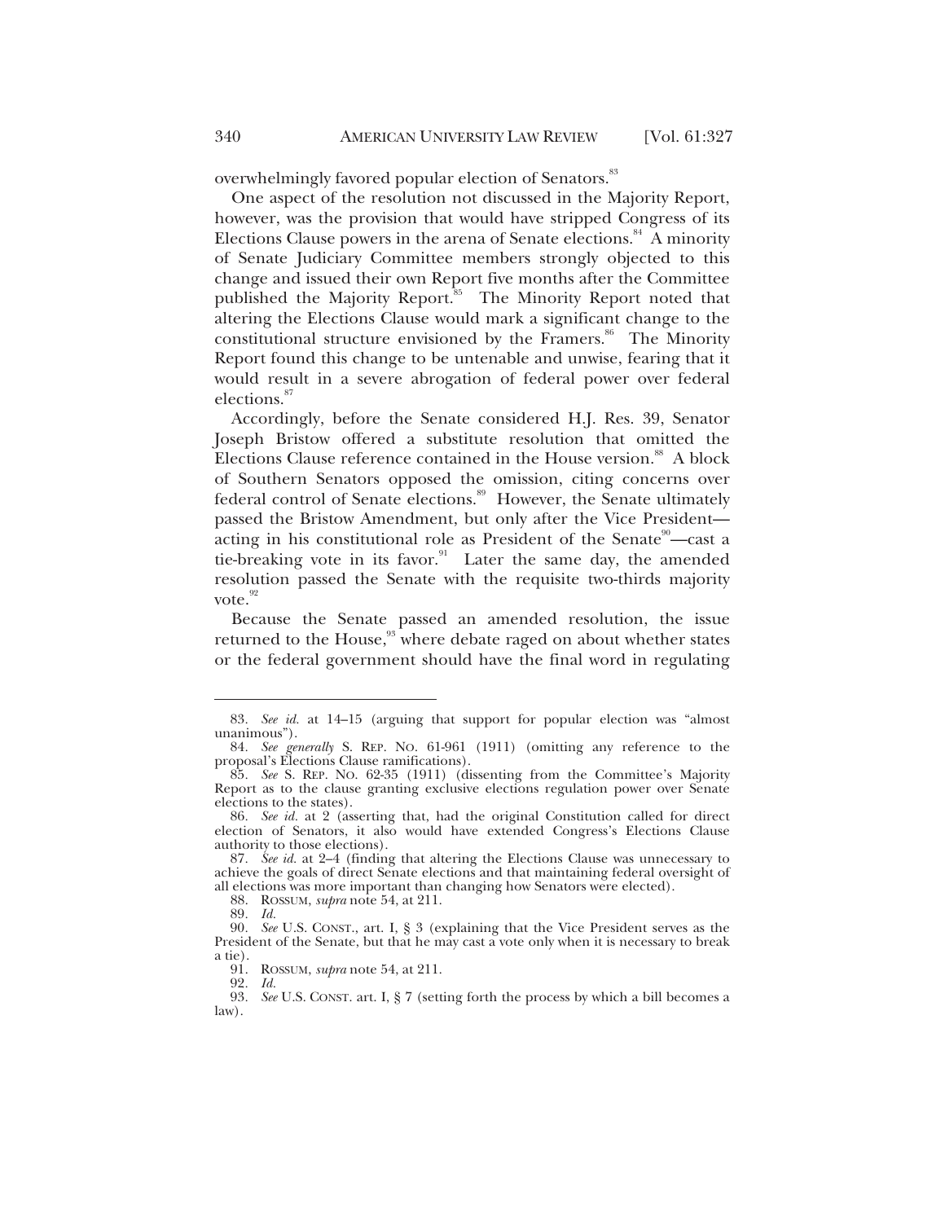overwhelmingly favored popular election of Senators.[83]

One aspect of the resolution not discussed in the Majority Report, however, was the provision that would have stripped Congress of its Elections Clause powers in the arena of Senate elections.[84] A minority of Senate Judiciary Committee members strongly objected to this change and issued their own Report five months after the Committee published the Majority Report.[85] The Minority Report noted that altering the Elections Clause would mark a significant change to the constitutional structure envisioned by the Framers.[86] The Minority Report found this change to be untenable and unwise, fearing that it would result in a severe abrogation of federal power over federal elections.[87]

Accordingly, before the Senate considered H.J. Res. 39, Senator Joseph Bristow offered a substitute resolution that omitted the Elections Clause reference contained in the House version.[88] A block of Southern Senators opposed the omission, citing concerns over federal control of Senate elections.[89] However, the Senate ultimately passed the Bristow Amendment, but only after the Vice President—acting in his constitutional role as President of the Senate[90]—cast a tie-breaking vote in its favor.[91] Later the same day, the amended resolution passed the Senate with the requisite two-thirds majority vote.[92]

Because the Senate passed an amended resolution, the issue returned to the House,[93] where debate raged on about whether states or the federal government should have the final word in regulating

---

83. *See id.* at 14–15 (arguing that support for popular election was "almost unanimous").

84. *See generally* S. REP. NO. 61-961 (1911) (omitting any reference to the proposal's Elections Clause ramifications).

85. *See* S. REP. NO. 62-35 (1911) (dissenting from the Committee's Majority Report as to the clause granting exclusive elections regulation power over Senate elections to the states).

86. *See id.* at 2 (asserting that, had the original Constitution called for direct election of Senators, it also would have extended Congress's Elections Clause authority to those elections).

87. *See id.* at 2–4 (finding that altering the Elections Clause was unnecessary to achieve the goals of direct Senate elections and that maintaining federal oversight of all elections was more important than changing how Senators were elected).

88. ROSSUM, *supra* note 54, at 211.

89. *Id.*

90. *See* U.S. CONST., art. I, § 3 (explaining that the Vice President serves as the President of the Senate, but that he may cast a vote only when it is necessary to break a tie).

91. ROSSUM, *supra* note 54, at 211.

92. *Id.*

93. *See* U.S. CONST. art. I, § 7 (setting forth the process by which a bill becomes a law).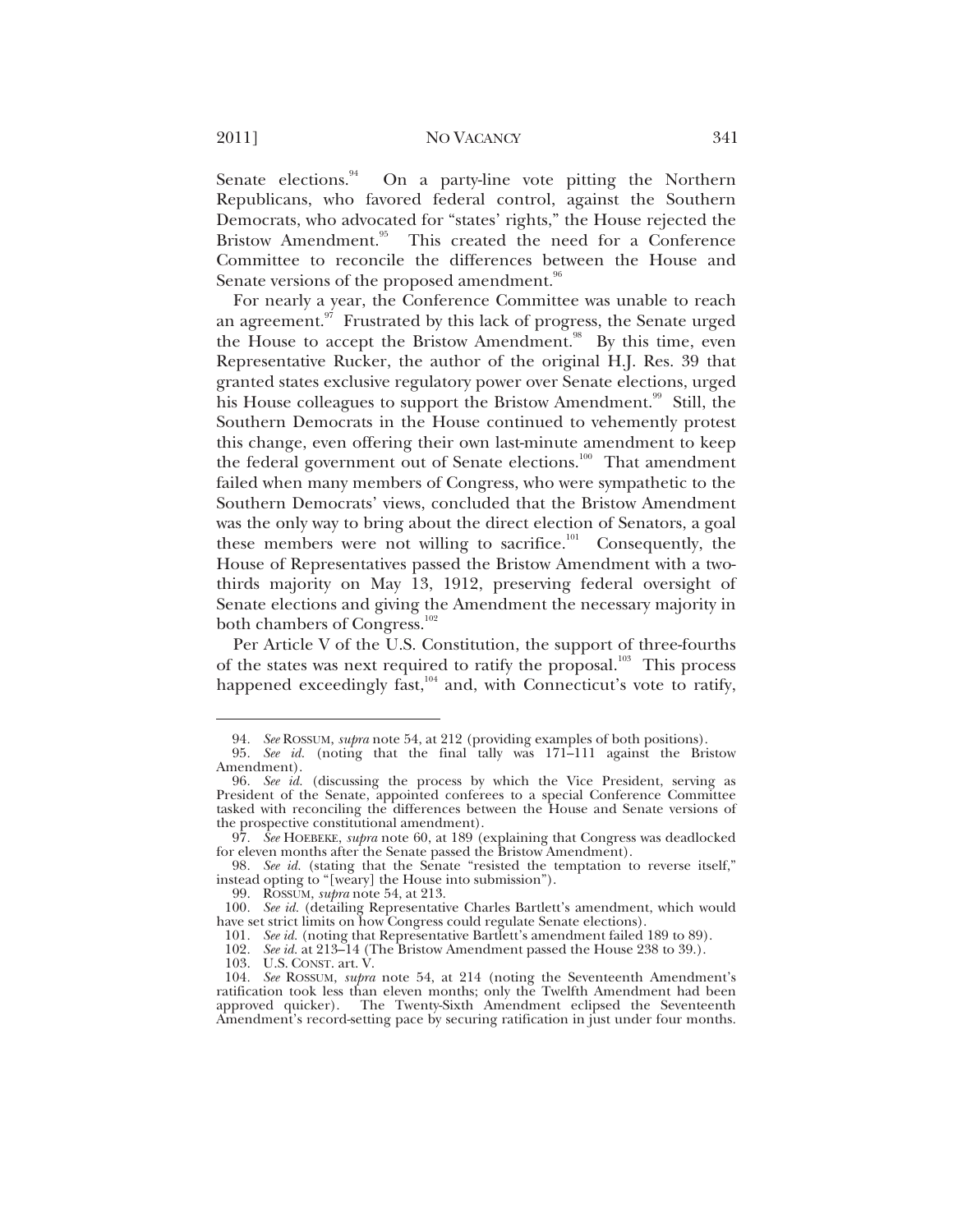Senate elections.[94] On a party-line vote pitting the Northern Republicans, who favored federal control, against the Southern Democrats, who advocated for "states' rights," the House rejected the Bristow Amendment.[95] This created the need for a Conference Committee to reconcile the differences between the House and Senate versions of the proposed amendment.[96]

For nearly a year, the Conference Committee was unable to reach an agreement.[97] Frustrated by this lack of progress, the Senate urged the House to accept the Bristow Amendment.[98] By this time, even Representative Rucker, the author of the original H.J. Res. 39 that granted states exclusive regulatory power over Senate elections, urged his House colleagues to support the Bristow Amendment.[99] Still, the Southern Democrats in the House continued to vehemently protest this change, even offering their own last-minute amendment to keep the federal government out of Senate elections.[100] That amendment failed when many members of Congress, who were sympathetic to the Southern Democrats' views, concluded that the Bristow Amendment was the only way to bring about the direct election of Senators, a goal these members were not willing to sacrifice.[101] Consequently, the House of Representatives passed the Bristow Amendment with a two-thirds majority on May 13, 1912, preserving federal oversight of Senate elections and giving the Amendment the necessary majority in both chambers of Congress.[102]

Per Article V of the U.S. Constitution, the support of three-fourths of the states was next required to ratify the proposal.[103] This process happened exceedingly fast,[104] and, with Connecticut's vote to ratify,

---

94. *See* ROSSUM, *supra* note 54, at 212 (providing examples of both positions).

95. *See id.* (noting that the final tally was 171–111 against the Bristow Amendment).

96. *See id.* (discussing the process by which the Vice President, serving as President of the Senate, appointed conferees to a special Conference Committee tasked with reconciling the differences between the House and Senate versions of the prospective constitutional amendment).

97. *See* HOEBEKE, *supra* note 60, at 189 (explaining that Congress was deadlocked for eleven months after the Senate passed the Bristow Amendment).

98. *See id.* (stating that the Senate "resisted the temptation to reverse itself," instead opting to "[weary] the House into submission").

99. ROSSUM, *supra* note 54, at 213.

100. *See id.* (detailing Representative Charles Bartlett's amendment, which would have set strict limits on how Congress could regulate Senate elections).

101. *See id.* (noting that Representative Bartlett's amendment failed 189 to 89).

102. *See id.* at 213–14 (The Bristow Amendment passed the House 238 to 39.).

103. U.S. CONST. art. V.

104. *See* ROSSUM, *supra* note 54, at 214 (noting the Seventeenth Amendment's ratification took less than eleven months; only the Twelfth Amendment had been approved quicker). The Twenty-Sixth Amendment eclipsed the Seventeenth Amendment's record-setting pace by securing ratification in just under four months.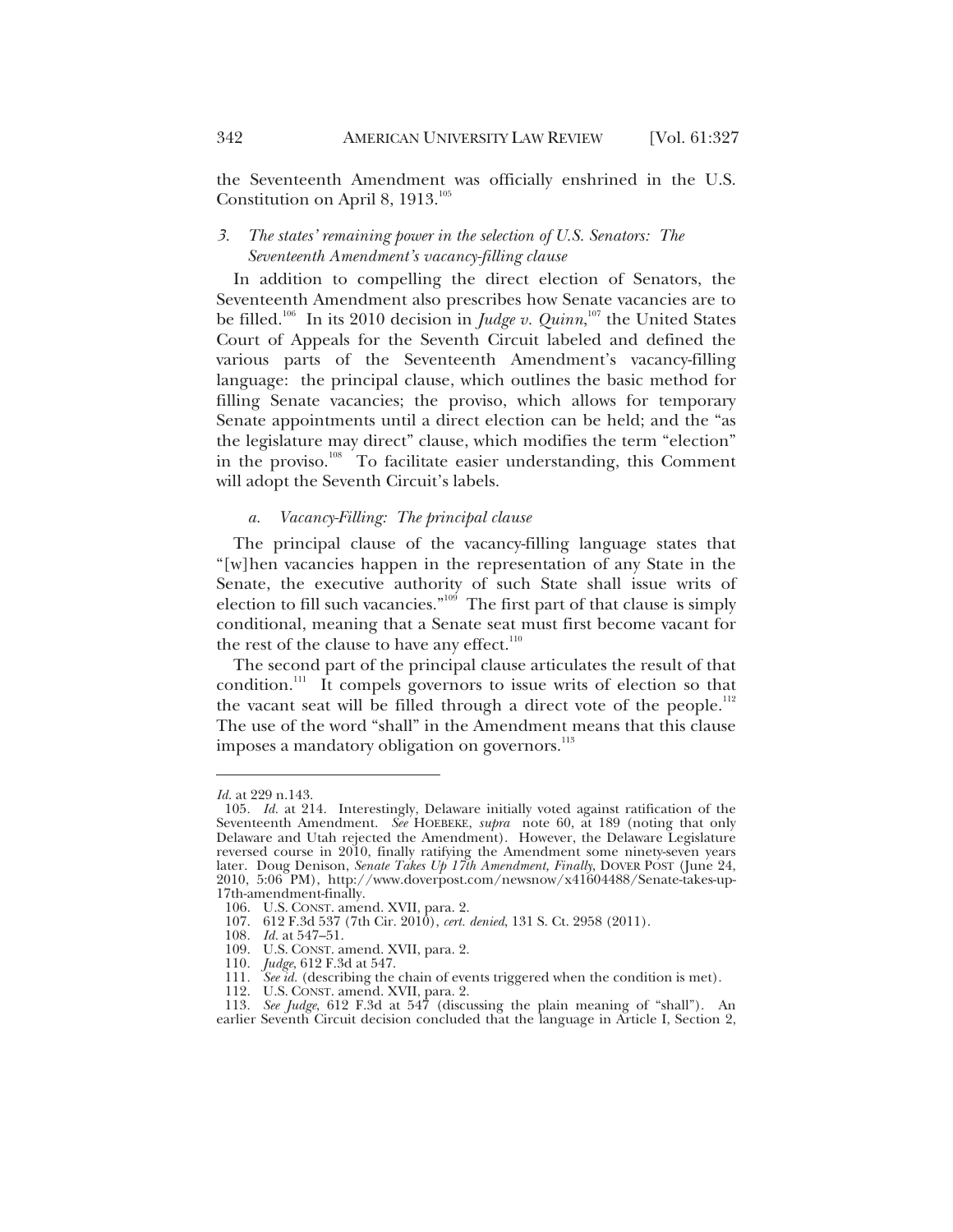the Seventeenth Amendment was officially enshrined in the U.S. Constitution on April 8, 1913.[105]

### *3. The states' remaining power in the selection of U.S. Senators: The Seventeenth Amendment's vacancy-filling clause*

In addition to compelling the direct election of Senators, the Seventeenth Amendment also prescribes how Senate vacancies are to be filled.[106] In its 2010 decision in *Judge v. Quinn*,[107] the United States Court of Appeals for the Seventh Circuit labeled and defined the various parts of the Seventeenth Amendment's vacancy-filling language: the principal clause, which outlines the basic method for filling Senate vacancies; the proviso, which allows for temporary Senate appointments until a direct election can be held; and the "as the legislature may direct" clause, which modifies the term "election" in the proviso.[108] To facilitate easier understanding, this Comment will adopt the Seventh Circuit's labels.

#### *a. Vacancy-Filling: The principal clause*

The principal clause of the vacancy-filling language states that "[w]hen vacancies happen in the representation of any State in the Senate, the executive authority of such State shall issue writs of election to fill such vacancies."[109] The first part of that clause is simply conditional, meaning that a Senate seat must first become vacant for the rest of the clause to have any effect.[110]

The second part of the principal clause articulates the result of that condition.[111] It compels governors to issue writs of election so that the vacant seat will be filled through a direct vote of the people.[112] The use of the word "shall" in the Amendment means that this clause imposes a mandatory obligation on governors.[113]

---

*Id.* at 229 n.143.

105. *Id.* at 214. Interestingly, Delaware initially voted against ratification of the Seventeenth Amendment. *See* HOEBEKE, *supra* note 60, at 189 (noting that only Delaware and Utah rejected the Amendment). However, the Delaware Legislature reversed course in 2010, finally ratifying the Amendment some ninety-seven years later. Doug Denison, *Senate Takes Up 17th Amendment, Finally*, DOVER POST (June 24, 2010, 5:06 PM), http://www.doverpost.com/newsnow/x41604488/Senate-takes-up-17th-amendment-finally.

106. U.S. CONST. amend. XVII, para. 2.

107. 612 F.3d 537 (7th Cir. 2010), *cert. denied*, 131 S. Ct. 2958 (2011).

108. *Id.* at 547–51.

109. U.S. CONST. amend. XVII, para. 2.

110. *Judge*, 612 F.3d at 547.

111. *See id.* (describing the chain of events triggered when the condition is met).

112. U.S. CONST. amend. XVII, para. 2.

113. *See Judge*, 612 F.3d at 547 (discussing the plain meaning of "shall"). An earlier Seventh Circuit decision concluded that the language in Article I, Section 2,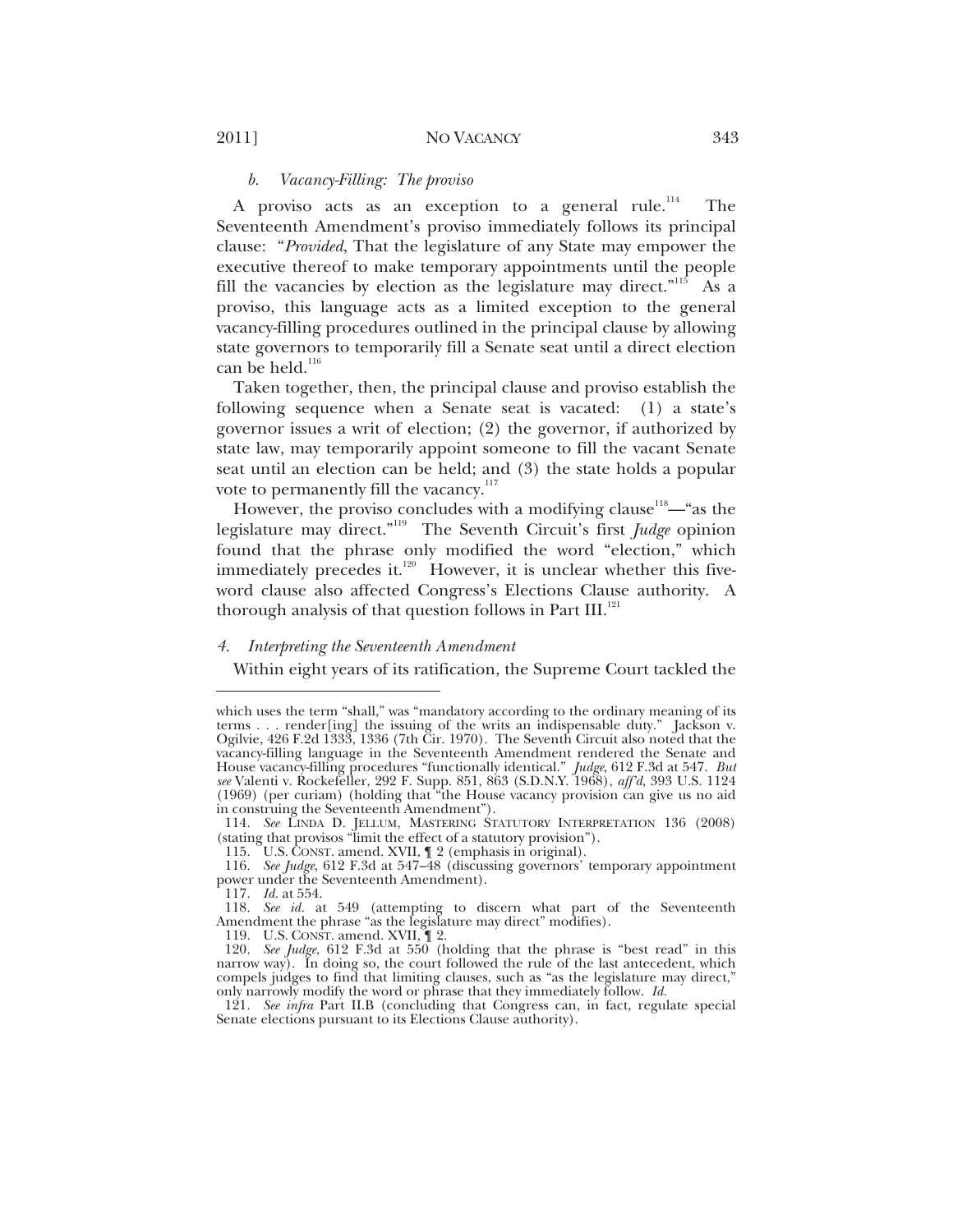#### *b. Vacancy-Filling: The proviso*

A proviso acts as an exception to a general rule.[114] The Seventeenth Amendment's proviso immediately follows its principal clause: "*Provided*, That the legislature of any State may empower the executive thereof to make temporary appointments until the people fill the vacancies by election as the legislature may direct."[115] As a proviso, this language acts as a limited exception to the general vacancy-filling procedures outlined in the principal clause by allowing state governors to temporarily fill a Senate seat until a direct election can be held.[116]

Taken together, then, the principal clause and proviso establish the following sequence when a Senate seat is vacated: (1) a state's governor issues a writ of election; (2) the governor, if authorized by state law, may temporarily appoint someone to fill the vacant Senate seat until an election can be held; and (3) the state holds a popular vote to permanently fill the vacancy.[117]

However, the proviso concludes with a modifying clause[118]—"as the legislature may direct."[119] The Seventh Circuit's first *Judge* opinion found that the phrase only modified the word "election," which immediately precedes it.[120] However, it is unclear whether this five-word clause also affected Congress's Elections Clause authority. A thorough analysis of that question follows in Part III.[121]

### *4. Interpreting the Seventeenth Amendment*

Within eight years of its ratification, the Supreme Court tackled the

---

which uses the term "shall," was "mandatory according to the ordinary meaning of its terms . . . render[ing] the issuing of the writs an indispensable duty." Jackson v. Ogilvie, 426 F.2d 1333, 1336 (7th Cir. 1970). The Seventh Circuit also noted that the vacancy-filling language in the Seventeenth Amendment rendered the Senate and House vacancy-filling procedures "functionally identical." *Judge*, 612 F.3d at 547. *But see* Valenti v. Rockefeller, 292 F. Supp. 851, 863 (S.D.N.Y. 1968), *aff'd*, 393 U.S. 1124 (1969) (per curiam) (holding that "the House vacancy provision can give us no aid in construing the Seventeenth Amendment").

114. *See* LINDA D. JELLUM, MASTERING STATUTORY INTERPRETATION 136 (2008) (stating that provisos "limit the effect of a statutory provision").

115. U.S. CONST. amend. XVII, ¶ 2 (emphasis in original).

116. *See Judge*, 612 F.3d at 547–48 (discussing governors' temporary appointment power under the Seventeenth Amendment).

117. *Id.* at 554.

118. *See id.* at 549 (attempting to discern what part of the Seventeenth Amendment the phrase "as the legislature may direct" modifies).

119. U.S. CONST. amend. XVII, ¶ 2.

120. *See Judge*, 612 F.3d at 550 (holding that the phrase is "best read" in this narrow way). In doing so, the court followed the rule of the last antecedent, which compels judges to find that limiting clauses, such as "as the legislature may direct," only narrowly modify the word or phrase that they immediately follow. *Id.*

121. *See infra* Part II.B (concluding that Congress can, in fact, regulate special Senate elections pursuant to its Elections Clause authority).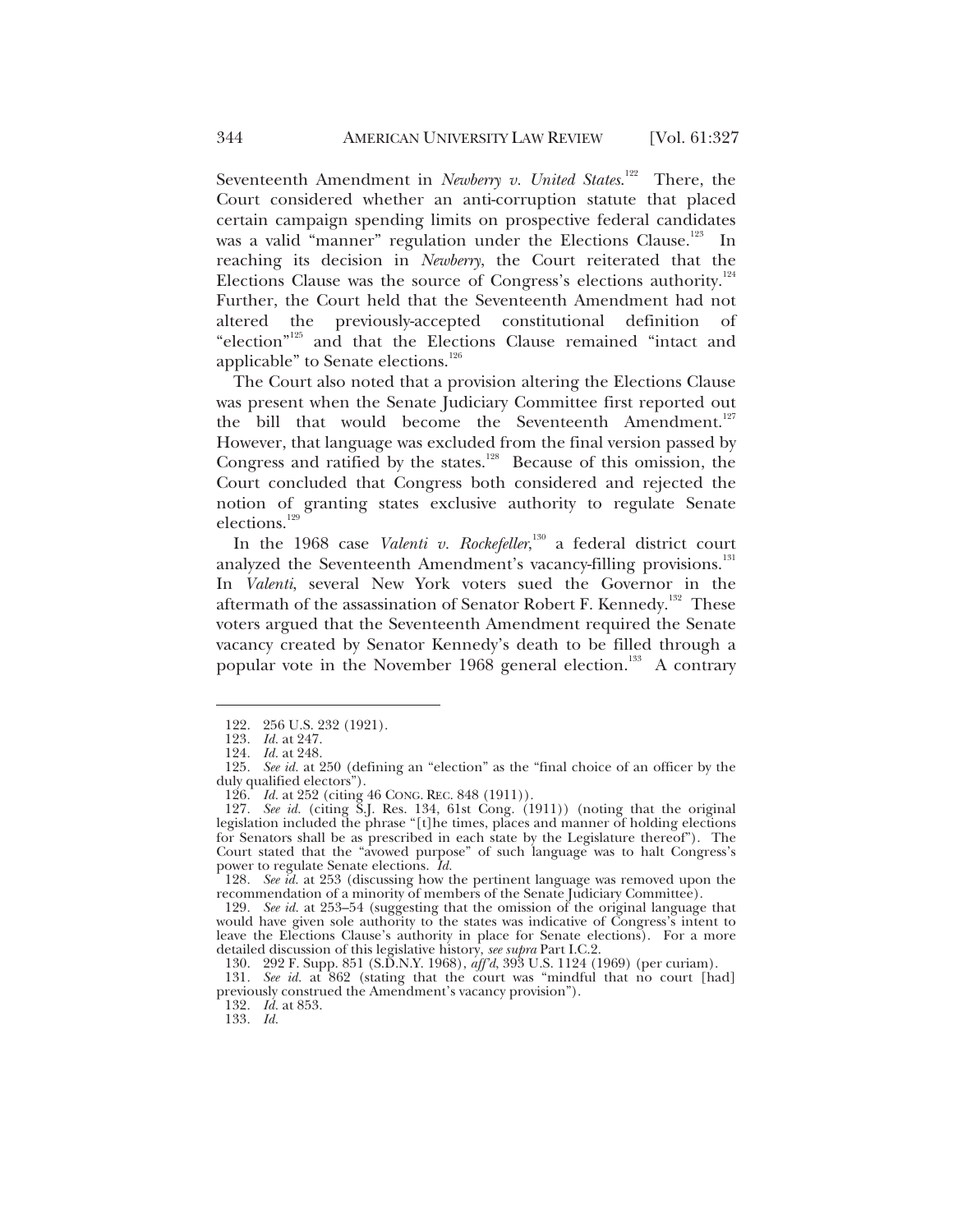Seventeenth Amendment in *Newberry v. United States*.[122] There, the Court considered whether an anti-corruption statute that placed certain campaign spending limits on prospective federal candidates was a valid "manner" regulation under the Elections Clause.[123] In reaching its decision in *Newberry*, the Court reiterated that the Elections Clause was the source of Congress's elections authority.[124] Further, the Court held that the Seventeenth Amendment had not altered the previously-accepted constitutional definition of "election"[125] and that the Elections Clause remained "intact and applicable" to Senate elections.[126]

The Court also noted that a provision altering the Elections Clause was present when the Senate Judiciary Committee first reported out the bill that would become the Seventeenth Amendment.[127] However, that language was excluded from the final version passed by Congress and ratified by the states.[128] Because of this omission, the Court concluded that Congress both considered and rejected the notion of granting states exclusive authority to regulate Senate elections.[129]

In the 1968 case *Valenti v. Rockefeller*,[130] a federal district court analyzed the Seventeenth Amendment's vacancy-filling provisions.[131] In *Valenti*, several New York voters sued the Governor in the aftermath of the assassination of Senator Robert F. Kennedy.[132] These voters argued that the Seventeenth Amendment required the Senate vacancy created by Senator Kennedy's death to be filled through a popular vote in the November 1968 general election.[133] A contrary

---

122. 256 U.S. 232 (1921).

123. *Id.* at 247.

124. *Id.* at 248.

125. *See id.* at 250 (defining an "election" as the "final choice of an officer by the duly qualified electors").

126. *Id.* at 252 (citing 46 CONG. REC. 848 (1911)).

127. *See id.* (citing S.J. Res. 134, 61st Cong. (1911)) (noting that the original legislation included the phrase "[t]he times, places and manner of holding elections for Senators shall be as prescribed in each state by the Legislature thereof"). The Court stated that the "avowed purpose" of such language was to halt Congress's power to regulate Senate elections. *Id.*

128. *See id.* at 253 (discussing how the pertinent language was removed upon the recommendation of a minority of members of the Senate Judiciary Committee).

129. *See id.* at 253–54 (suggesting that the omission of the original language that would have given sole authority to the states was indicative of Congress's intent to leave the Elections Clause's authority in place for Senate elections). For a more detailed discussion of this legislative history, *see supra* Part I.C.2.

130. 292 F. Supp. 851 (S.D.N.Y. 1968), *aff'd*, 393 U.S. 1124 (1969) (per curiam).

131. *See id.* at 862 (stating that the court was "mindful that no court [had] previously construed the Amendment's vacancy provision").

132. *Id.* at 853.

133. *Id.*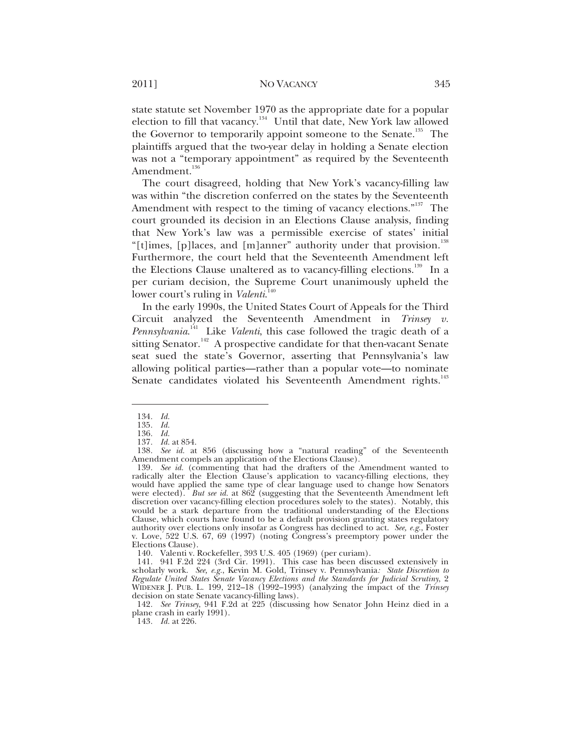state statute set November 1970 as the appropriate date for a popular election to fill that vacancy.[134] Until that date, New York law allowed the Governor to temporarily appoint someone to the Senate.[135] The plaintiffs argued that the two-year delay in holding a Senate election was not a "temporary appointment" as required by the Seventeenth Amendment.[136]

The court disagreed, holding that New York's vacancy-filling law was within "the discretion conferred on the states by the Seventeenth Amendment with respect to the timing of vacancy elections."[137] The court grounded its decision in an Elections Clause analysis, finding that New York's law was a permissible exercise of states' initial "[t]imes, [p]laces, and [m]anner" authority under that provision.[138] Furthermore, the court held that the Seventeenth Amendment left the Elections Clause unaltered as to vacancy-filling elections.[139] In a per curiam decision, the Supreme Court unanimously upheld the lower court's ruling in *Valenti*.[140]

In the early 1990s, the United States Court of Appeals for the Third Circuit analyzed the Seventeenth Amendment in *Trinsey v. Pennsylvania*.[141] Like *Valenti*, this case followed the tragic death of a sitting Senator.[142] A prospective candidate for that then-vacant Senate seat sued the state's Governor, asserting that Pennsylvania's law allowing political parties—rather than a popular vote—to nominate Senate candidates violated his Seventeenth Amendment rights.[143]

---

134. *Id.*

135. *Id.*

136. *Id.*

137. *Id.* at 854.

138. *See id.* at 856 (discussing how a "natural reading" of the Seventeenth Amendment compels an application of the Elections Clause).

139. *See id.* (commenting that had the drafters of the Amendment wanted to radically alter the Election Clause's application to vacancy-filling elections, they would have applied the same type of clear language used to change how Senators were elected). *But see id.* at 862 (suggesting that the Seventeenth Amendment left discretion over vacancy-filling election procedures solely to the states). Notably, this would be a stark departure from the traditional understanding of the Elections Clause, which courts have found to be a default provision granting states regulatory authority over elections only insofar as Congress has declined to act. *See, e.g.*, Foster v. Love, 522 U.S. 67, 69 (1997) (noting Congress's preemptory power under the Elections Clause).

140. Valenti v. Rockefeller, 393 U.S. 405 (1969) (per curiam).

141. 941 F.2d 224 (3rd Cir. 1991). This case has been discussed extensively in scholarly work. *See, e.g.*, Kevin M. Gold, Trinsey v. Pennsylvania*: State Discretion to Regulate United States Senate Vacancy Elections and the Standards for Judicial Scrutiny*, 2 WIDENER J. PUB. L. 199, 212–18 (1992–1993) (analyzing the impact of the *Trinsey* decision on state Senate vacancy-filling laws).

142. *See Trinsey*, 941 F.2d at 225 (discussing how Senator John Heinz died in a plane crash in early 1991).

143. *Id.* at 226.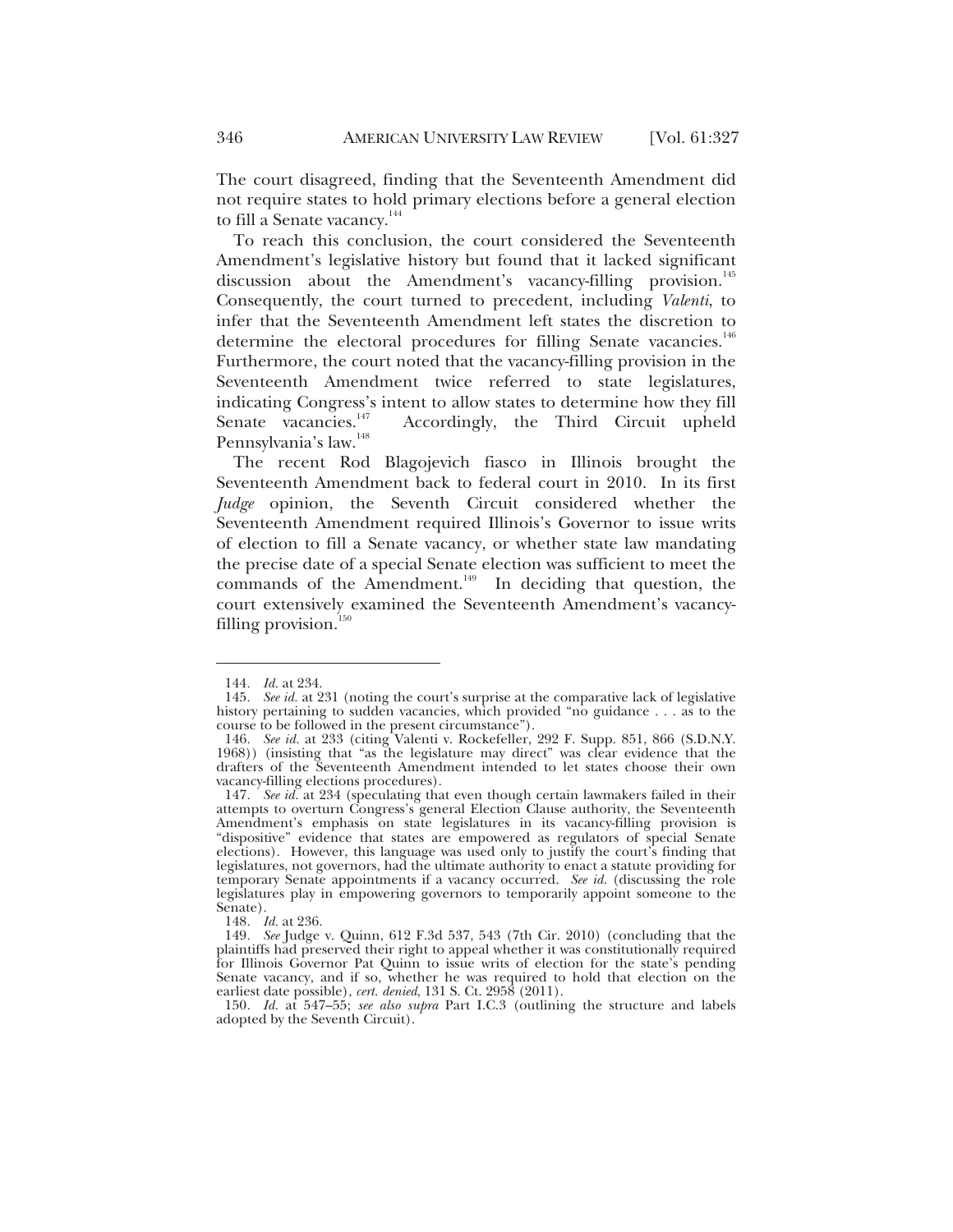The court disagreed, finding that the Seventeenth Amendment did not require states to hold primary elections before a general election to fill a Senate vacancy.[144]

To reach this conclusion, the court considered the Seventeenth Amendment's legislative history but found that it lacked significant discussion about the Amendment's vacancy-filling provision.[145] Consequently, the court turned to precedent, including *Valenti*, to infer that the Seventeenth Amendment left states the discretion to determine the electoral procedures for filling Senate vacancies.[146] Furthermore, the court noted that the vacancy-filling provision in the Seventeenth Amendment twice referred to state legislatures, indicating Congress's intent to allow states to determine how they fill Senate vacancies.[147] Accordingly, the Third Circuit upheld Pennsylvania's law.[148]

The recent Rod Blagojevich fiasco in Illinois brought the Seventeenth Amendment back to federal court in 2010. In its first *Judge* opinion, the Seventh Circuit considered whether the Seventeenth Amendment required Illinois's Governor to issue writs of election to fill a Senate vacancy, or whether state law mandating the precise date of a special Senate election was sufficient to meet the commands of the Amendment.[149] In deciding that question, the court extensively examined the Seventeenth Amendment's vacancy-filling provision.[150]

---

144. *Id.* at 234.

145. *See id.* at 231 (noting the court's surprise at the comparative lack of legislative history pertaining to sudden vacancies, which provided "no guidance . . . as to the course to be followed in the present circumstance").

146. *See id.* at 233 (citing Valenti v. Rockefeller, 292 F. Supp. 851, 866 (S.D.N.Y. 1968)) (insisting that "as the legislature may direct" was clear evidence that the drafters of the Seventeenth Amendment intended to let states choose their own vacancy-filling elections procedures).

147. *See id.* at 234 (speculating that even though certain lawmakers failed in their attempts to overturn Congress's general Election Clause authority, the Seventeenth Amendment's emphasis on state legislatures in its vacancy-filling provision is "dispositive" evidence that states are empowered as regulators of special Senate elections). However, this language was used only to justify the court's finding that legislatures, not governors, had the ultimate authority to enact a statute providing for temporary Senate appointments if a vacancy occurred. *See id.* (discussing the role legislatures play in empowering governors to temporarily appoint someone to the Senate).

148. *Id.* at 236.

149. *See* Judge v. Quinn, 612 F.3d 537, 543 (7th Cir. 2010) (concluding that the plaintiffs had preserved their right to appeal whether it was constitutionally required for Illinois Governor Pat Quinn to issue writs of election for the state's pending Senate vacancy, and if so, whether he was required to hold that election on the earliest date possible), *cert. denied*, 131 S. Ct. 2958 (2011).

150. *Id.* at 547–55; *see also supra* Part I.C.3 (outlining the structure and labels adopted by the Seventh Circuit).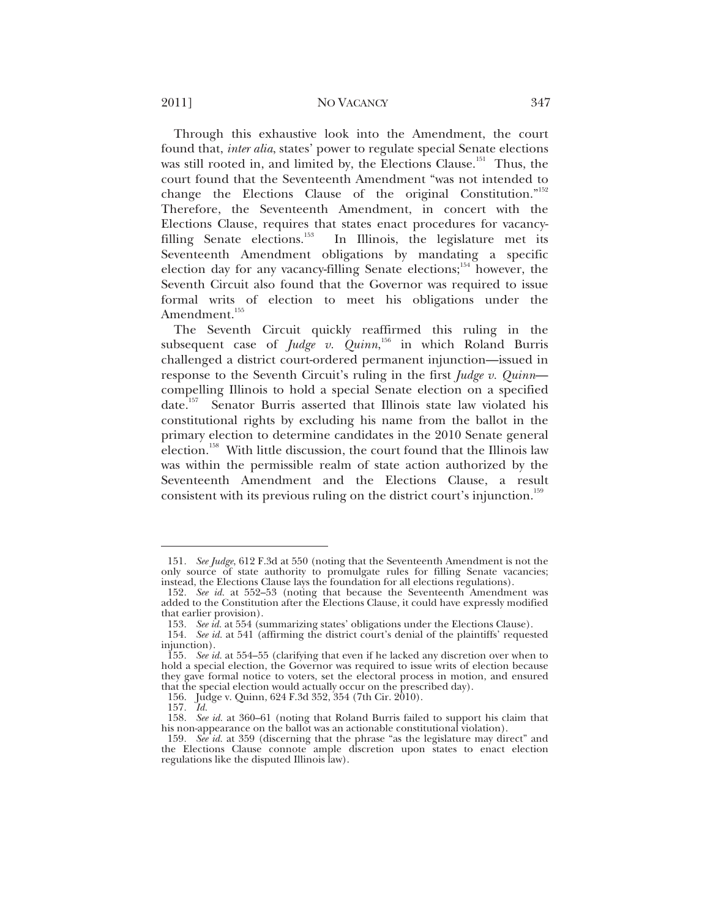Through this exhaustive look into the Amendment, the court found that, *inter alia*, states' power to regulate special Senate elections was still rooted in, and limited by, the Elections Clause.[151] Thus, the court found that the Seventeenth Amendment "was not intended to change the Elections Clause of the original Constitution."[152] Therefore, the Seventeenth Amendment, in concert with the Elections Clause, requires that states enact procedures for vacancy-filling Senate elections.[153] In Illinois, the legislature met its Seventeenth Amendment obligations by mandating a specific election day for any vacancy-filling Senate elections;[154] however, the Seventh Circuit also found that the Governor was required to issue formal writs of election to meet his obligations under the Amendment.[155]

The Seventh Circuit quickly reaffirmed this ruling in the subsequent case of *Judge v. Quinn*,[156] in which Roland Burris challenged a district court-ordered permanent injunction—issued in response to the Seventh Circuit's ruling in the first *Judge v. Quinn*—compelling Illinois to hold a special Senate election on a specified date.[157] Senator Burris asserted that Illinois state law violated his constitutional rights by excluding his name from the ballot in the primary election to determine candidates in the 2010 Senate general election.[158] With little discussion, the court found that the Illinois law was within the permissible realm of state action authorized by the Seventeenth Amendment and the Elections Clause, a result consistent with its previous ruling on the district court's injunction.[159]

---

151. *See Judge*, 612 F.3d at 550 (noting that the Seventeenth Amendment is not the only source of state authority to promulgate rules for filling Senate vacancies; instead, the Elections Clause lays the foundation for all elections regulations).

152. *See id.* at 552–53 (noting that because the Seventeenth Amendment was added to the Constitution after the Elections Clause, it could have expressly modified that earlier provision).

153. *See id.* at 554 (summarizing states' obligations under the Elections Clause).

154. *See id.* at 541 (affirming the district court's denial of the plaintiffs' requested injunction).

155. *See id.* at 554–55 (clarifying that even if he lacked any discretion over when to hold a special election, the Governor was required to issue writs of election because they gave formal notice to voters, set the electoral process in motion, and ensured that the special election would actually occur on the prescribed day).

156. Judge v. Quinn, 624 F.3d 352, 354 (7th Cir. 2010).

157. *Id.*

158. *See id.* at 360–61 (noting that Roland Burris failed to support his claim that his non-appearance on the ballot was an actionable constitutional violation).

159. *See id.* at 359 (discerning that the phrase "as the legislature may direct" and the Elections Clause connote ample discretion upon states to enact election regulations like the disputed Illinois law).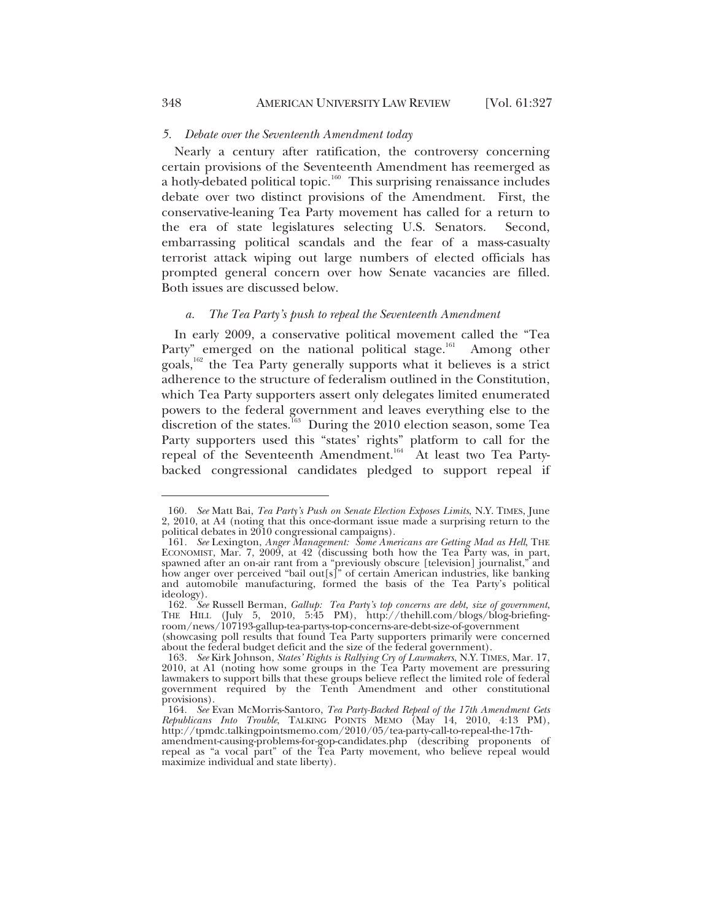### 5. *Debate over the Seventeenth Amendment today*

Nearly a century after ratification, the controversy concerning certain provisions of the Seventeenth Amendment has reemerged as a hotly-debated political topic.[160] This surprising renaissance includes debate over two distinct provisions of the Amendment. First, the conservative-leaning Tea Party movement has called for a return to the era of state legislatures selecting U.S. Senators. Second, embarrassing political scandals and the fear of a mass-casualty terrorist attack wiping out large numbers of elected officials has prompted general concern over how Senate vacancies are filled. Both issues are discussed below.

#### a. *The Tea Party's push to repeal the Seventeenth Amendment*

In early 2009, a conservative political movement called the "Tea Party" emerged on the national political stage.[161] Among other goals,[162] the Tea Party generally supports what it believes is a strict adherence to the structure of federalism outlined in the Constitution, which Tea Party supporters assert only delegates limited enumerated powers to the federal government and leaves everything else to the discretion of the states.[163] During the 2010 election season, some Tea Party supporters used this "states' rights" platform to call for the repeal of the Seventeenth Amendment.[164] At least two Tea Party-backed congressional candidates pledged to support repeal if

---

160. *See* Matt Bai, *Tea Party's Push on Senate Election Exposes Limits*, N.Y. TIMES, June 2, 2010, at A4 (noting that this once-dormant issue made a surprising return to the political debates in 2010 congressional campaigns).

161. *See* Lexington, *Anger Management: Some Americans are Getting Mad as Hell*, THE ECONOMIST, Mar. 7, 2009, at 42 (discussing both how the Tea Party was, in part, spawned after an on-air rant from a "previously obscure [television] journalist," and how anger over perceived "bail out[s]" of certain American industries, like banking and automobile manufacturing, formed the basis of the Tea Party's political ideology).

162. *See* Russell Berman, *Gallup: Tea Party's top concerns are debt, size of government*, THE HILL (July 5, 2010, 5:45 PM), http://thehill.com/blogs/blog-briefing-room/news/107193-gallup-tea-partys-top-concerns-are-debt-size-of-government (showcasing poll results that found Tea Party supporters primarily were concerned about the federal budget deficit and the size of the federal government).

163. *See* Kirk Johnson, *States' Rights is Rallying Cry of Lawmakers*, N.Y. TIMES, Mar. 17, 2010, at A1 (noting how some groups in the Tea Party movement are pressuring lawmakers to support bills that these groups believe reflect the limited role of federal government required by the Tenth Amendment and other constitutional provisions).

164. *See* Evan McMorris-Santoro, *Tea Party-Backed Repeal of the 17th Amendment Gets Republicans Into Trouble*, TALKING POINTS MEMO (May 14, 2010, 4:13 PM), http://tpmdc.talkingpointsmemo.com/2010/05/tea-party-call-to-repeal-the-17th-amendment-causing-problems-for-gop-candidates.php (describing proponents of repeal as "a vocal part" of the Tea Party movement, who believe repeal would maximize individual and state liberty).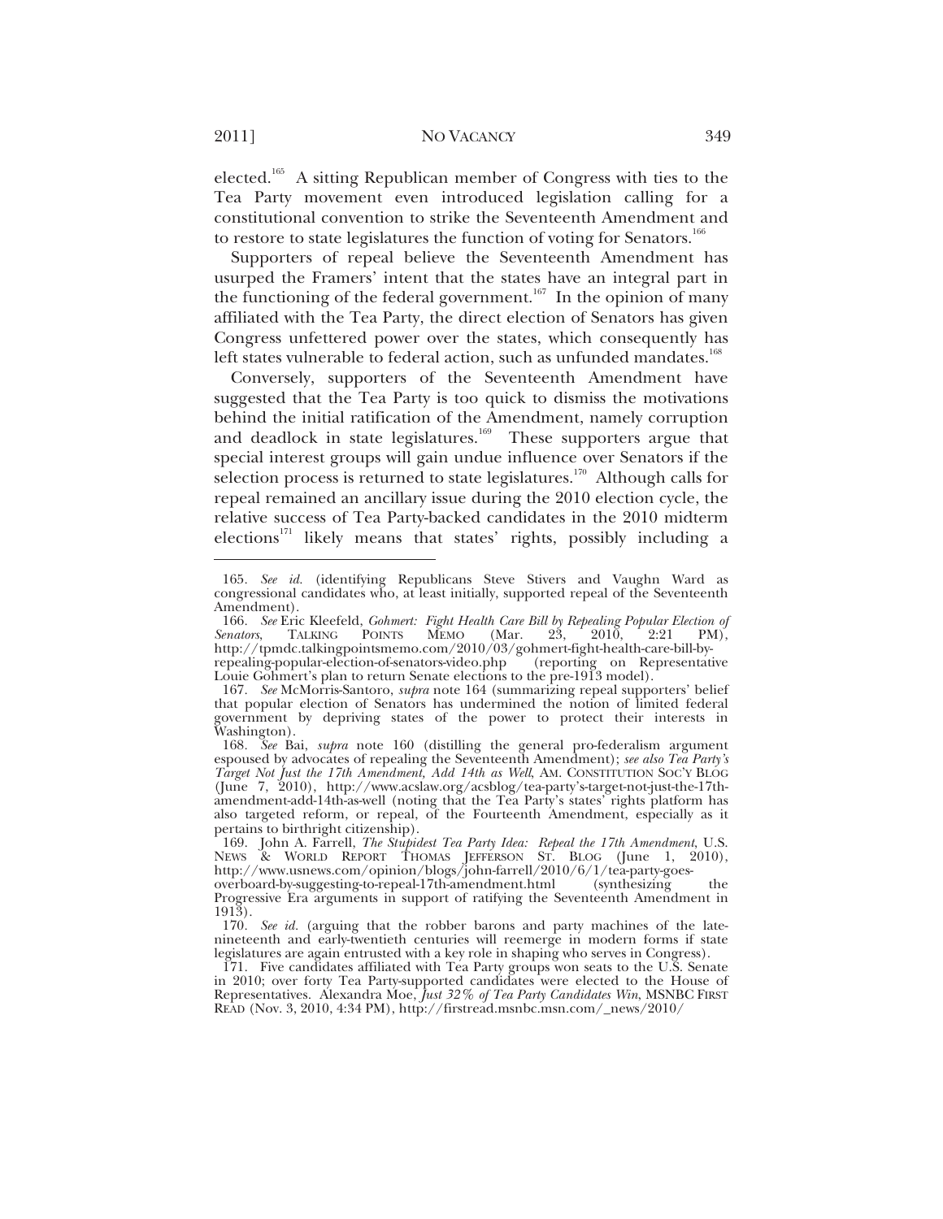elected.[165] A sitting Republican member of Congress with ties to the Tea Party movement even introduced legislation calling for a constitutional convention to strike the Seventeenth Amendment and to restore to state legislatures the function of voting for Senators.[166]

Supporters of repeal believe the Seventeenth Amendment has usurped the Framers' intent that the states have an integral part in the functioning of the federal government.[167] In the opinion of many affiliated with the Tea Party, the direct election of Senators has given Congress unfettered power over the states, which consequently has left states vulnerable to federal action, such as unfunded mandates.[168]

Conversely, supporters of the Seventeenth Amendment have suggested that the Tea Party is too quick to dismiss the motivations behind the initial ratification of the Amendment, namely corruption and deadlock in state legislatures.[169] These supporters argue that special interest groups will gain undue influence over Senators if the selection process is returned to state legislatures.[170] Although calls for repeal remained an ancillary issue during the 2010 election cycle, the relative success of Tea Party-backed candidates in the 2010 midterm elections[171] likely means that states' rights, possibly including a

---

165. *See id.* (identifying Republicans Steve Stivers and Vaughn Ward as congressional candidates who, at least initially, supported repeal of the Seventeenth Amendment).

166. *See* Eric Kleefeld, *Gohmert: Fight Health Care Bill by Repealing Popular Election of Senators*, TALKING POINTS MEMO (Mar. 23, 2010, 2:21 PM), http://tpmdc.talkingpointsmemo.com/2010/03/gohmert-fight-health-care-bill-by-repealing-popular-election-of-senators-video.php (reporting on Representative Louie Gohmert's plan to return Senate elections to the pre-1913 model).

167. *See* McMorris-Santoro, *supra* note 164 (summarizing repeal supporters' belief that popular election of Senators has undermined the notion of limited federal government by depriving states of the power to protect their interests in Washington).

168. *See* Bai, *supra* note 160 (distilling the general pro-federalism argument espoused by advocates of repealing the Seventeenth Amendment); *see also Tea Party's Target Not Just the 17th Amendment, Add 14th as Well*, AM. CONSTITUTION SOC'Y BLOG (June 7, 2010), http://www.acslaw.org/acsblog/tea-party's-target-not-just-the-17th-amendment-add-14th-as-well (noting that the Tea Party's states' rights platform has also targeted reform, or repeal, of the Fourteenth Amendment, especially as it pertains to birthright citizenship).

169. John A. Farrell, *The Stupidest Tea Party Idea: Repeal the 17th Amendment*, U.S. NEWS & WORLD REPORT THOMAS JEFFERSON ST. BLOG (June 1, 2010), http://www.usnews.com/opinion/blogs/john-farrell/2010/6/1/tea-party-goes-overboard-by-suggesting-to-repeal-17th-amendment.html (synthesizing the Progressive Era arguments in support of ratifying the Seventeenth Amendment in 1913).

170. *See id.* (arguing that the robber barons and party machines of the late-nineteenth and early-twentieth centuries will reemerge in modern forms if state legislatures are again entrusted with a key role in shaping who serves in Congress).

171. Five candidates affiliated with Tea Party groups won seats to the U.S. Senate in 2010; over forty Tea Party-supported candidates were elected to the House of Representatives. Alexandra Moe, *Just 32% of Tea Party Candidates Win*, MSNBC FIRST READ (Nov. 3, 2010, 4:34 PM), http://firstread.msnbc.msn.com/_news/2010/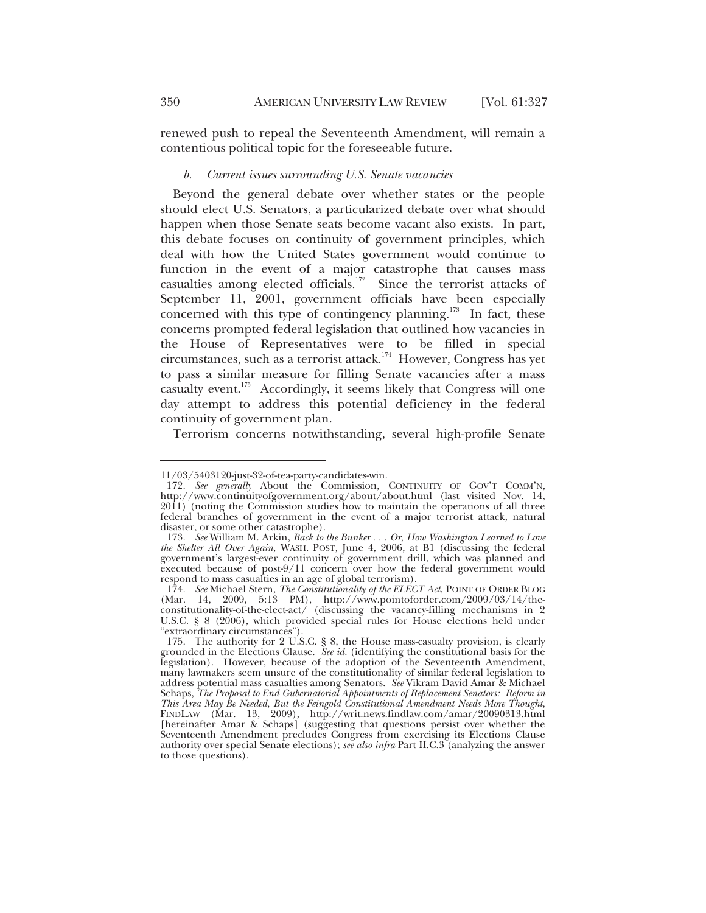renewed push to repeal the Seventeenth Amendment, will remain a contentious political topic for the foreseeable future.

#### *b. Current issues surrounding U.S. Senate vacancies*

Beyond the general debate over whether states or the people should elect U.S. Senators, a particularized debate over what should happen when those Senate seats become vacant also exists. In part, this debate focuses on continuity of government principles, which deal with how the United States government would continue to function in the event of a major catastrophe that causes mass casualties among elected officials.[172] Since the terrorist attacks of September 11, 2001, government officials have been especially concerned with this type of contingency planning.[173] In fact, these concerns prompted federal legislation that outlined how vacancies in the House of Representatives were to be filled in special circumstances, such as a terrorist attack.[174] However, Congress has yet to pass a similar measure for filling Senate vacancies after a mass casualty event.[175] Accordingly, it seems likely that Congress will one day attempt to address this potential deficiency in the federal continuity of government plan.

Terrorism concerns notwithstanding, several high-profile Senate

---

11/03/5403120-just-32-of-tea-party-candidates-win.

172. *See generally* About the Commission, CONTINUITY OF GOV'T COMM'N, http://www.continuityofgovernment.org/about/about.html (last visited Nov. 14, 2011) (noting the Commission studies how to maintain the operations of all three federal branches of government in the event of a major terrorist attack, natural disaster, or some other catastrophe).

173. *See* William M. Arkin, *Back to the Bunker . . . Or, How Washington Learned to Love the Shelter All Over Again*, WASH. POST, June 4, 2006, at B1 (discussing the federal government's largest-ever continuity of government drill, which was planned and executed because of post-9/11 concern over how the federal government would respond to mass casualties in an age of global terrorism).

174. *See* Michael Stern, *The Constitutionality of the ELECT Act*, POINT OF ORDER BLOG (Mar. 14, 2009, 5:13 PM), http://www.pointoforder.com/2009/03/14/the-constitutionality-of-the-elect-act/ (discussing the vacancy-filling mechanisms in 2 U.S.C. § 8 (2006), which provided special rules for House elections held under "extraordinary circumstances").

175. The authority for 2 U.S.C. § 8, the House mass-casualty provision, is clearly grounded in the Elections Clause. *See id.* (identifying the constitutional basis for the legislation). However, because of the adoption of the Seventeenth Amendment, many lawmakers seem unsure of the constitutionality of similar federal legislation to address potential mass casualties among Senators. *See* Vikram David Amar & Michael Schaps, *The Proposal to End Gubernatorial Appointments of Replacement Senators: Reform in This Area May Be Needed, But the Feingold Constitutional Amendment Needs More Thought*, FINDLAW (Mar. 13, 2009), http://writ.news.findlaw.com/amar/20090313.html [hereinafter Amar & Schaps] (suggesting that questions persist over whether the Seventeenth Amendment precludes Congress from exercising its Elections Clause authority over special Senate elections); *see also infra* Part II.C.3 (analyzing the answer to those questions).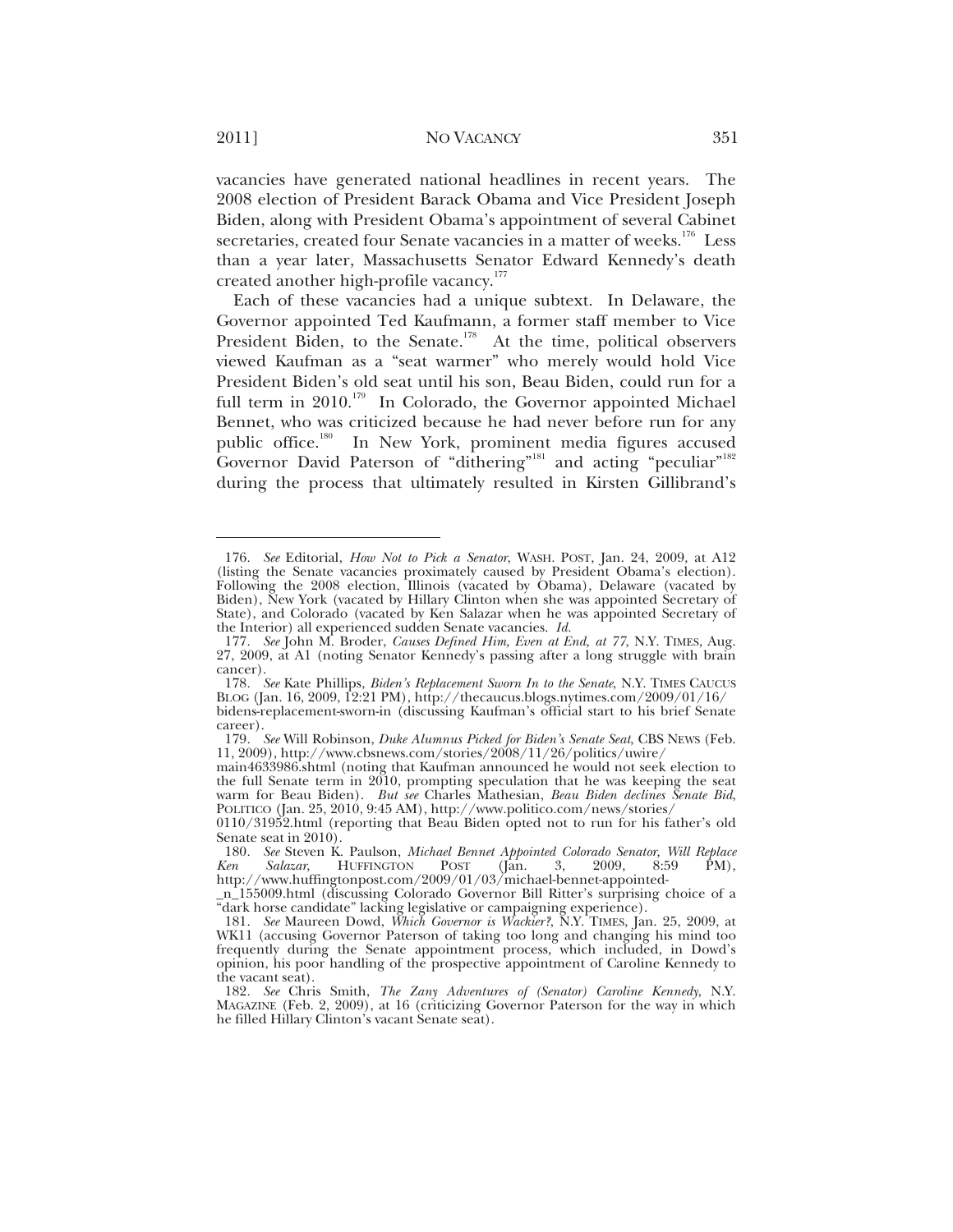vacancies have generated national headlines in recent years. The 2008 election of President Barack Obama and Vice President Joseph Biden, along with President Obama's appointment of several Cabinet secretaries, created four Senate vacancies in a matter of weeks.[176] Less than a year later, Massachusetts Senator Edward Kennedy's death created another high-profile vacancy.[177]

Each of these vacancies had a unique subtext. In Delaware, the Governor appointed Ted Kaufmann, a former staff member to Vice President Biden, to the Senate.[178] At the time, political observers viewed Kaufman as a "seat warmer" who merely would hold Vice President Biden's old seat until his son, Beau Biden, could run for a full term in 2010.[179] In Colorado, the Governor appointed Michael Bennet, who was criticized because he had never before run for any public office.[180] In New York, prominent media figures accused Governor David Paterson of "dithering"[181] and acting "peculiar"[182] during the process that ultimately resulted in Kirsten Gillibrand's

---

176. *See* Editorial, *How Not to Pick a Senator*, WASH. POST, Jan. 24, 2009, at A12 (listing the Senate vacancies proximately caused by President Obama's election). Following the 2008 election, Illinois (vacated by Obama), Delaware (vacated by Biden), New York (vacated by Hillary Clinton when she was appointed Secretary of State), and Colorado (vacated by Ken Salazar when he was appointed Secretary of the Interior) all experienced sudden Senate vacancies. *Id.*

177. *See* John M. Broder, *Causes Defined Him, Even at End, at 77*, N.Y. TIMES, Aug. 27, 2009, at A1 (noting Senator Kennedy's passing after a long struggle with brain cancer).

178. *See* Kate Phillips, *Biden's Replacement Sworn In to the Senate*, N.Y. TIMES CAUCUS BLOG (Jan. 16, 2009, 12:21 PM), http://thecaucus.blogs.nytimes.com/2009/01/16/bidens-replacement-sworn-in (discussing Kaufman's official start to his brief Senate career).

179. *See* Will Robinson, *Duke Alumnus Picked for Biden's Senate Seat*, CBS NEWS (Feb. 11, 2009), http://www.cbsnews.com/stories/2008/11/26/politics/uwire/main4633986.shtml (noting that Kaufman announced he would not seek election to the full Senate term in 2010, prompting speculation that he was keeping the seat warm for Beau Biden). *But see* Charles Mathesian, *Beau Biden declines Senate Bid*, POLITICO (Jan. 25, 2010, 9:45 AM), http://www.politico.com/news/stories/0110/31952.html (reporting that Beau Biden opted not to run for his father's old Senate seat in 2010).

180. *See* Steven K. Paulson, *Michael Bennet Appointed Colorado Senator, Will Replace Ken Salazar*, HUFFINGTON POST (Jan. 3, 2009, 8:59 PM), http://www.huffingtonpost.com/2009/01/03/michael-bennet-appointed-_n_155009.html (discussing Colorado Governor Bill Ritter's surprising choice of a "dark horse candidate" lacking legislative or campaigning experience).

181. *See* Maureen Dowd, *Which Governor is Wackier?*, N.Y. TIMES, Jan. 25, 2009, at WK11 (accusing Governor Paterson of taking too long and changing his mind too frequently during the Senate appointment process, which included, in Dowd's opinion, his poor handling of the prospective appointment of Caroline Kennedy to the vacant seat).

182. *See* Chris Smith, *The Zany Adventures of (Senator) Caroline Kennedy*, N.Y. MAGAZINE (Feb. 2, 2009), at 16 (criticizing Governor Paterson for the way in which he filled Hillary Clinton's vacant Senate seat).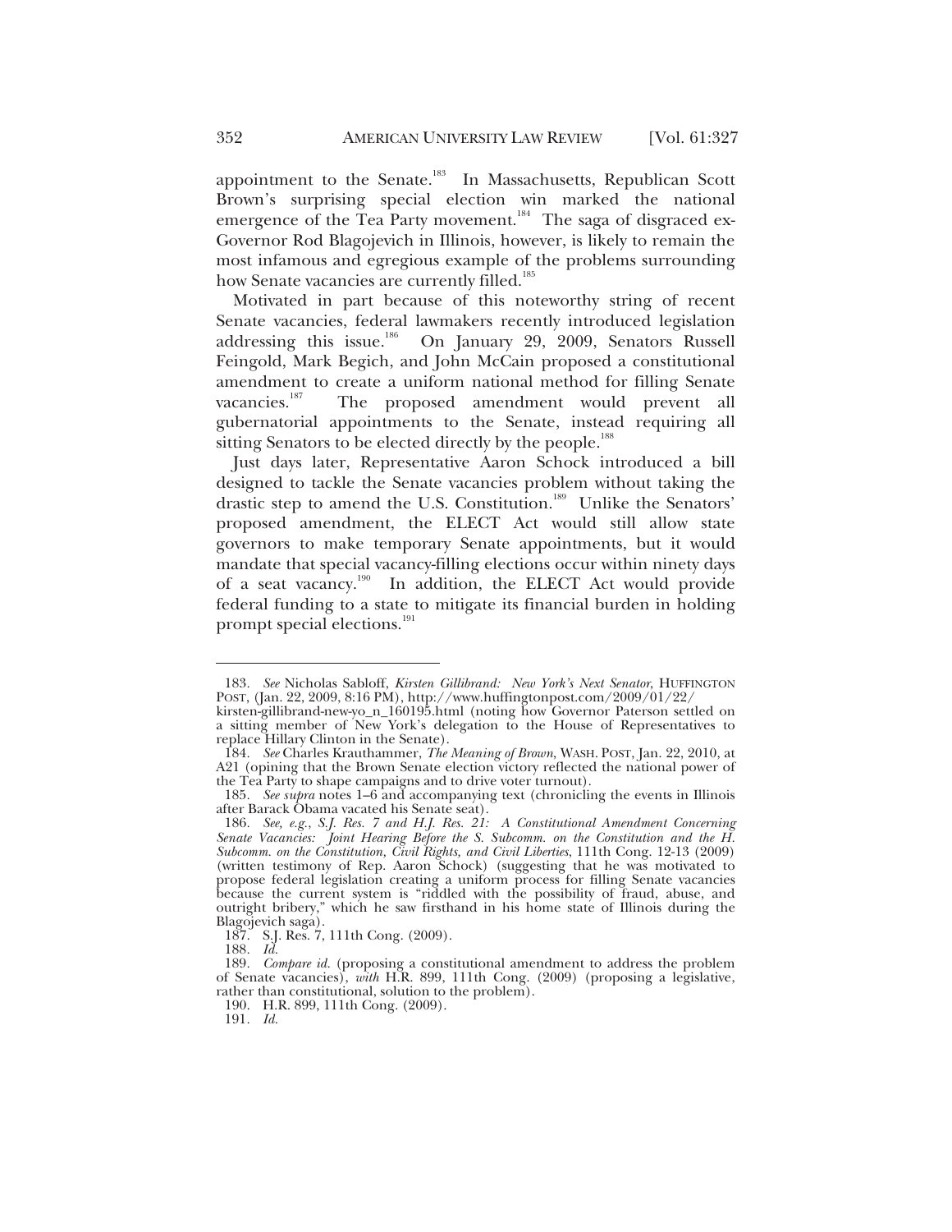appointment to the Senate.[183] In Massachusetts, Republican Scott Brown's surprising special election win marked the national emergence of the Tea Party movement.[184] The saga of disgraced ex-Governor Rod Blagojevich in Illinois, however, is likely to remain the most infamous and egregious example of the problems surrounding how Senate vacancies are currently filled.[185]

Motivated in part because of this noteworthy string of recent Senate vacancies, federal lawmakers recently introduced legislation addressing this issue.[186] On January 29, 2009, Senators Russell Feingold, Mark Begich, and John McCain proposed a constitutional amendment to create a uniform national method for filling Senate vacancies.[187] The proposed amendment would prevent all gubernatorial appointments to the Senate, instead requiring all sitting Senators to be elected directly by the people.[188]

Just days later, Representative Aaron Schock introduced a bill designed to tackle the Senate vacancies problem without taking the drastic step to amend the U.S. Constitution.[189] Unlike the Senators' proposed amendment, the ELECT Act would still allow state governors to make temporary Senate appointments, but it would mandate that special vacancy-filling elections occur within ninety days of a seat vacancy.[190] In addition, the ELECT Act would provide federal funding to a state to mitigate its financial burden in holding prompt special elections.[191]

---

183. *See* Nicholas Sabloff, *Kirsten Gillibrand: New York's Next Senator*, HUFFINGTON POST, (Jan. 22, 2009, 8:16 PM), http://www.huffingtonpost.com/2009/01/22/kirsten-gillibrand-new-yo_n_160195.html (noting how Governor Paterson settled on a sitting member of New York's delegation to the House of Representatives to replace Hillary Clinton in the Senate).

184. *See* Charles Krauthammer, *The Meaning of Brown*, WASH. POST, Jan. 22, 2010, at A21 (opining that the Brown Senate election victory reflected the national power of the Tea Party to shape campaigns and to drive voter turnout).

185. *See supra* notes 1–6 and accompanying text (chronicling the events in Illinois after Barack Obama vacated his Senate seat).

186. *See, e.g.*, *S.J. Res. 7 and H.J. Res. 21: A Constitutional Amendment Concerning Senate Vacancies: Joint Hearing Before the S. Subcomm. on the Constitution and the H. Subcomm. on the Constitution, Civil Rights, and Civil Liberties*, 111th Cong. 12-13 (2009) (written testimony of Rep. Aaron Schock) (suggesting that he was motivated to propose federal legislation creating a uniform process for filling Senate vacancies because the current system is "riddled with the possibility of fraud, abuse, and outright bribery," which he saw firsthand in his home state of Illinois during the Blagojevich saga).

187. S.J. Res. 7, 111th Cong. (2009).

188. *Id.*

189. *Compare id.* (proposing a constitutional amendment to address the problem of Senate vacancies), *with* H.R. 899, 111th Cong. (2009) (proposing a legislative, rather than constitutional, solution to the problem).

190. H.R. 899, 111th Cong. (2009).

191. *Id.*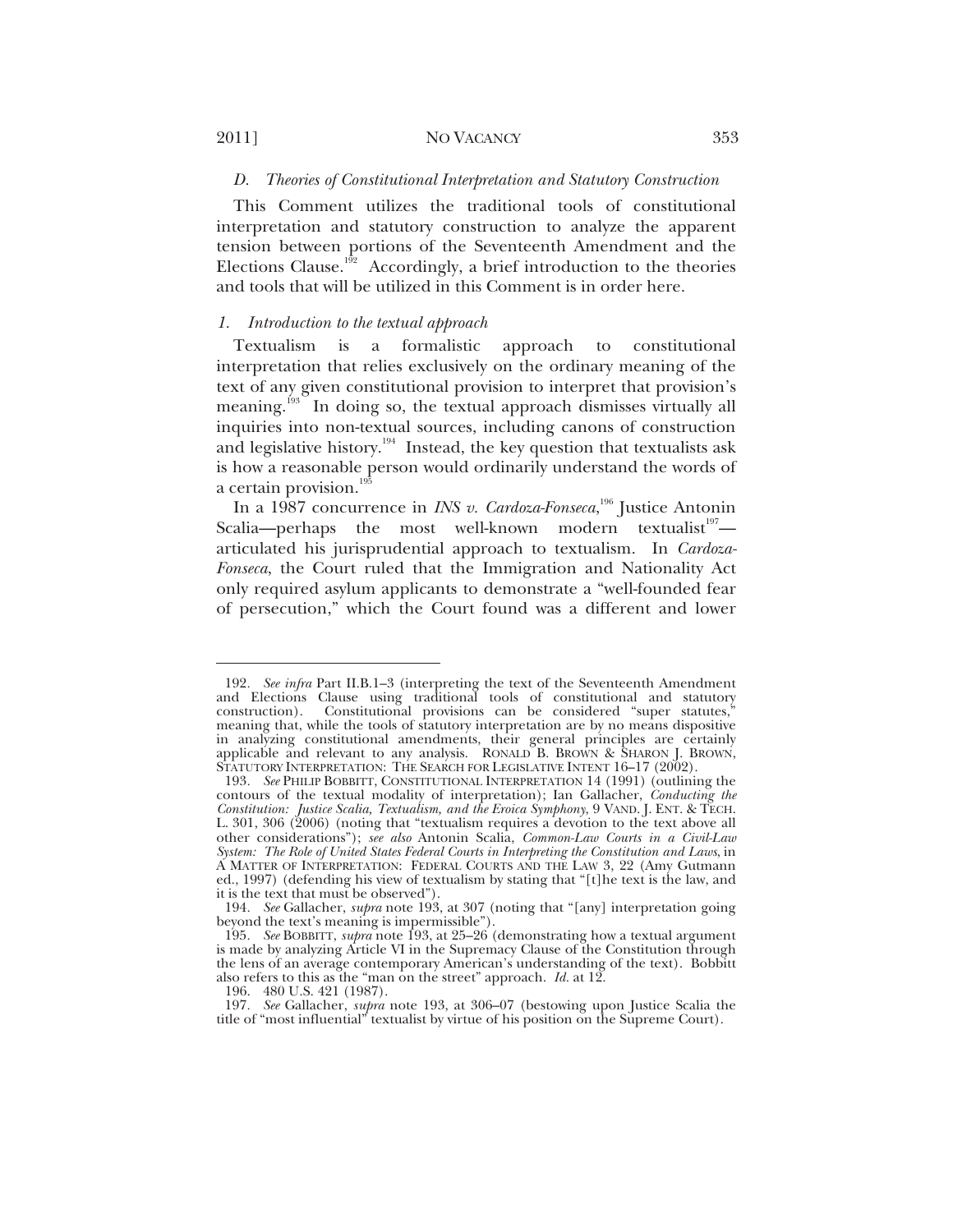### *D. Theories of Constitutional Interpretation and Statutory Construction*

This Comment utilizes the traditional tools of constitutional interpretation and statutory construction to analyze the apparent tension between portions of the Seventeenth Amendment and the Elections Clause.[192] Accordingly, a brief introduction to the theories and tools that will be utilized in this Comment is in order here.

#### *1. Introduction to the textual approach*

Textualism is a formalistic approach to constitutional interpretation that relies exclusively on the ordinary meaning of the text of any given constitutional provision to interpret that provision's meaning.[193] In doing so, the textual approach dismisses virtually all inquiries into non-textual sources, including canons of construction and legislative history.[194] Instead, the key question that textualists ask is how a reasonable person would ordinarily understand the words of a certain provision.[195]

In a 1987 concurrence in *INS v. Cardoza-Fonseca*,[196] Justice Antonin Scalia—perhaps the most well-known modern textualist[197]—articulated his jurisprudential approach to textualism. In *Cardoza-Fonseca*, the Court ruled that the Immigration and Nationality Act only required asylum applicants to demonstrate a "well-founded fear of persecution," which the Court found was a different and lower

---

192. *See infra* Part II.B.1–3 (interpreting the text of the Seventeenth Amendment and Elections Clause using traditional tools of constitutional and statutory construction). Constitutional provisions can be considered "super statutes," meaning that, while the tools of statutory interpretation are by no means dispositive in analyzing constitutional amendments, their general principles are certainly applicable and relevant to any analysis. RONALD B. BROWN & SHARON J. BROWN, STATUTORY INTERPRETATION: THE SEARCH FOR LEGISLATIVE INTENT 16–17 (2002).

193. *See* PHILIP BOBBITT, CONSTITUTIONAL INTERPRETATION 14 (1991) (outlining the contours of the textual modality of interpretation); Ian Gallacher, *Conducting the Constitution: Justice Scalia, Textualism, and the Eroica Symphony*, 9 VAND. J. ENT. & TECH. L. 301, 306 (2006) (noting that "textualism requires a devotion to the text above all other considerations"); *see also* Antonin Scalia, *Common-Law Courts in a Civil-Law System: The Role of United States Federal Courts in Interpreting the Constitution and Laws*, in A MATTER OF INTERPRETATION: FEDERAL COURTS AND THE LAW 3, 22 (Amy Gutmann ed., 1997) (defending his view of textualism by stating that "[t]he text is the law, and it is the text that must be observed").

194. *See* Gallacher, *supra* note 193, at 307 (noting that "[any] interpretation going beyond the text's meaning is impermissible").

195. *See* BOBBITT, *supra* note 193, at 25–26 (demonstrating how a textual argument is made by analyzing Article VI in the Supremacy Clause of the Constitution through the lens of an average contemporary American's understanding of the text). Bobbitt also refers to this as the "man on the street" approach. *Id.* at 12.

196. 480 U.S. 421 (1987).

197. *See* Gallacher, *supra* note 193, at 306–07 (bestowing upon Justice Scalia the title of "most influential" textualist by virtue of his position on the Supreme Court).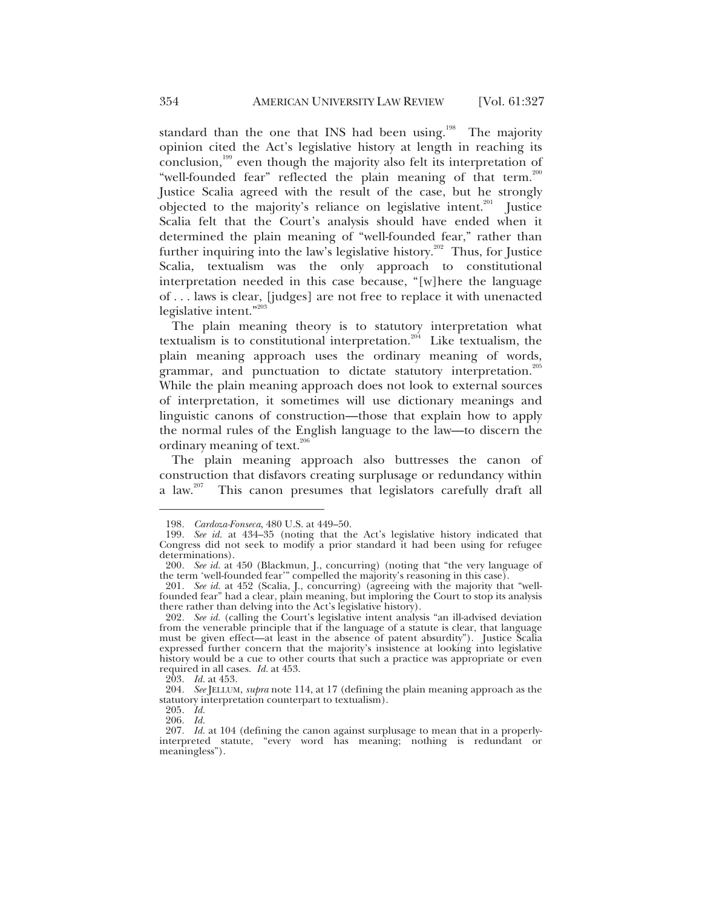standard than the one that INS had been using.[198] The majority opinion cited the Act's legislative history at length in reaching its conclusion,[199] even though the majority also felt its interpretation of "well-founded fear" reflected the plain meaning of that term.[200] Justice Scalia agreed with the result of the case, but he strongly objected to the majority's reliance on legislative intent.[201] Justice Scalia felt that the Court's analysis should have ended when it determined the plain meaning of "well-founded fear," rather than further inquiring into the law's legislative history.[202] Thus, for Justice Scalia, textualism was the only approach to constitutional interpretation needed in this case because, "[w]here the language of . . . laws is clear, [judges] are not free to replace it with unenacted legislative intent."[203]

The plain meaning theory is to statutory interpretation what textualism is to constitutional interpretation.[204] Like textualism, the plain meaning approach uses the ordinary meaning of words, grammar, and punctuation to dictate statutory interpretation.[205] While the plain meaning approach does not look to external sources of interpretation, it sometimes will use dictionary meanings and linguistic canons of construction—those that explain how to apply the normal rules of the English language to the law—to discern the ordinary meaning of text.[206]

The plain meaning approach also buttresses the canon of construction that disfavors creating surplusage or redundancy within a law.[207] This canon presumes that legislators carefully draft all

---

198. *Cardoza-Fonseca*, 480 U.S. at 449–50.

199. *See id.* at 434–35 (noting that the Act's legislative history indicated that Congress did not seek to modify a prior standard it had been using for refugee determinations).

200. *See id.* at 450 (Blackmun, J., concurring) (noting that "the very language of the term 'well-founded fear'" compelled the majority's reasoning in this case).

201. *See id.* at 452 (Scalia, J., concurring) (agreeing with the majority that "well-founded fear" had a clear, plain meaning, but imploring the Court to stop its analysis there rather than delving into the Act's legislative history).

202. *See id.* (calling the Court's legislative intent analysis "an ill-advised deviation from the venerable principle that if the language of a statute is clear, that language must be given effect—at least in the absence of patent absurdity"). Justice Scalia expressed further concern that the majority's insistence at looking into legislative history would be a cue to other courts that such a practice was appropriate or even required in all cases. *Id.* at 453.

203. *Id.* at 453.

204. *See* JELLUM, *supra* note 114, at 17 (defining the plain meaning approach as the statutory interpretation counterpart to textualism).

205. *Id.*

206. *Id.*

207. *Id.* at 104 (defining the canon against surplusage to mean that in a properly-interpreted statute, "every word has meaning; nothing is redundant or meaningless").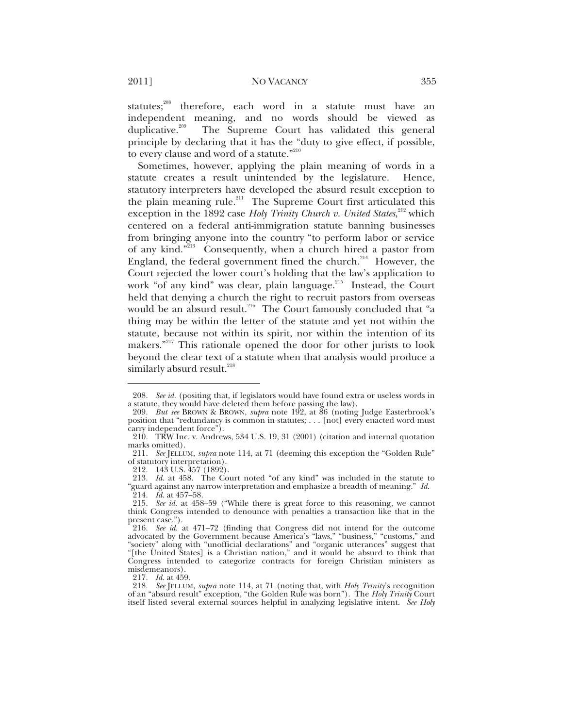statutes;[208] therefore, each word in a statute must have an independent meaning, and no words should be viewed as duplicative.[209] The Supreme Court has validated this general principle by declaring that it has the "duty to give effect, if possible, to every clause and word of a statute."[210]

Sometimes, however, applying the plain meaning of words in a statute creates a result unintended by the legislature. Hence, statutory interpreters have developed the absurd result exception to the plain meaning rule.[211] The Supreme Court first articulated this exception in the 1892 case *Holy Trinity Church v. United States*,[212] which centered on a federal anti-immigration statute banning businesses from bringing anyone into the country "to perform labor or service of any kind."[213] Consequently, when a church hired a pastor from England, the federal government fined the church.[214] However, the Court rejected the lower court's holding that the law's application to work "of any kind" was clear, plain language.[215] Instead, the Court held that denying a church the right to recruit pastors from overseas would be an absurd result.[216] The Court famously concluded that "a thing may be within the letter of the statute and yet not within the statute, because not within its spirit, nor within the intention of its makers."[217] This rationale opened the door for other jurists to look beyond the clear text of a statute when that analysis would produce a similarly absurd result.[218]

---

208. *See id.* (positing that, if legislators would have found extra or useless words in a statute, they would have deleted them before passing the law).

209. *But see* BROWN & BROWN, *supra* note 192, at 86 (noting Judge Easterbrook's position that "redundancy is common in statutes; . . . [not] every enacted word must carry independent force").

210. TRW Inc. v. Andrews, 534 U.S. 19, 31 (2001) (citation and internal quotation marks omitted).

211. *See* JELLUM, *supra* note 114, at 71 (deeming this exception the "Golden Rule" of statutory interpretation).

212. 143 U.S. 457 (1892).

213. *Id.* at 458. The Court noted "of any kind" was included in the statute to "guard against any narrow interpretation and emphasize a breadth of meaning." *Id.*

214. *Id.* at 457–58.

215. *See id.* at 458–59 ("While there is great force to this reasoning, we cannot think Congress intended to denounce with penalties a transaction like that in the present case.").

216. *See id.* at 471–72 (finding that Congress did not intend for the outcome advocated by the Government because America's "laws," "business," "customs," and "society" along with "unofficial declarations" and "organic utterances" suggest that "[the United States] is a Christian nation," and it would be absurd to think that Congress intended to categorize contracts for foreign Christian ministers as misdemeanors).

217. *Id.* at 459.

218. *See* JELLUM, *supra* note 114, at 71 (noting that, with *Holy Trinity*'s recognition of an "absurd result" exception, "the Golden Rule was born"). The *Holy Trinity* Court itself listed several external sources helpful in analyzing legislative intent. *See Holy*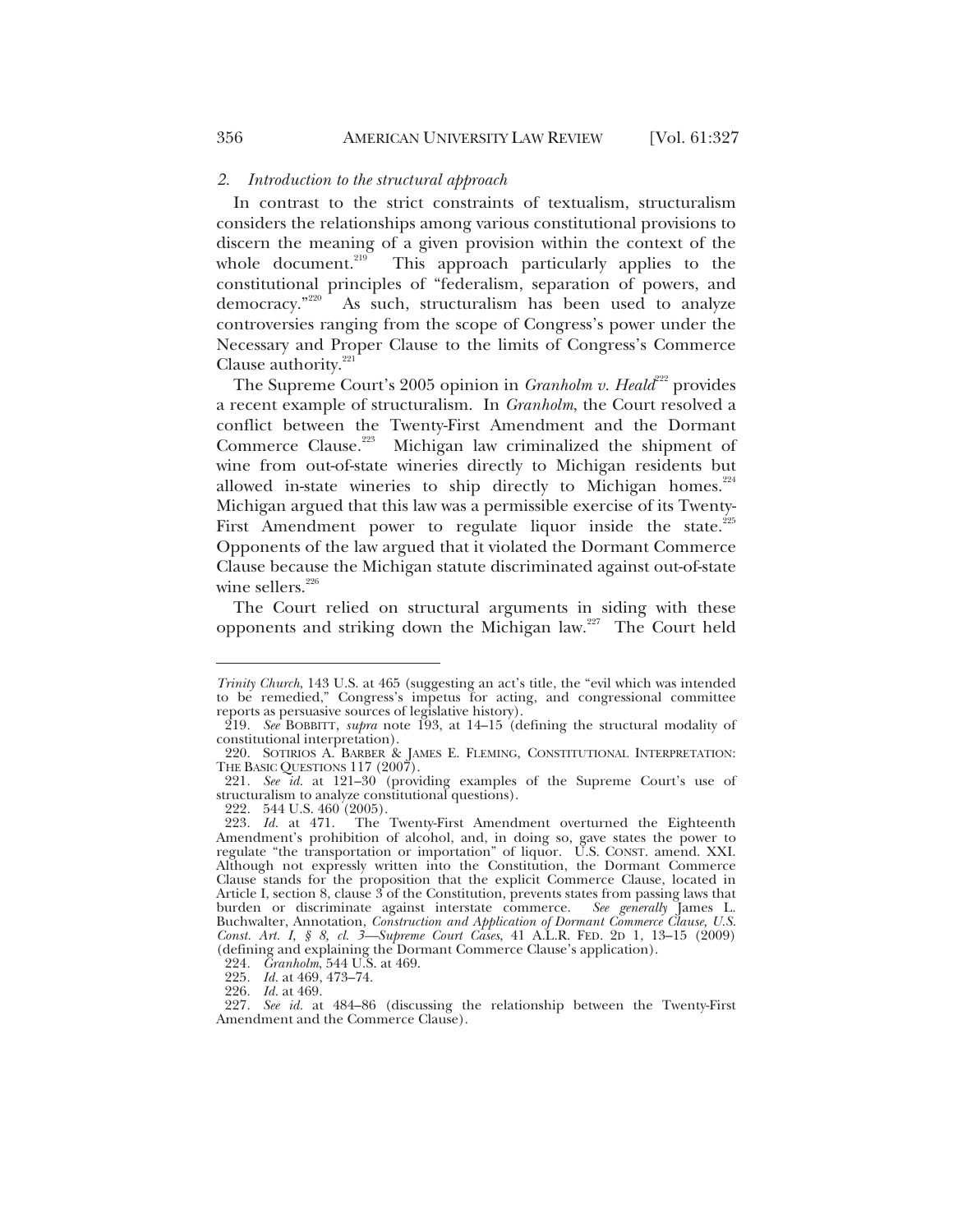### 2. *Introduction to the structural approach*

In contrast to the strict constraints of textualism, structuralism considers the relationships among various constitutional provisions to discern the meaning of a given provision within the context of the whole document.[219] This approach particularly applies to the constitutional principles of "federalism, separation of powers, and democracy."[220] As such, structuralism has been used to analyze controversies ranging from the scope of Congress's power under the Necessary and Proper Clause to the limits of Congress's Commerce Clause authority.[221]

The Supreme Court's 2005 opinion in *Granholm v. Heald*[222] provides a recent example of structuralism. In *Granholm*, the Court resolved a conflict between the Twenty-First Amendment and the Dormant Commerce Clause.[223] Michigan law criminalized the shipment of wine from out-of-state wineries directly to Michigan residents but allowed in-state wineries to ship directly to Michigan homes.[224] Michigan argued that this law was a permissible exercise of its Twenty-First Amendment power to regulate liquor inside the state.[225] Opponents of the law argued that it violated the Dormant Commerce Clause because the Michigan statute discriminated against out-of-state wine sellers.[226]

The Court relied on structural arguments in siding with these opponents and striking down the Michigan law.[227] The Court held

---

*Trinity Church*, 143 U.S. at 465 (suggesting an act's title, the "evil which was intended to be remedied," Congress's impetus for acting, and congressional committee reports as persuasive sources of legislative history).

219. *See* BOBBITT, *supra* note 193, at 14–15 (defining the structural modality of constitutional interpretation).

220. SOTIRIOS A. BARBER & JAMES E. FLEMING, CONSTITUTIONAL INTERPRETATION: THE BASIC QUESTIONS 117 (2007).

221. *See id.* at 121–30 (providing examples of the Supreme Court's use of structuralism to analyze constitutional questions).

222. 544 U.S. 460 (2005).

223. *Id.* at 471. The Twenty-First Amendment overturned the Eighteenth Amendment's prohibition of alcohol, and, in doing so, gave states the power to regulate "the transportation or importation" of liquor. U.S. CONST. amend. XXI. Although not expressly written into the Constitution, the Dormant Commerce Clause stands for the proposition that the explicit Commerce Clause, located in Article I, section 8, clause 3 of the Constitution, prevents states from passing laws that burden or discriminate against interstate commerce. *See generally* James L. Buchwalter, Annotation, *Construction and Application of Dormant Commerce Clause, U.S. Const. Art. I, § 8, cl. 3—Supreme Court Cases*, 41 A.L.R. FED. 2D 1, 13–15 (2009) (defining and explaining the Dormant Commerce Clause's application).

224. *Granholm*, 544 U.S. at 469.

225. *Id.* at 469, 473–74.

226. *Id.* at 469.

227. *See id.* at 484–86 (discussing the relationship between the Twenty-First Amendment and the Commerce Clause).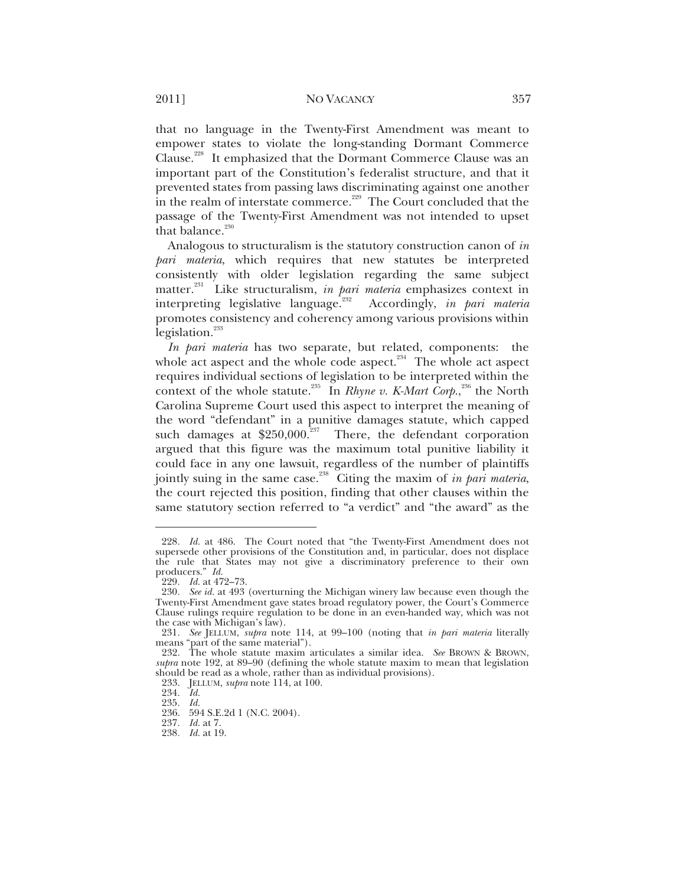that no language in the Twenty-First Amendment was meant to empower states to violate the long-standing Dormant Commerce Clause.[228] It emphasized that the Dormant Commerce Clause was an important part of the Constitution's federalist structure, and that it prevented states from passing laws discriminating against one another in the realm of interstate commerce.[229] The Court concluded that the passage of the Twenty-First Amendment was not intended to upset that balance.[230]

Analogous to structuralism is the statutory construction canon of *in pari materia*, which requires that new statutes be interpreted consistently with older legislation regarding the same subject matter.[231] Like structuralism, *in pari materia* emphasizes context in interpreting legislative language.[232] Accordingly, *in pari materia* promotes consistency and coherency among various provisions within legislation.[233]

*In pari materia* has two separate, but related, components: the whole act aspect and the whole code aspect.[234] The whole act aspect requires individual sections of legislation to be interpreted within the context of the whole statute.[235] In *Rhyne v. K-Mart Corp.*,[236] the North Carolina Supreme Court used this aspect to interpret the meaning of the word "defendant" in a punitive damages statute, which capped such damages at $250,000.[237] There, the defendant corporation argued that this figure was the maximum total punitive liability it could face in any one lawsuit, regardless of the number of plaintiffs jointly suing in the same case.[238] Citing the maxim of *in pari materia*, the court rejected this position, finding that other clauses within the same statutory section referred to "a verdict" and "the award" as the

---

228. *Id.* at 486. The Court noted that "the Twenty-First Amendment does not supersede other provisions of the Constitution and, in particular, does not displace the rule that States may not give a discriminatory preference to their own producers." *Id.*

229. *Id.* at 472–73.

230. *See id.* at 493 (overturning the Michigan winery law because even though the Twenty-First Amendment gave states broad regulatory power, the Court's Commerce Clause rulings require regulation to be done in an even-handed way, which was not the case with Michigan's law).

231. *See* JELLUM, *supra* note 114, at 99–100 (noting that *in pari materia* literally means "part of the same material").

232. The whole statute maxim articulates a similar idea. *See* BROWN & BROWN, *supra* note 192, at 89–90 (defining the whole statute maxim to mean that legislation should be read as a whole, rather than as individual provisions).

233. JELLUM, *supra* note 114, at 100.

234. *Id.*

235. *Id.*

236. 594 S.E.2d 1 (N.C. 2004).

237. *Id.* at 7.

238. *Id.* at 19.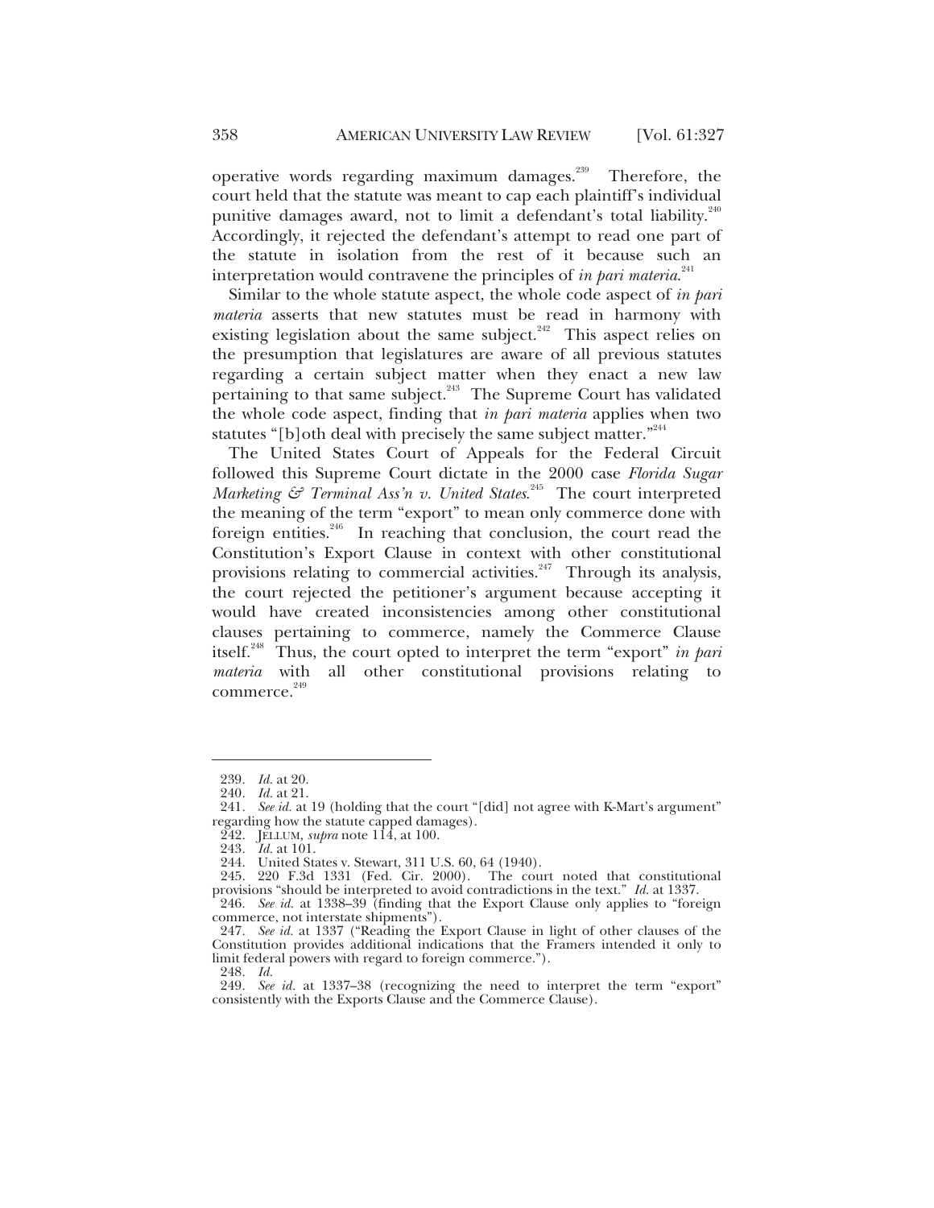operative words regarding maximum damages.[239] Therefore, the court held that the statute was meant to cap each plaintiff's individual punitive damages award, not to limit a defendant's total liability.[240] Accordingly, it rejected the defendant's attempt to read one part of the statute in isolation from the rest of it because such an interpretation would contravene the principles of *in pari materia*.[241]

Similar to the whole statute aspect, the whole code aspect of *in pari materia* asserts that new statutes must be read in harmony with existing legislation about the same subject.[242] This aspect relies on the presumption that legislatures are aware of all previous statutes regarding a certain subject matter when they enact a new law pertaining to that same subject.[243] The Supreme Court has validated the whole code aspect, finding that *in pari materia* applies when two statutes "[b]oth deal with precisely the same subject matter."[244]

The United States Court of Appeals for the Federal Circuit followed this Supreme Court dictate in the 2000 case *Florida Sugar Marketing & Terminal Ass'n v. United States*.[245] The court interpreted the meaning of the term "export" to mean only commerce done with foreign entities.[246] In reaching that conclusion, the court read the Constitution's Export Clause in context with other constitutional provisions relating to commercial activities.[247] Through its analysis, the court rejected the petitioner's argument because accepting it would have created inconsistencies among other constitutional clauses pertaining to commerce, namely the Commerce Clause itself.[248] Thus, the court opted to interpret the term "export" *in pari materia* with all other constitutional provisions relating to commerce.[249]

---

239. *Id.* at 20.

240. *Id.* at 21.

241. *See id.* at 19 (holding that the court "[did] not agree with K-Mart's argument" regarding how the statute capped damages).

242. JELLUM, *supra* note 114, at 100.

243. *Id.* at 101.

244. United States v. Stewart, 311 U.S. 60, 64 (1940).

245. 220 F.3d 1331 (Fed. Cir. 2000). The court noted that constitutional provisions "should be interpreted to avoid contradictions in the text." *Id.* at 1337.

246. *See id.* at 1338–39 (finding that the Export Clause only applies to "foreign commerce, not interstate shipments").

247. *See id.* at 1337 ("Reading the Export Clause in light of other clauses of the Constitution provides additional indications that the Framers intended it only to limit federal powers with regard to foreign commerce.").

248. *Id.*

249. *See id.* at 1337–38 (recognizing the need to interpret the term "export" consistently with the Exports Clause and the Commerce Clause).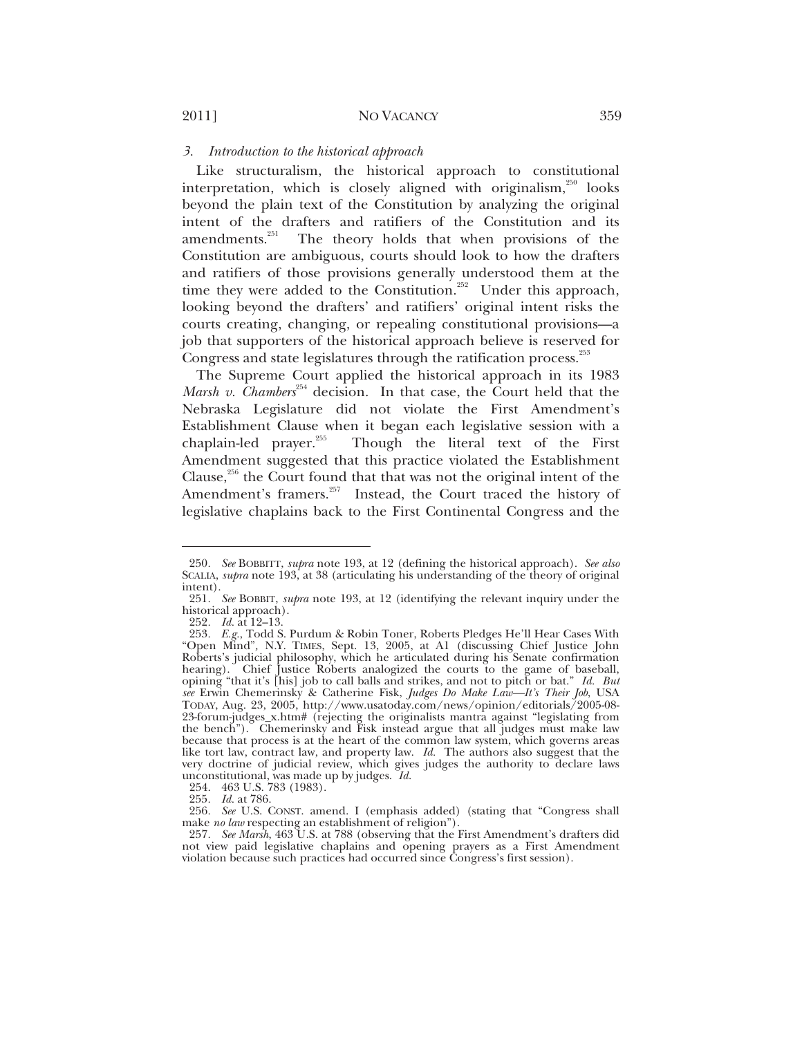### *3. Introduction to the historical approach*

Like structuralism, the historical approach to constitutional interpretation, which is closely aligned with originalism,[250] looks beyond the plain text of the Constitution by analyzing the original intent of the drafters and ratifiers of the Constitution and its amendments.[251] The theory holds that when provisions of the Constitution are ambiguous, courts should look to how the drafters and ratifiers of those provisions generally understood them at the time they were added to the Constitution.[252] Under this approach, looking beyond the drafters' and ratifiers' original intent risks the courts creating, changing, or repealing constitutional provisions—a job that supporters of the historical approach believe is reserved for Congress and state legislatures through the ratification process.[253]

The Supreme Court applied the historical approach in its 1983 *Marsh v. Chambers*[254] decision. In that case, the Court held that the Nebraska Legislature did not violate the First Amendment's Establishment Clause when it began each legislative session with a chaplain-led prayer.[255] Though the literal text of the First Amendment suggested that this practice violated the Establishment Clause,[256] the Court found that that was not the original intent of the Amendment's framers.[257] Instead, the Court traced the history of legislative chaplains back to the First Continental Congress and the

---

250. *See* BOBBITT, *supra* note 193, at 12 (defining the historical approach). *See also* SCALIA, *supra* note 193, at 38 (articulating his understanding of the theory of original intent).

251. *See* BOBBIT, *supra* note 193, at 12 (identifying the relevant inquiry under the historical approach).

252. *Id.* at 12–13.

253. *E.g.*, Todd S. Purdum & Robin Toner, Roberts Pledges He'll Hear Cases With "Open Mind", N.Y. TIMES, Sept. 13, 2005, at A1 (discussing Chief Justice John Roberts's judicial philosophy, which he articulated during his Senate confirmation hearing). Chief Justice Roberts analogized the courts to the game of baseball, opining "that it's [his] job to call balls and strikes, and not to pitch or bat." *Id. But see* Erwin Chemerinsky & Catherine Fisk, *Judges Do Make Law—It's Their Job*, USA TODAY, Aug. 23, 2005, http://www.usatoday.com/news/opinion/editorials/2005-08-23-forum-judges_x.htm# (rejecting the originalists mantra against "legislating from the bench"). Chemerinsky and Fisk instead argue that all judges must make law because that process is at the heart of the common law system, which governs areas like tort law, contract law, and property law. *Id.* The authors also suggest that the very doctrine of judicial review, which gives judges the authority to declare laws unconstitutional, was made up by judges. *Id.*

254. 463 U.S. 783 (1983).

255. *Id.* at 786.

256. *See* U.S. CONST. amend. I (emphasis added) (stating that "Congress shall make *no law* respecting an establishment of religion").

257. *See Marsh*, 463 U.S. at 788 (observing that the First Amendment's drafters did not view paid legislative chaplains and opening prayers as a First Amendment violation because such practices had occurred since Congress's first session).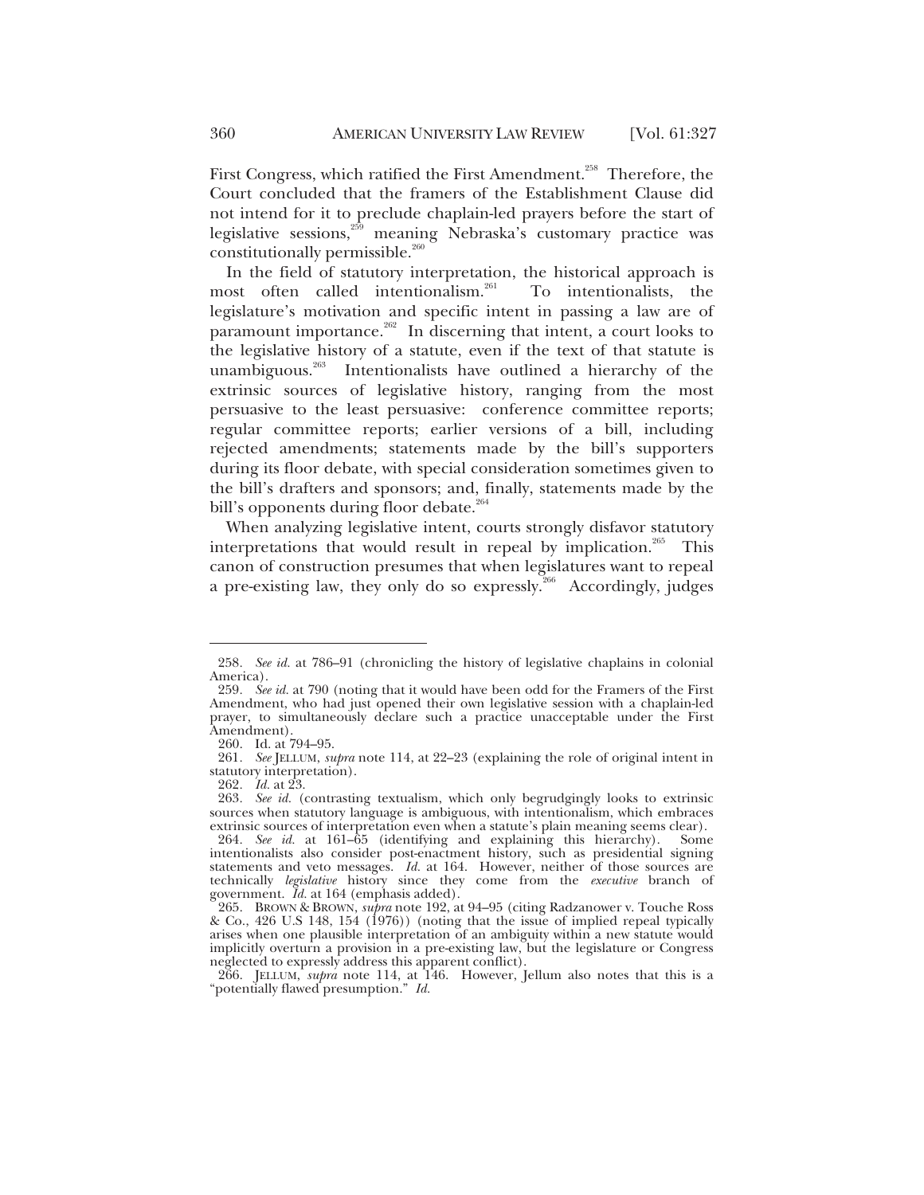First Congress, which ratified the First Amendment.[258] Therefore, the Court concluded that the framers of the Establishment Clause did not intend for it to preclude chaplain-led prayers before the start of legislative sessions,[259] meaning Nebraska's customary practice was constitutionally permissible.[260]

In the field of statutory interpretation, the historical approach is most often called intentionalism.[261] To intentionalists, the legislature's motivation and specific intent in passing a law are of paramount importance.[262] In discerning that intent, a court looks to the legislative history of a statute, even if the text of that statute is unambiguous.[263] Intentionalists have outlined a hierarchy of the extrinsic sources of legislative history, ranging from the most persuasive to the least persuasive: conference committee reports; regular committee reports; earlier versions of a bill, including rejected amendments; statements made by the bill's supporters during its floor debate, with special consideration sometimes given to the bill's drafters and sponsors; and, finally, statements made by the bill's opponents during floor debate.[264]

When analyzing legislative intent, courts strongly disfavor statutory interpretations that would result in repeal by implication.[265] This canon of construction presumes that when legislatures want to repeal a pre-existing law, they only do so expressly.[266] Accordingly, judges

---

258. *See id.* at 786–91 (chronicling the history of legislative chaplains in colonial America).

259. *See id.* at 790 (noting that it would have been odd for the Framers of the First Amendment, who had just opened their own legislative session with a chaplain-led prayer, to simultaneously declare such a practice unacceptable under the First Amendment).

260. Id. at 794–95.

261. *See* JELLUM, *supra* note 114, at 22–23 (explaining the role of original intent in statutory interpretation).

262. *Id.* at 23.

263. *See id.* (contrasting textualism, which only begrudgingly looks to extrinsic sources when statutory language is ambiguous, with intentionalism, which embraces extrinsic sources of interpretation even when a statute's plain meaning seems clear).

264. *See id.* at 161–65 (identifying and explaining this hierarchy). Some intentionalists also consider post-enactment history, such as presidential signing statements and veto messages. *Id.* at 164. However, neither of those sources are technically *legislative* history since they come from the *executive* branch of government. *Id.* at 164 (emphasis added).

265. BROWN & BROWN, *supra* note 192, at 94–95 (citing Radzanower v. Touche Ross & Co., 426 U.S 148, 154 (1976)) (noting that the issue of implied repeal typically arises when one plausible interpretation of an ambiguity within a new statute would implicitly overturn a provision in a pre-existing law, but the legislature or Congress neglected to expressly address this apparent conflict).

266. JELLUM, *supra* note 114, at 146. However, Jellum also notes that this is a "potentially flawed presumption." *Id.*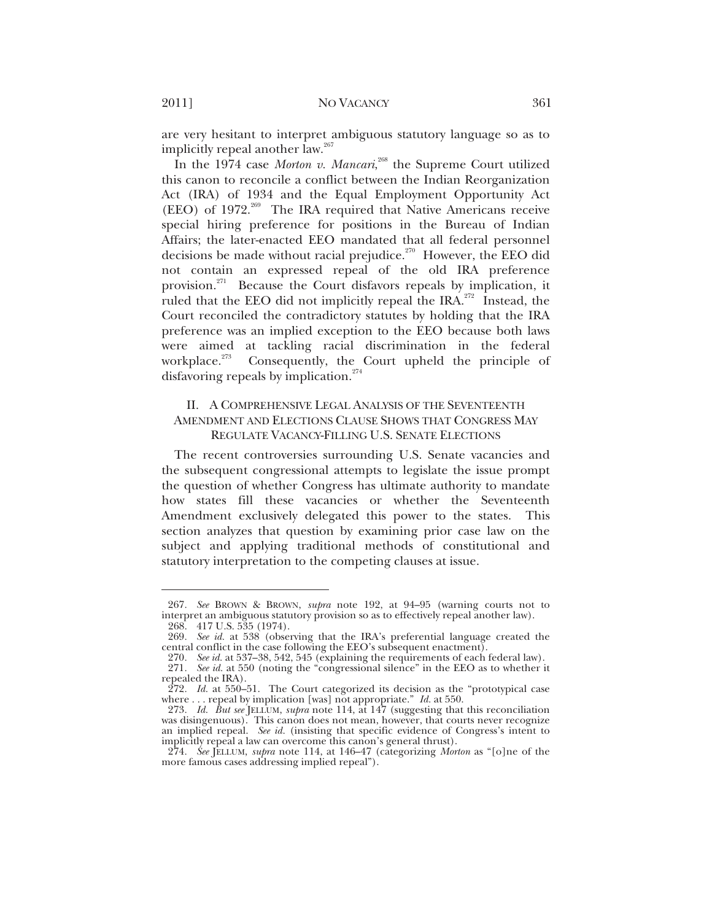are very hesitant to interpret ambiguous statutory language so as to implicitly repeal another law.[267]

In the 1974 case *Morton v. Mancari*,[268] the Supreme Court utilized this canon to reconcile a conflict between the Indian Reorganization Act (IRA) of 1934 and the Equal Employment Opportunity Act (EEO) of 1972.[269] The IRA required that Native Americans receive special hiring preference for positions in the Bureau of Indian Affairs; the later-enacted EEO mandated that all federal personnel decisions be made without racial prejudice.[270] However, the EEO did not contain an expressed repeal of the old IRA preference provision.[271] Because the Court disfavors repeals by implication, it ruled that the EEO did not implicitly repeal the IRA.[272] Instead, the Court reconciled the contradictory statutes by holding that the IRA preference was an implied exception to the EEO because both laws were aimed at tackling racial discrimination in the federal workplace.[273] Consequently, the Court upheld the principle of disfavoring repeals by implication.[274]

## II. A COMPREHENSIVE LEGAL ANALYSIS OF THE SEVENTEENTH AMENDMENT AND ELECTIONS CLAUSE SHOWS THAT CONGRESS MAY REGULATE VACANCY-FILLING U.S. SENATE ELECTIONS

The recent controversies surrounding U.S. Senate vacancies and the subsequent congressional attempts to legislate the issue prompt the question of whether Congress has ultimate authority to mandate how states fill these vacancies or whether the Seventeenth Amendment exclusively delegated this power to the states. This section analyzes that question by examining prior case law on the subject and applying traditional methods of constitutional and statutory interpretation to the competing clauses at issue.

---

267. *See* BROWN & BROWN, *supra* note 192, at 94–95 (warning courts not to interpret an ambiguous statutory provision so as to effectively repeal another law).

268. 417 U.S. 535 (1974).

269. *See id.* at 538 (observing that the IRA's preferential language created the central conflict in the case following the EEO's subsequent enactment).

270. *See id.* at 537–38, 542, 545 (explaining the requirements of each federal law).

271. *See id.* at 550 (noting the "congressional silence" in the EEO as to whether it repealed the IRA).

272. *Id.* at 550–51. The Court categorized its decision as the "prototypical case where . . . repeal by implication [was] not appropriate." *Id.* at 550.

273. *Id. But see* JELLUM, *supra* note 114, at 147 (suggesting that this reconciliation was disingenuous). This canon does not mean, however, that courts never recognize an implied repeal. *See id.* (insisting that specific evidence of Congress's intent to implicitly repeal a law can overcome this canon's general thrust).

274. *See* JELLUM, *supra* note 114, at 146–47 (categorizing *Morton* as "[o]ne of the more famous cases addressing implied repeal").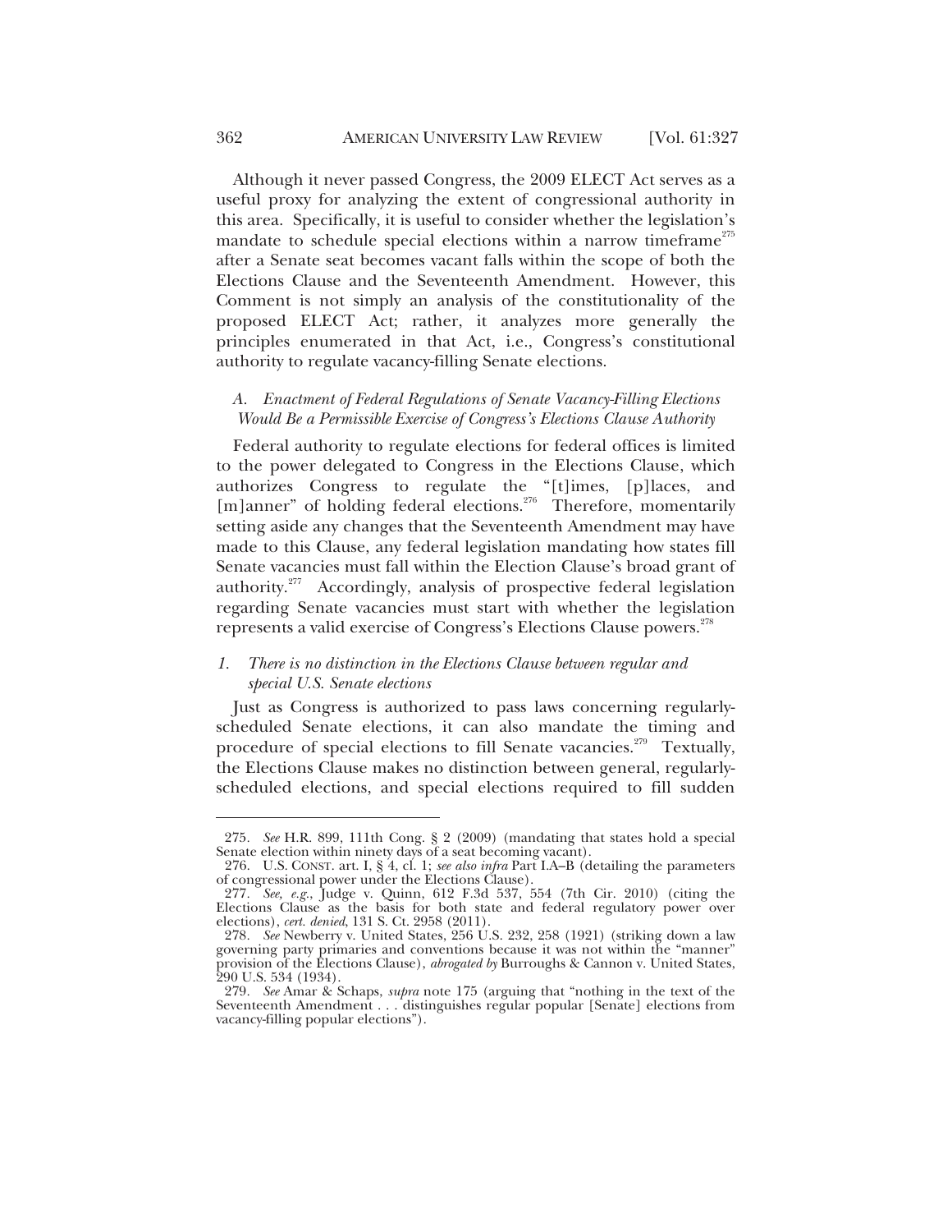Although it never passed Congress, the 2009 ELECT Act serves as a useful proxy for analyzing the extent of congressional authority in this area. Specifically, it is useful to consider whether the legislation's mandate to schedule special elections within a narrow timeframe[275] after a Senate seat becomes vacant falls within the scope of both the Elections Clause and the Seventeenth Amendment. However, this Comment is not simply an analysis of the constitutionality of the proposed ELECT Act; rather, it analyzes more generally the principles enumerated in that Act, i.e., Congress's constitutional authority to regulate vacancy-filling Senate elections.

### *A. Enactment of Federal Regulations of Senate Vacancy-Filling Elections Would Be a Permissible Exercise of Congress's Elections Clause Authority*

Federal authority to regulate elections for federal offices is limited to the power delegated to Congress in the Elections Clause, which authorizes Congress to regulate the "[t]imes, [p]laces, and [m]anner" of holding federal elections.[276] Therefore, momentarily setting aside any changes that the Seventeenth Amendment may have made to this Clause, any federal legislation mandating how states fill Senate vacancies must fall within the Election Clause's broad grant of authority.[277] Accordingly, analysis of prospective federal legislation regarding Senate vacancies must start with whether the legislation represents a valid exercise of Congress's Elections Clause powers.[278]

#### *1. There is no distinction in the Elections Clause between regular and special U.S. Senate elections*

Just as Congress is authorized to pass laws concerning regularly-scheduled Senate elections, it can also mandate the timing and procedure of special elections to fill Senate vacancies.[279] Textually, the Elections Clause makes no distinction between general, regularly-scheduled elections, and special elections required to fill sudden

---

275. *See* H.R. 899, 111th Cong. § 2 (2009) (mandating that states hold a special Senate election within ninety days of a seat becoming vacant).

276. U.S. CONST. art. I, § 4, cl. 1; *see also infra* Part I.A–B (detailing the parameters of congressional power under the Elections Clause).

277. *See, e.g.*, Judge v. Quinn, 612 F.3d 537, 554 (7th Cir. 2010) (citing the Elections Clause as the basis for both state and federal regulatory power over elections), *cert. denied*, 131 S. Ct. 2958 (2011).

278. *See* Newberry v. United States, 256 U.S. 232, 258 (1921) (striking down a law governing party primaries and conventions because it was not within the "manner" provision of the Elections Clause), *abrogated by* Burroughs & Cannon v. United States, 290 U.S. 534 (1934).

279. *See* Amar & Schaps, *supra* note 175 (arguing that "nothing in the text of the Seventeenth Amendment . . . distinguishes regular popular [Senate] elections from vacancy-filling popular elections").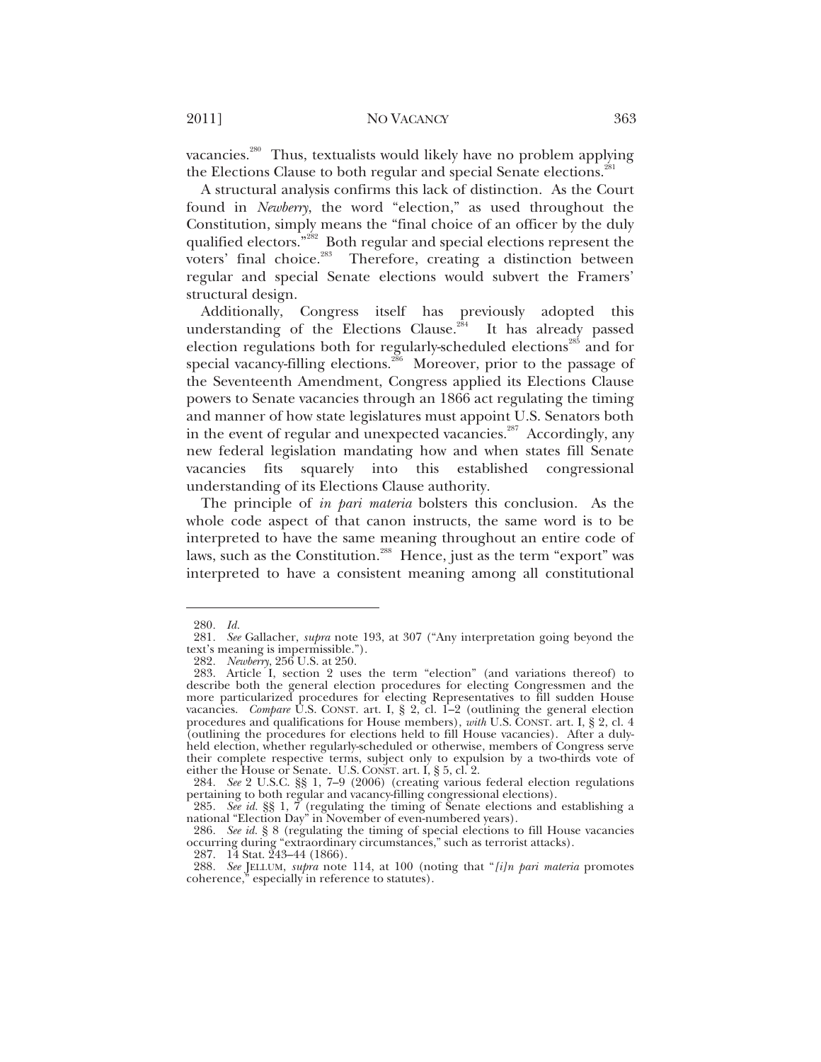vacancies.[280] Thus, textualists would likely have no problem applying the Elections Clause to both regular and special Senate elections.[281]

A structural analysis confirms this lack of distinction. As the Court found in *Newberry*, the word "election," as used throughout the Constitution, simply means the "final choice of an officer by the duly qualified electors."[282] Both regular and special elections represent the voters' final choice.[283] Therefore, creating a distinction between regular and special Senate elections would subvert the Framers' structural design.

Additionally, Congress itself has previously adopted this understanding of the Elections Clause.[284] It has already passed election regulations both for regularly-scheduled elections[285] and for special vacancy-filling elections.[286] Moreover, prior to the passage of the Seventeenth Amendment, Congress applied its Elections Clause powers to Senate vacancies through an 1866 act regulating the timing and manner of how state legislatures must appoint U.S. Senators both in the event of regular and unexpected vacancies.[287] Accordingly, any new federal legislation mandating how and when states fill Senate vacancies fits squarely into this established congressional understanding of its Elections Clause authority.

The principle of *in pari materia* bolsters this conclusion. As the whole code aspect of that canon instructs, the same word is to be interpreted to have the same meaning throughout an entire code of laws, such as the Constitution.[288] Hence, just as the term "export" was interpreted to have a consistent meaning among all constitutional

---

280. *Id.*

281. *See* Gallacher, *supra* note 193, at 307 ("Any interpretation going beyond the text's meaning is impermissible.").

282. *Newberry*, 256 U.S. at 250.

283. Article I, section 2 uses the term "election" (and variations thereof) to describe both the general election procedures for electing Congressmen and the more particularized procedures for electing Representatives to fill sudden House vacancies. *Compare* U.S. CONST. art. I, § 2, cl. 1–2 (outlining the general election procedures and qualifications for House members), *with* U.S. CONST. art. I, § 2, cl. 4 (outlining the procedures for elections held to fill House vacancies). After a duly-held election, whether regularly-scheduled or otherwise, members of Congress serve their complete respective terms, subject only to expulsion by a two-thirds vote of either the House or Senate. U.S. CONST. art. I, § 5, cl. 2.

284. *See* 2 U.S.C. §§ 1, 7–9 (2006) (creating various federal election regulations pertaining to both regular and vacancy-filling congressional elections).

285. *See id.* §§ 1, 7 (regulating the timing of Senate elections and establishing a national "Election Day" in November of even-numbered years).

286. *See id.* § 8 (regulating the timing of special elections to fill House vacancies occurring during "extraordinary circumstances," such as terrorist attacks).

287. 14 Stat. 243–44 (1866).

288. *See* JELLUM, *supra* note 114, at 100 (noting that "*[i]n pari materia* promotes coherence," especially in reference to statutes).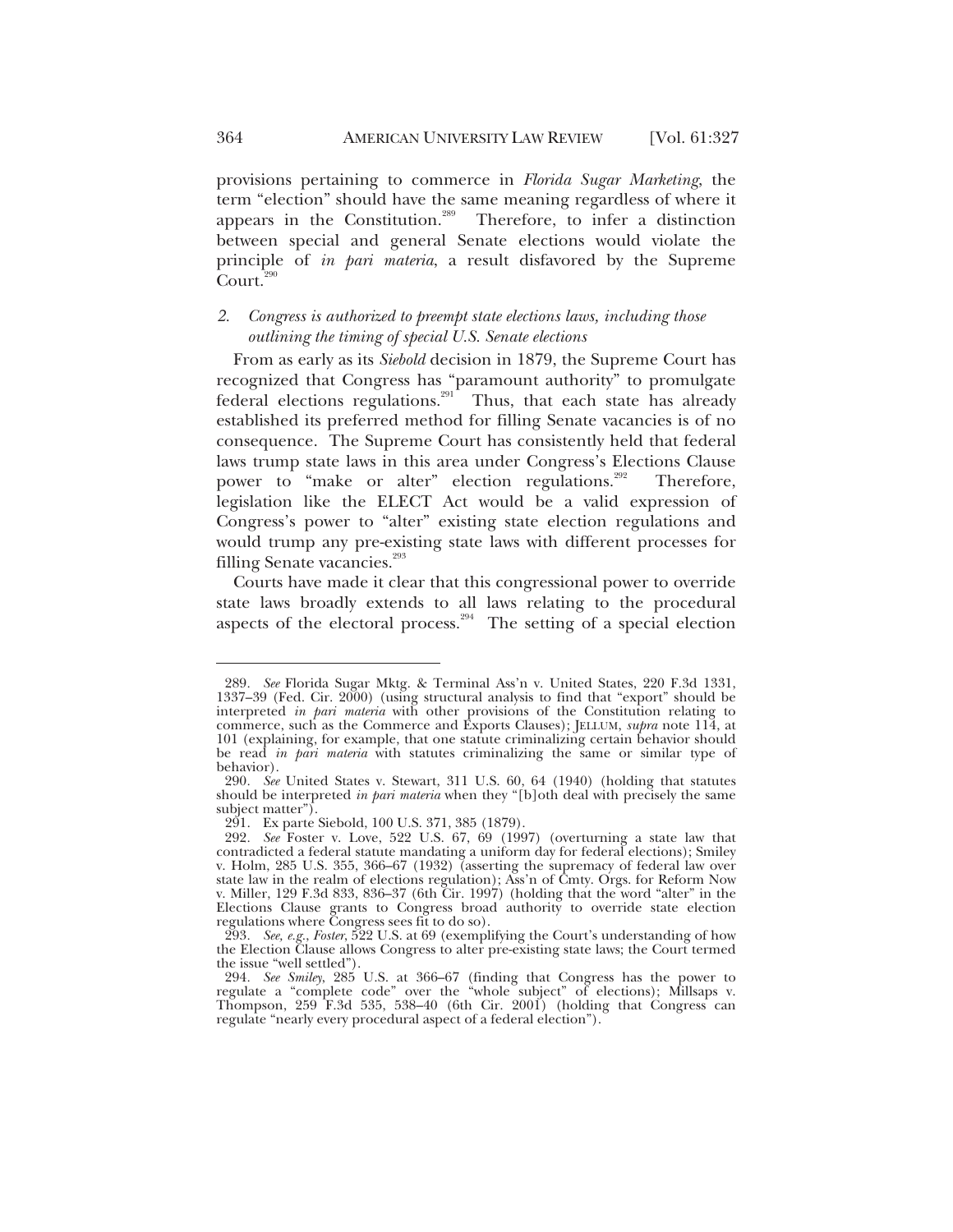provisions pertaining to commerce in *Florida Sugar Marketing*, the term "election" should have the same meaning regardless of where it appears in the Constitution.[289] Therefore, to infer a distinction between special and general Senate elections would violate the principle of *in pari materia*, a result disfavored by the Supreme Court.[290]

### *2. Congress is authorized to preempt state elections laws, including those outlining the timing of special U.S. Senate elections*

From as early as its *Siebold* decision in 1879, the Supreme Court has recognized that Congress has "paramount authority" to promulgate federal elections regulations.[291] Thus, that each state has already established its preferred method for filling Senate vacancies is of no consequence. The Supreme Court has consistently held that federal laws trump state laws in this area under Congress's Elections Clause power to "make or alter" election regulations.[292] Therefore, legislation like the ELECT Act would be a valid expression of Congress's power to "alter" existing state election regulations and would trump any pre-existing state laws with different processes for filling Senate vacancies.[293]

Courts have made it clear that this congressional power to override state laws broadly extends to all laws relating to the procedural aspects of the electoral process.[294] The setting of a special election

---

289. *See* Florida Sugar Mktg. & Terminal Ass'n v. United States, 220 F.3d 1331, 1337–39 (Fed. Cir. 2000) (using structural analysis to find that "export" should be interpreted *in pari materia* with other provisions of the Constitution relating to commerce, such as the Commerce and Exports Clauses); JELLUM, *supra* note 114, at 101 (explaining, for example, that one statute criminalizing certain behavior should be read *in pari materia* with statutes criminalizing the same or similar type of behavior).

290. *See* United States v. Stewart, 311 U.S. 60, 64 (1940) (holding that statutes should be interpreted *in pari materia* when they "[b]oth deal with precisely the same subject matter").

291. Ex parte Siebold, 100 U.S. 371, 385 (1879).

292. *See* Foster v. Love, 522 U.S. 67, 69 (1997) (overturning a state law that contradicted a federal statute mandating a uniform day for federal elections); Smiley v. Holm, 285 U.S. 355, 366–67 (1932) (asserting the supremacy of federal law over state law in the realm of elections regulation); Ass'n of Cmty. Orgs. for Reform Now v. Miller, 129 F.3d 833, 836–37 (6th Cir. 1997) (holding that the word "alter" in the Elections Clause grants to Congress broad authority to override state election regulations where Congress sees fit to do so).

293. *See, e.g.*, *Foster*, 522 U.S. at 69 (exemplifying the Court's understanding of how the Election Clause allows Congress to alter pre-existing state laws; the Court termed the issue "well settled").

294. *See Smiley*, 285 U.S. at 366–67 (finding that Congress has the power to regulate a "complete code" over the "whole subject" of elections); Millsaps v. Thompson, 259 F.3d 535, 538–40 (6th Cir. 2001) (holding that Congress can regulate "nearly every procedural aspect of a federal election").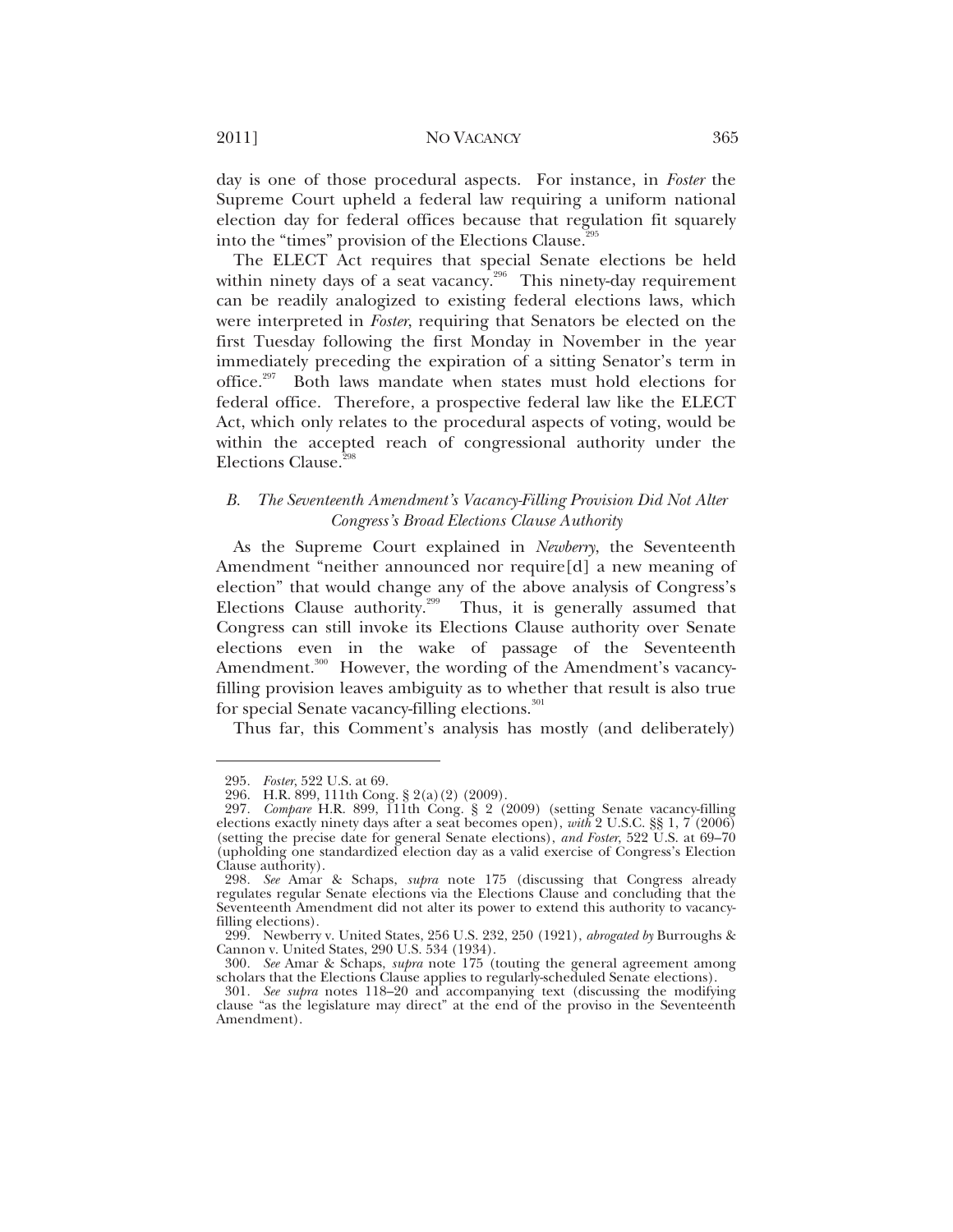day is one of those procedural aspects. For instance, in *Foster* the Supreme Court upheld a federal law requiring a uniform national election day for federal offices because that regulation fit squarely into the "times" provision of the Elections Clause.[295]

The ELECT Act requires that special Senate elections be held within ninety days of a seat vacancy.[296] This ninety-day requirement can be readily analogized to existing federal elections laws, which were interpreted in *Foster*, requiring that Senators be elected on the first Tuesday following the first Monday in November in the year immediately preceding the expiration of a sitting Senator's term in office.[297] Both laws mandate when states must hold elections for federal office. Therefore, a prospective federal law like the ELECT Act, which only relates to the procedural aspects of voting, would be within the accepted reach of congressional authority under the Elections Clause.[298]

### *B. The Seventeenth Amendment's Vacancy-Filling Provision Did Not Alter Congress's Broad Elections Clause Authority*

As the Supreme Court explained in *Newberry*, the Seventeenth Amendment "neither announced nor require[d] a new meaning of election" that would change any of the above analysis of Congress's Elections Clause authority.[299] Thus, it is generally assumed that Congress can still invoke its Elections Clause authority over Senate elections even in the wake of passage of the Seventeenth Amendment.[300] However, the wording of the Amendment's vacancy-filling provision leaves ambiguity as to whether that result is also true for special Senate vacancy-filling elections.[301]

Thus far, this Comment's analysis has mostly (and deliberately)

---

295. *Foster*, 522 U.S. at 69.

296. H.R. 899, 111th Cong. § 2(a)(2) (2009).

297. *Compare* H.R. 899, 111th Cong. § 2 (2009) (setting Senate vacancy-filling elections exactly ninety days after a seat becomes open), *with* 2 U.S.C. §§ 1, 7 (2006) (setting the precise date for general Senate elections), *and Foster*, 522 U.S. at 69–70 (upholding one standardized election day as a valid exercise of Congress's Election Clause authority).

298. *See* Amar & Schaps, *supra* note 175 (discussing that Congress already regulates regular Senate elections via the Elections Clause and concluding that the Seventeenth Amendment did not alter its power to extend this authority to vacancy-filling elections).

299. Newberry v. United States, 256 U.S. 232, 250 (1921), *abrogated by* Burroughs & Cannon v. United States, 290 U.S. 534 (1934).

300. *See* Amar & Schaps, *supra* note 175 (touting the general agreement among scholars that the Elections Clause applies to regularly-scheduled Senate elections).

301. *See supra* notes 118–20 and accompanying text (discussing the modifying clause "as the legislature may direct" at the end of the proviso in the Seventeenth Amendment).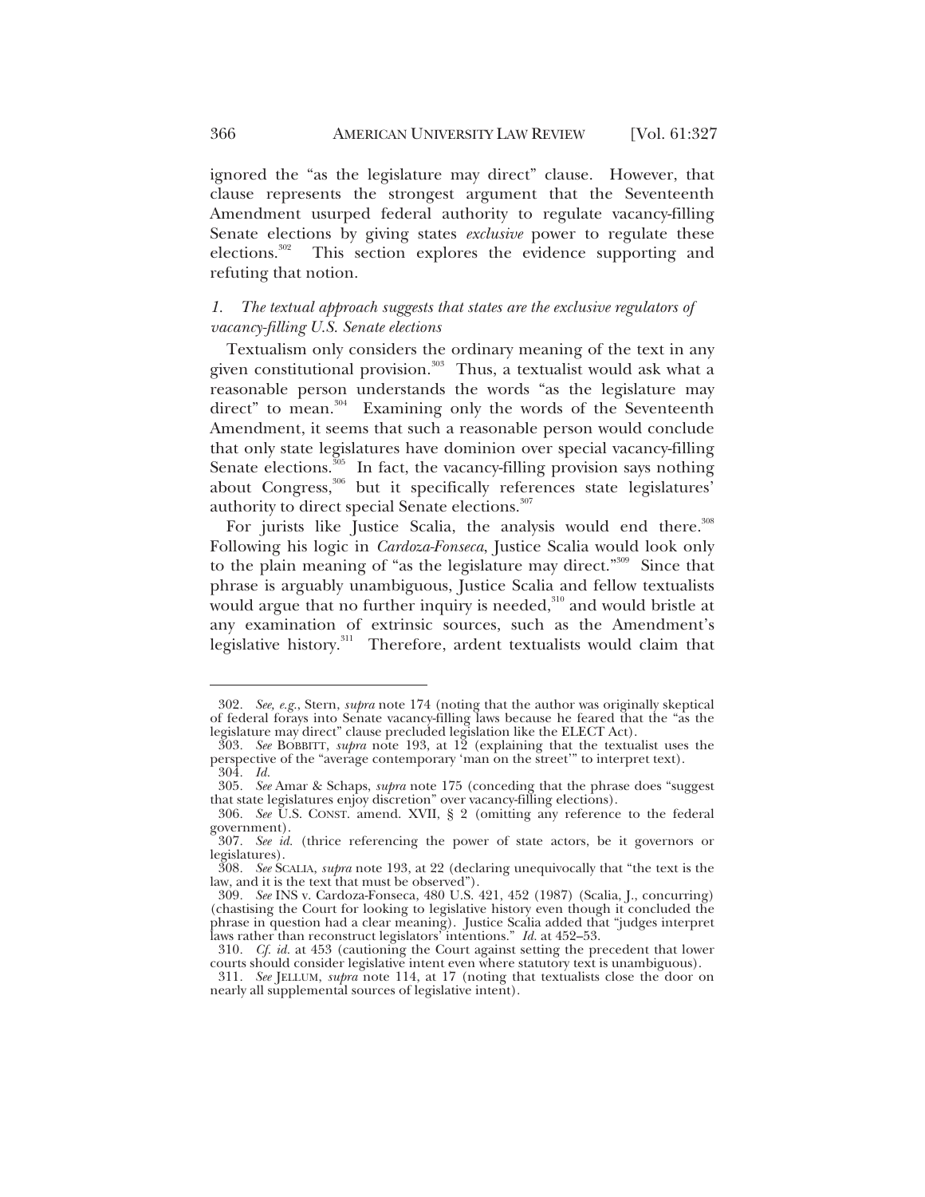ignored the "as the legislature may direct" clause. However, that clause represents the strongest argument that the Seventeenth Amendment usurped federal authority to regulate vacancy-filling Senate elections by giving states *exclusive* power to regulate these elections.[302] This section explores the evidence supporting and refuting that notion.

### 1. *The textual approach suggests that states are the exclusive regulators of vacancy-filling U.S. Senate elections*

Textualism only considers the ordinary meaning of the text in any given constitutional provision.[303] Thus, a textualist would ask what a reasonable person understands the words "as the legislature may direct" to mean.[304] Examining only the words of the Seventeenth Amendment, it seems that such a reasonable person would conclude that only state legislatures have dominion over special vacancy-filling Senate elections.[305] In fact, the vacancy-filling provision says nothing about Congress,[306] but it specifically references state legislatures' authority to direct special Senate elections.[307]

For jurists like Justice Scalia, the analysis would end there.[308] Following his logic in *Cardoza-Fonseca*, Justice Scalia would look only to the plain meaning of "as the legislature may direct."[309] Since that phrase is arguably unambiguous, Justice Scalia and fellow textualists would argue that no further inquiry is needed,[310] and would bristle at any examination of extrinsic sources, such as the Amendment's legislative history.[311] Therefore, ardent textualists would claim that

---

302. *See, e.g.*, Stern, *supra* note 174 (noting that the author was originally skeptical of federal forays into Senate vacancy-filling laws because he feared that the "as the legislature may direct" clause precluded legislation like the ELECT Act).

303. *See* BOBBITT, *supra* note 193, at 12 (explaining that the textualist uses the perspective of the "average contemporary 'man on the street'" to interpret text).

304. *Id.*

305. *See* Amar & Schaps, *supra* note 175 (conceding that the phrase does "suggest that state legislatures enjoy discretion" over vacancy-filling elections).

306. *See* U.S. CONST. amend. XVII, § 2 (omitting any reference to the federal government).

307. *See id.* (thrice referencing the power of state actors, be it governors or legislatures).

308. *See* SCALIA, *supra* note 193, at 22 (declaring unequivocally that "the text is the law, and it is the text that must be observed").

309. *See* INS v. Cardoza-Fonseca, 480 U.S. 421, 452 (1987) (Scalia, J., concurring) (chastising the Court for looking to legislative history even though it concluded the phrase in question had a clear meaning). Justice Scalia added that "judges interpret laws rather than reconstruct legislators' intentions." *Id.* at 452–53.

310. *Cf. id.* at 453 (cautioning the Court against setting the precedent that lower courts should consider legislative intent even where statutory text is unambiguous).

311. *See* JELLUM, *supra* note 114, at 17 (noting that textualists close the door on nearly all supplemental sources of legislative intent).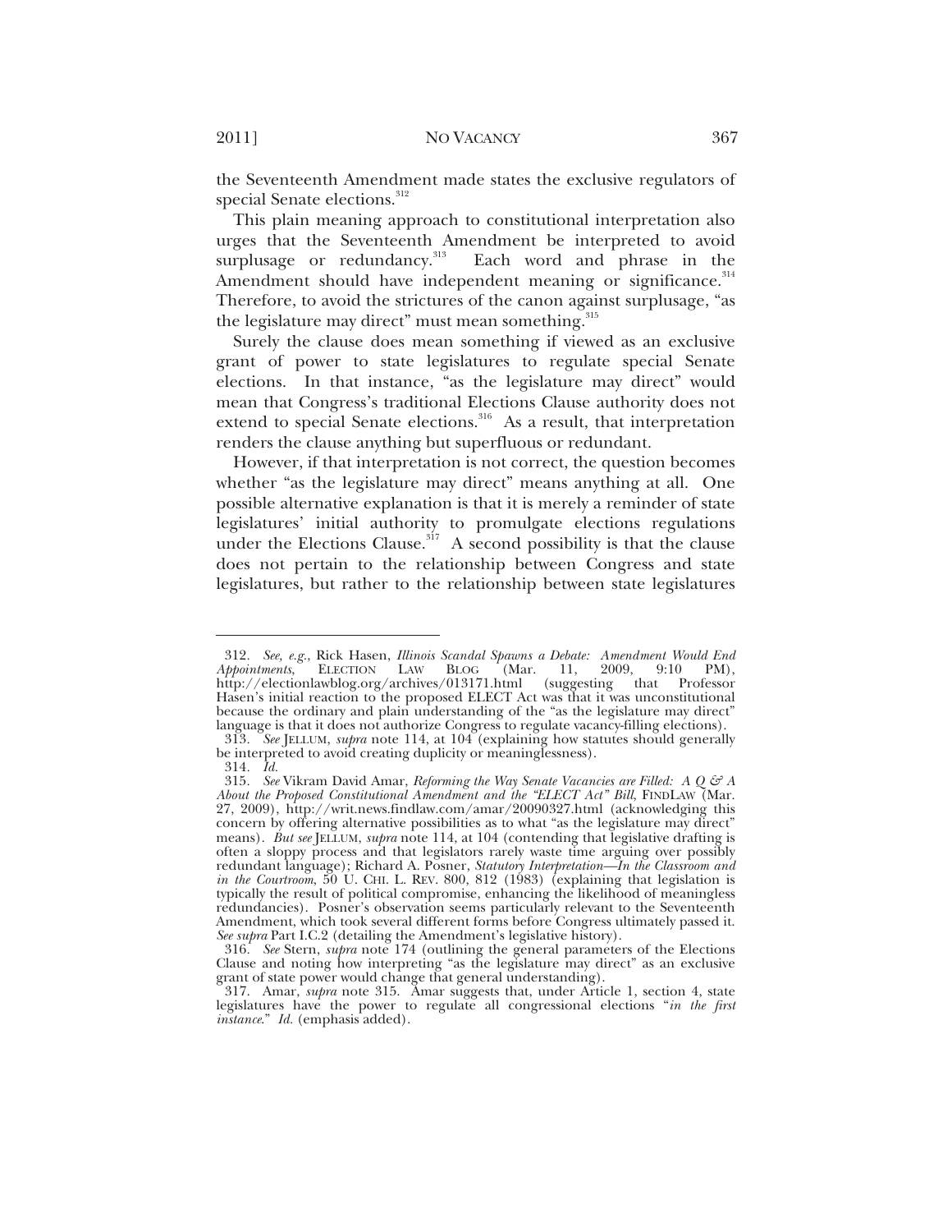the Seventeenth Amendment made states the exclusive regulators of special Senate elections.[312]

This plain meaning approach to constitutional interpretation also urges that the Seventeenth Amendment be interpreted to avoid surplusage or redundancy.[313] Each word and phrase in the Amendment should have independent meaning or significance.[314] Therefore, to avoid the strictures of the canon against surplusage, "as the legislature may direct" must mean something.[315]

Surely the clause does mean something if viewed as an exclusive grant of power to state legislatures to regulate special Senate elections. In that instance, "as the legislature may direct" would mean that Congress's traditional Elections Clause authority does not extend to special Senate elections.[316] As a result, that interpretation renders the clause anything but superfluous or redundant.

However, if that interpretation is not correct, the question becomes whether "as the legislature may direct" means anything at all. One possible alternative explanation is that it is merely a reminder of state legislatures' initial authority to promulgate elections regulations under the Elections Clause.[317] A second possibility is that the clause does not pertain to the relationship between Congress and state legislatures, but rather to the relationship between state legislatures

---

312. *See, e.g.*, Rick Hasen, *Illinois Scandal Spawns a Debate: Amendment Would End Appointments*, ELECTION LAW BLOG (Mar. 11, 2009, 9:10 PM), http://electionlawblog.org/archives/013171.html (suggesting that Professor Hasen's initial reaction to the proposed ELECT Act was that it was unconstitutional because the ordinary and plain understanding of the "as the legislature may direct" language is that it does not authorize Congress to regulate vacancy-filling elections).

313. *See* JELLUM, *supra* note 114, at 104 (explaining how statutes should generally be interpreted to avoid creating duplicity or meaninglessness).

314. *Id.*

315. *See* Vikram David Amar, *Reforming the Way Senate Vacancies are Filled: A Q & A About the Proposed Constitutional Amendment and the "ELECT Act" Bill*, FINDLAW (Mar. 27, 2009), http://writ.news.findlaw.com/amar/20090327.html (acknowledging this concern by offering alternative possibilities as to what "as the legislature may direct" means). *But see* JELLUM, *supra* note 114, at 104 (contending that legislative drafting is often a sloppy process and that legislators rarely waste time arguing over possibly redundant language); Richard A. Posner, *Statutory Interpretation—In the Classroom and in the Courtroom*, 50 U. CHI. L. REV. 800, 812 (1983) (explaining that legislation is typically the result of political compromise, enhancing the likelihood of meaningless redundancies). Posner's observation seems particularly relevant to the Seventeenth Amendment, which took several different forms before Congress ultimately passed it. *See supra* Part I.C.2 (detailing the Amendment's legislative history).

316. *See* Stern, *supra* note 174 (outlining the general parameters of the Elections Clause and noting how interpreting "as the legislature may direct" as an exclusive grant of state power would change that general understanding).

317. Amar, *supra* note 315. Amar suggests that, under Article 1, section 4, state legislatures have the power to regulate all congressional elections "*in the first instance*." *Id.* (emphasis added).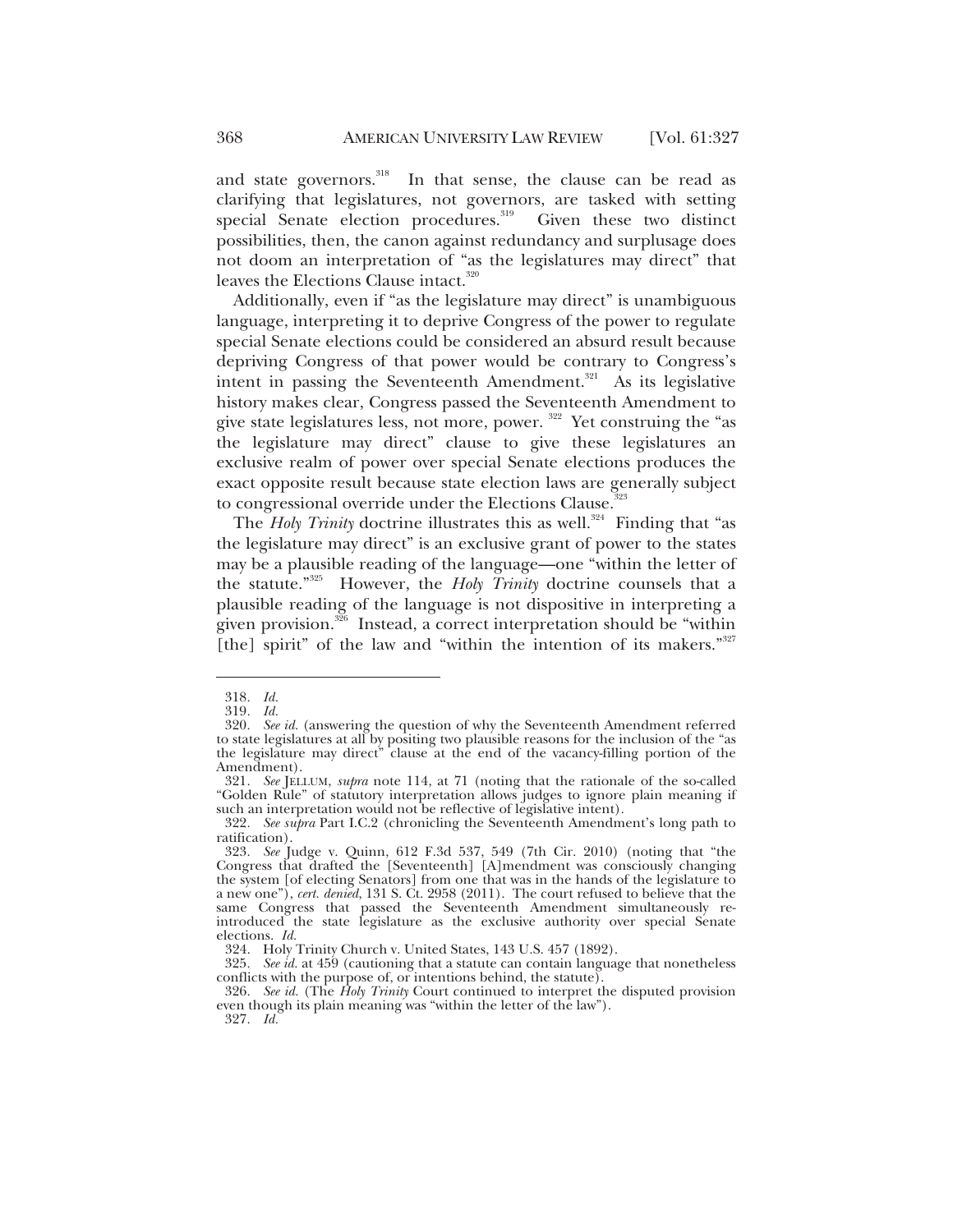and state governors.[318] In that sense, the clause can be read as clarifying that legislatures, not governors, are tasked with setting special Senate election procedures.[319] Given these two distinct possibilities, then, the canon against redundancy and surplusage does not doom an interpretation of "as the legislatures may direct" that leaves the Elections Clause intact.[320]

Additionally, even if "as the legislature may direct" is unambiguous language, interpreting it to deprive Congress of the power to regulate special Senate elections could be considered an absurd result because depriving Congress of that power would be contrary to Congress's intent in passing the Seventeenth Amendment.[321] As its legislative history makes clear, Congress passed the Seventeenth Amendment to give state legislatures less, not more, power.[322] Yet construing the "as the legislature may direct" clause to give these legislatures an exclusive realm of power over special Senate elections produces the exact opposite result because state election laws are generally subject to congressional override under the Elections Clause.[323]

The *Holy Trinity* doctrine illustrates this as well.[324] Finding that "as the legislature may direct" is an exclusive grant of power to the states may be a plausible reading of the language—one "within the letter of the statute."[325] However, the *Holy Trinity* doctrine counsels that a plausible reading of the language is not dispositive in interpreting a given provision.[326] Instead, a correct interpretation should be "within [the] spirit" of the law and "within the intention of its makers."[327]

---

318. *Id.*

319. *Id.*

320. *See id.* (answering the question of why the Seventeenth Amendment referred to state legislatures at all by positing two plausible reasons for the inclusion of the "as the legislature may direct" clause at the end of the vacancy-filling portion of the Amendment).

321. *See* JELLUM, *supra* note 114, at 71 (noting that the rationale of the so-called "Golden Rule" of statutory interpretation allows judges to ignore plain meaning if such an interpretation would not be reflective of legislative intent).

322. *See supra* Part I.C.2 (chronicling the Seventeenth Amendment's long path to ratification).

323. *See* Judge v. Quinn, 612 F.3d 537, 549 (7th Cir. 2010) (noting that "the Congress that drafted the [Seventeenth] [A]mendment was consciously changing the system [of electing Senators] from one that was in the hands of the legislature to a new one"), *cert. denied*, 131 S. Ct. 2958 (2011). The court refused to believe that the same Congress that passed the Seventeenth Amendment simultaneously re-introduced the state legislature as the exclusive authority over special Senate elections. *Id.*

324. Holy Trinity Church v. United States, 143 U.S. 457 (1892).

325. *See id.* at 459 (cautioning that a statute can contain language that nonetheless conflicts with the purpose of, or intentions behind, the statute).

326. *See id.* (The *Holy Trinity* Court continued to interpret the disputed provision even though its plain meaning was "within the letter of the law").

327. *Id.*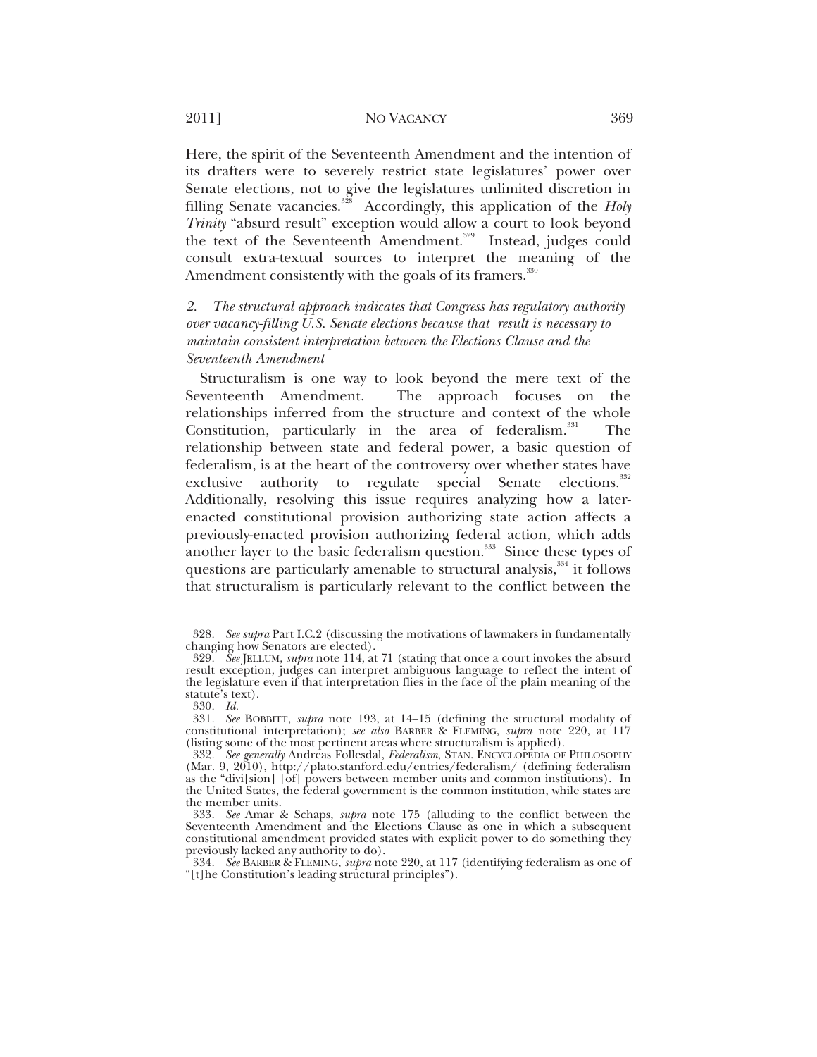Here, the spirit of the Seventeenth Amendment and the intention of its drafters were to severely restrict state legislatures' power over Senate elections, not to give the legislatures unlimited discretion in filling Senate vacancies.[328] Accordingly, this application of the *Holy Trinity* "absurd result" exception would allow a court to look beyond the text of the Seventeenth Amendment.[329] Instead, judges could consult extra-textual sources to interpret the meaning of the Amendment consistently with the goals of its framers.[330]

### *2. The structural approach indicates that Congress has regulatory authority over vacancy-filling U.S. Senate elections because that result is necessary to maintain consistent interpretation between the Elections Clause and the Seventeenth Amendment*

Structuralism is one way to look beyond the mere text of the Seventeenth Amendment. The approach focuses on the relationships inferred from the structure and context of the whole Constitution, particularly in the area of federalism.[331] The relationship between state and federal power, a basic question of federalism, is at the heart of the controversy over whether states have exclusive authority to regulate special Senate elections.[332] Additionally, resolving this issue requires analyzing how a later-enacted constitutional provision authorizing state action affects a previously-enacted provision authorizing federal action, which adds another layer to the basic federalism question.[333] Since these types of questions are particularly amenable to structural analysis,[334] it follows that structuralism is particularly relevant to the conflict between the

---

328. *See supra* Part I.C.2 (discussing the motivations of lawmakers in fundamentally changing how Senators are elected).

329. *See* JELLUM, *supra* note 114, at 71 (stating that once a court invokes the absurd result exception, judges can interpret ambiguous language to reflect the intent of the legislature even if that interpretation flies in the face of the plain meaning of the statute's text).

330. *Id.*

331. *See* BOBBITT, *supra* note 193, at 14–15 (defining the structural modality of constitutional interpretation); *see also* BARBER & FLEMING, *supra* note 220, at 117 (listing some of the most pertinent areas where structuralism is applied).

332. *See generally* Andreas Follesdal, *Federalism*, STAN. ENCYCLOPEDIA OF PHILOSOPHY (Mar. 9, 2010), http://plato.stanford.edu/entries/federalism/ (defining federalism as the "divi[sion] [of] powers between member units and common institutions). In the United States, the federal government is the common institution, while states are the member units.

333. *See* Amar & Schaps, *supra* note 175 (alluding to the conflict between the Seventeenth Amendment and the Elections Clause as one in which a subsequent constitutional amendment provided states with explicit power to do something they previously lacked any authority to do).

334. *See* BARBER & FLEMING, *supra* note 220, at 117 (identifying federalism as one of "[t]he Constitution's leading structural principles").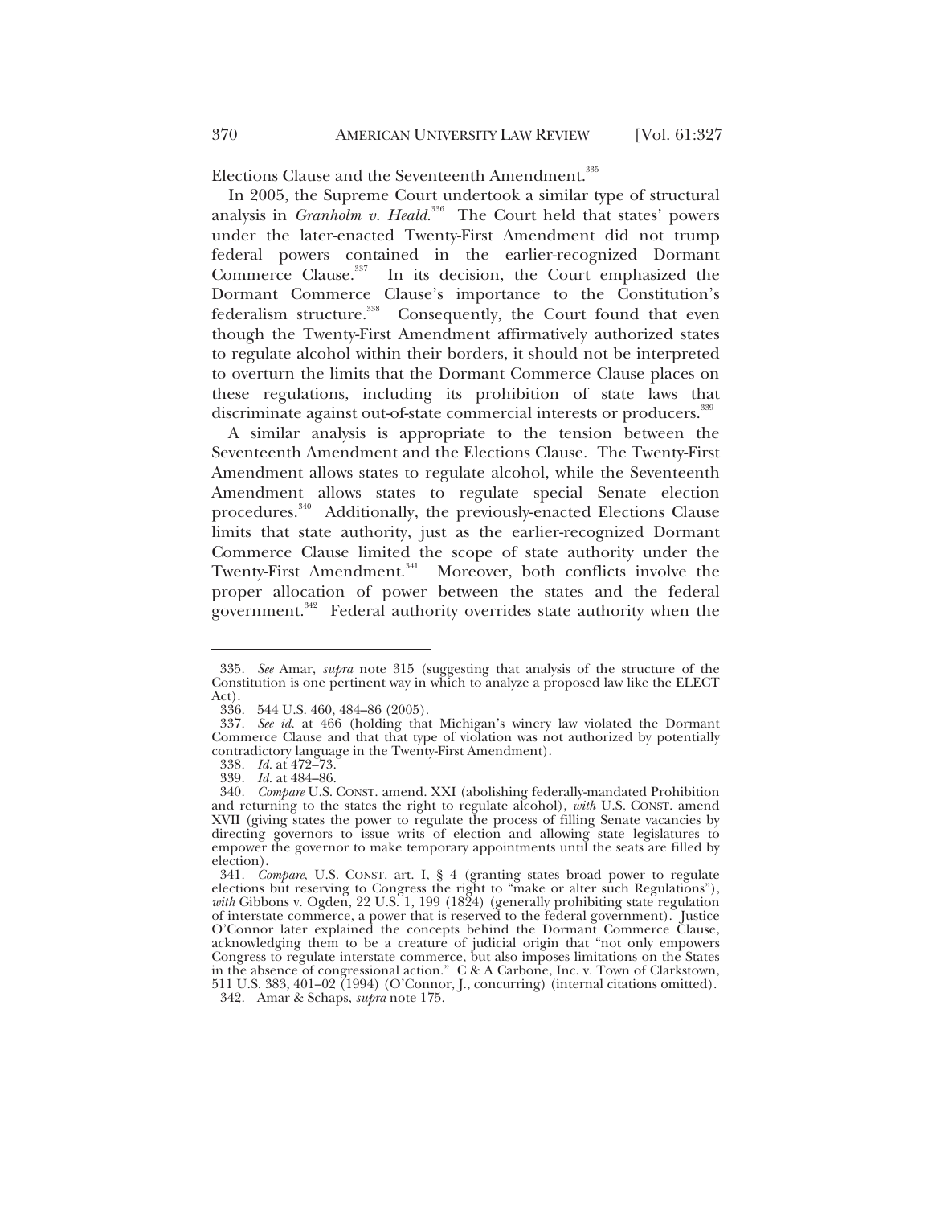Elections Clause and the Seventeenth Amendment.[335]

In 2005, the Supreme Court undertook a similar type of structural analysis in *Granholm v. Heald*.[336] The Court held that states' powers under the later-enacted Twenty-First Amendment did not trump federal powers contained in the earlier-recognized Dormant Commerce Clause.[337] In its decision, the Court emphasized the Dormant Commerce Clause's importance to the Constitution's federalism structure.[338] Consequently, the Court found that even though the Twenty-First Amendment affirmatively authorized states to regulate alcohol within their borders, it should not be interpreted to overturn the limits that the Dormant Commerce Clause places on these regulations, including its prohibition of state laws that discriminate against out-of-state commercial interests or producers.[339]

A similar analysis is appropriate to the tension between the Seventeenth Amendment and the Elections Clause. The Twenty-First Amendment allows states to regulate alcohol, while the Seventeenth Amendment allows states to regulate special Senate election procedures.[340] Additionally, the previously-enacted Elections Clause limits that state authority, just as the earlier-recognized Dormant Commerce Clause limited the scope of state authority under the Twenty-First Amendment.[341] Moreover, both conflicts involve the proper allocation of power between the states and the federal government.[342] Federal authority overrides state authority when the

---

335. *See* Amar, *supra* note 315 (suggesting that analysis of the structure of the Constitution is one pertinent way in which to analyze a proposed law like the ELECT Act).

336. 544 U.S. 460, 484–86 (2005).

337. *See id.* at 466 (holding that Michigan's winery law violated the Dormant Commerce Clause and that that type of violation was not authorized by potentially contradictory language in the Twenty-First Amendment).

338. *Id.* at 472–73.

339. *Id.* at 484–86.

340. *Compare* U.S. CONST. amend. XXI (abolishing federally-mandated Prohibition and returning to the states the right to regulate alcohol), *with* U.S. CONST. amend XVII (giving states the power to regulate the process of filling Senate vacancies by directing governors to issue writs of election and allowing state legislatures to empower the governor to make temporary appointments until the seats are filled by election).

341. *Compare*, U.S. CONST. art. I, § 4 (granting states broad power to regulate elections but reserving to Congress the right to "make or alter such Regulations"), *with* Gibbons v. Ogden, 22 U.S. 1, 199 (1824) (generally prohibiting state regulation of interstate commerce, a power that is reserved to the federal government). Justice O'Connor later explained the concepts behind the Dormant Commerce Clause, acknowledging them to be a creature of judicial origin that "not only empowers Congress to regulate interstate commerce, but also imposes limitations on the States in the absence of congressional action." C & A Carbone, Inc. v. Town of Clarkstown, 511 U.S. 383, 401–02 (1994) (O'Connor, J., concurring) (internal citations omitted).

342. Amar & Schaps, *supra* note 175.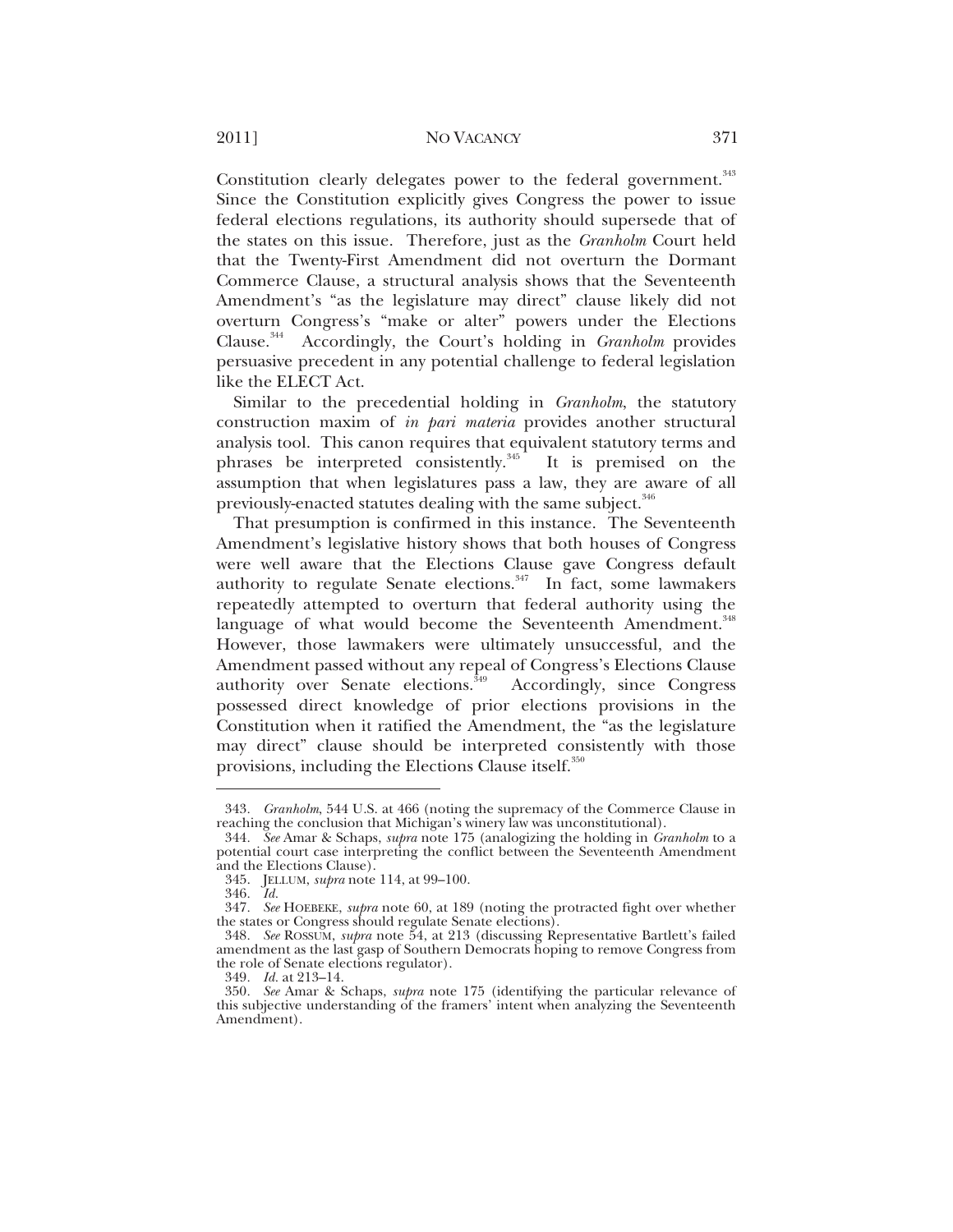Constitution clearly delegates power to the federal government.[343] Since the Constitution explicitly gives Congress the power to issue federal elections regulations, its authority should supersede that of the states on this issue. Therefore, just as the *Granholm* Court held that the Twenty-First Amendment did not overturn the Dormant Commerce Clause, a structural analysis shows that the Seventeenth Amendment's "as the legislature may direct" clause likely did not overturn Congress's "make or alter" powers under the Elections Clause.[344] Accordingly, the Court's holding in *Granholm* provides persuasive precedent in any potential challenge to federal legislation like the ELECT Act.

Similar to the precedential holding in *Granholm*, the statutory construction maxim of *in pari materia* provides another structural analysis tool. This canon requires that equivalent statutory terms and phrases be interpreted consistently.[345] It is premised on the assumption that when legislatures pass a law, they are aware of all previously-enacted statutes dealing with the same subject.[346]

That presumption is confirmed in this instance. The Seventeenth Amendment's legislative history shows that both houses of Congress were well aware that the Elections Clause gave Congress default authority to regulate Senate elections.[347] In fact, some lawmakers repeatedly attempted to overturn that federal authority using the language of what would become the Seventeenth Amendment.[348] However, those lawmakers were ultimately unsuccessful, and the Amendment passed without any repeal of Congress's Elections Clause authority over Senate elections.[349] Accordingly, since Congress possessed direct knowledge of prior elections provisions in the Constitution when it ratified the Amendment, the "as the legislature may direct" clause should be interpreted consistently with those provisions, including the Elections Clause itself.[350]

---

343. *Granholm*, 544 U.S. at 466 (noting the supremacy of the Commerce Clause in reaching the conclusion that Michigan's winery law was unconstitutional).

344. *See* Amar & Schaps, *supra* note 175 (analogizing the holding in *Granholm* to a potential court case interpreting the conflict between the Seventeenth Amendment and the Elections Clause).

345. JELLUM, *supra* note 114, at 99–100.

346. *Id.*

347. *See* HOEBEKE, *supra* note 60, at 189 (noting the protracted fight over whether the states or Congress should regulate Senate elections).

348. *See* ROSSUM, *supra* note 54, at 213 (discussing Representative Bartlett's failed amendment as the last gasp of Southern Democrats hoping to remove Congress from the role of Senate elections regulator).

349. *Id.* at 213–14.

350. *See* Amar & Schaps, *supra* note 175 (identifying the particular relevance of this subjective understanding of the framers' intent when analyzing the Seventeenth Amendment).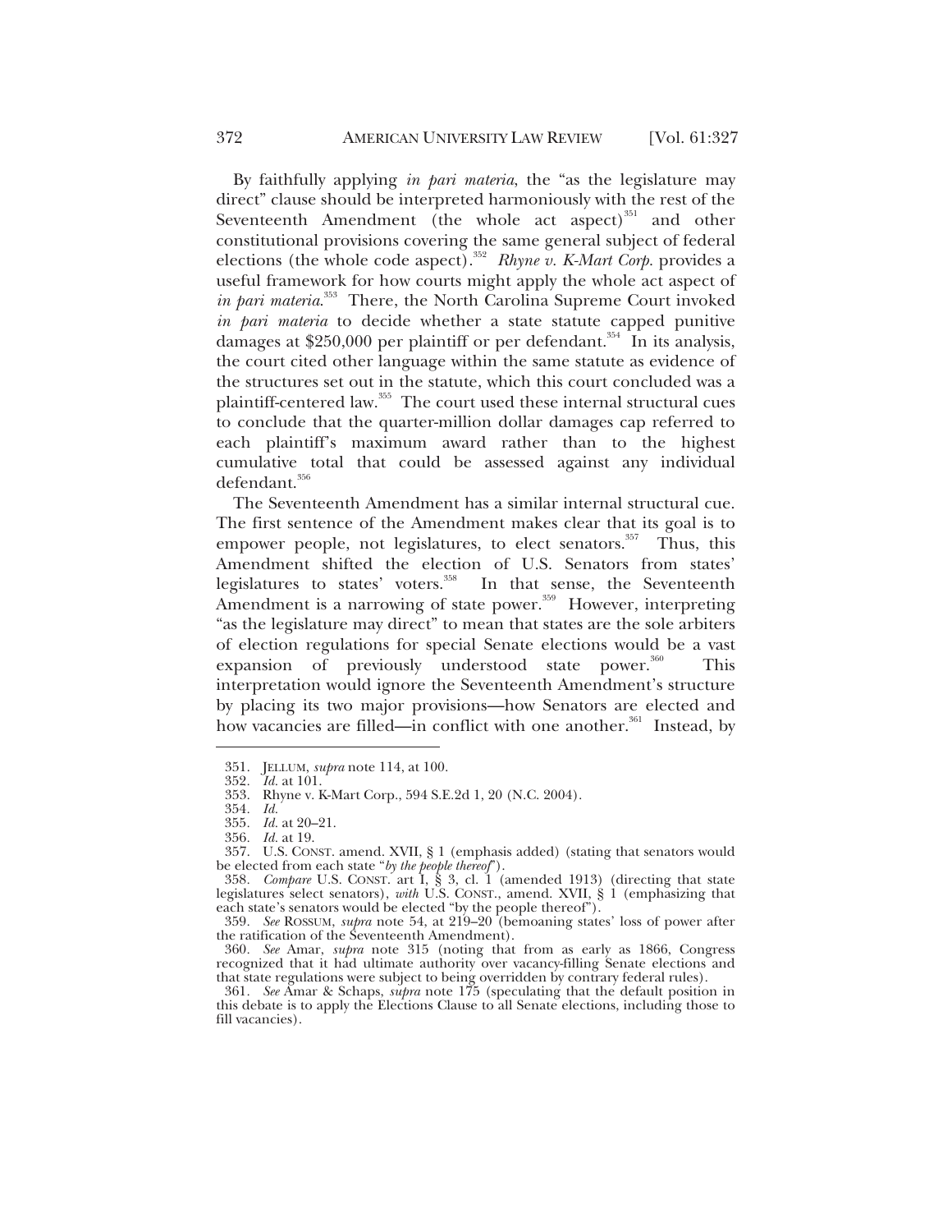By faithfully applying *in pari materia*, the "as the legislature may direct" clause should be interpreted harmoniously with the rest of the Seventeenth Amendment (the whole act aspect)[351] and other constitutional provisions covering the same general subject of federal elections (the whole code aspect).[352] *Rhyne v. K-Mart Corp.* provides a useful framework for how courts might apply the whole act aspect of *in pari materia*.[353] There, the North Carolina Supreme Court invoked *in pari materia* to decide whether a state statute capped punitive damages at $250,000 per plaintiff or per defendant.[354] In its analysis, the court cited other language within the same statute as evidence of the structures set out in the statute, which this court concluded was a plaintiff-centered law.[355] The court used these internal structural cues to conclude that the quarter-million dollar damages cap referred to each plaintiff's maximum award rather than to the highest cumulative total that could be assessed against any individual defendant.[356]

The Seventeenth Amendment has a similar internal structural cue. The first sentence of the Amendment makes clear that its goal is to empower people, not legislatures, to elect senators.[357] Thus, this Amendment shifted the election of U.S. Senators from states' legislatures to states' voters.[358] In that sense, the Seventeenth Amendment is a narrowing of state power.[359] However, interpreting "as the legislature may direct" to mean that states are the sole arbiters of election regulations for special Senate elections would be a vast expansion of previously understood state power.[360] This interpretation would ignore the Seventeenth Amendment's structure by placing its two major provisions—how Senators are elected and how vacancies are filled—in conflict with one another.[361] Instead, by

---

351. JELLUM, *supra* note 114, at 100.

352. *Id.* at 101.

353. Rhyne v. K-Mart Corp., 594 S.E.2d 1, 20 (N.C. 2004).

354. *Id.*

355. *Id.* at 20–21.

356. *Id.* at 19.

357. U.S. CONST. amend. XVII, § 1 (emphasis added) (stating that senators would be elected from each state "*by the people thereof*").

358. *Compare* U.S. CONST. art I, § 3, cl. 1 (amended 1913) (directing that state legislatures select senators), *with* U.S. CONST., amend. XVII, § 1 (emphasizing that each state's senators would be elected "by the people thereof").

359. *See* ROSSUM, *supra* note 54, at 219–20 (bemoaning states' loss of power after the ratification of the Seventeenth Amendment).

360. *See* Amar, *supra* note 315 (noting that from as early as 1866, Congress recognized that it had ultimate authority over vacancy-filling Senate elections and that state regulations were subject to being overridden by contrary federal rules).

361. *See* Amar & Schaps, *supra* note 175 (speculating that the default position in this debate is to apply the Elections Clause to all Senate elections, including those to fill vacancies).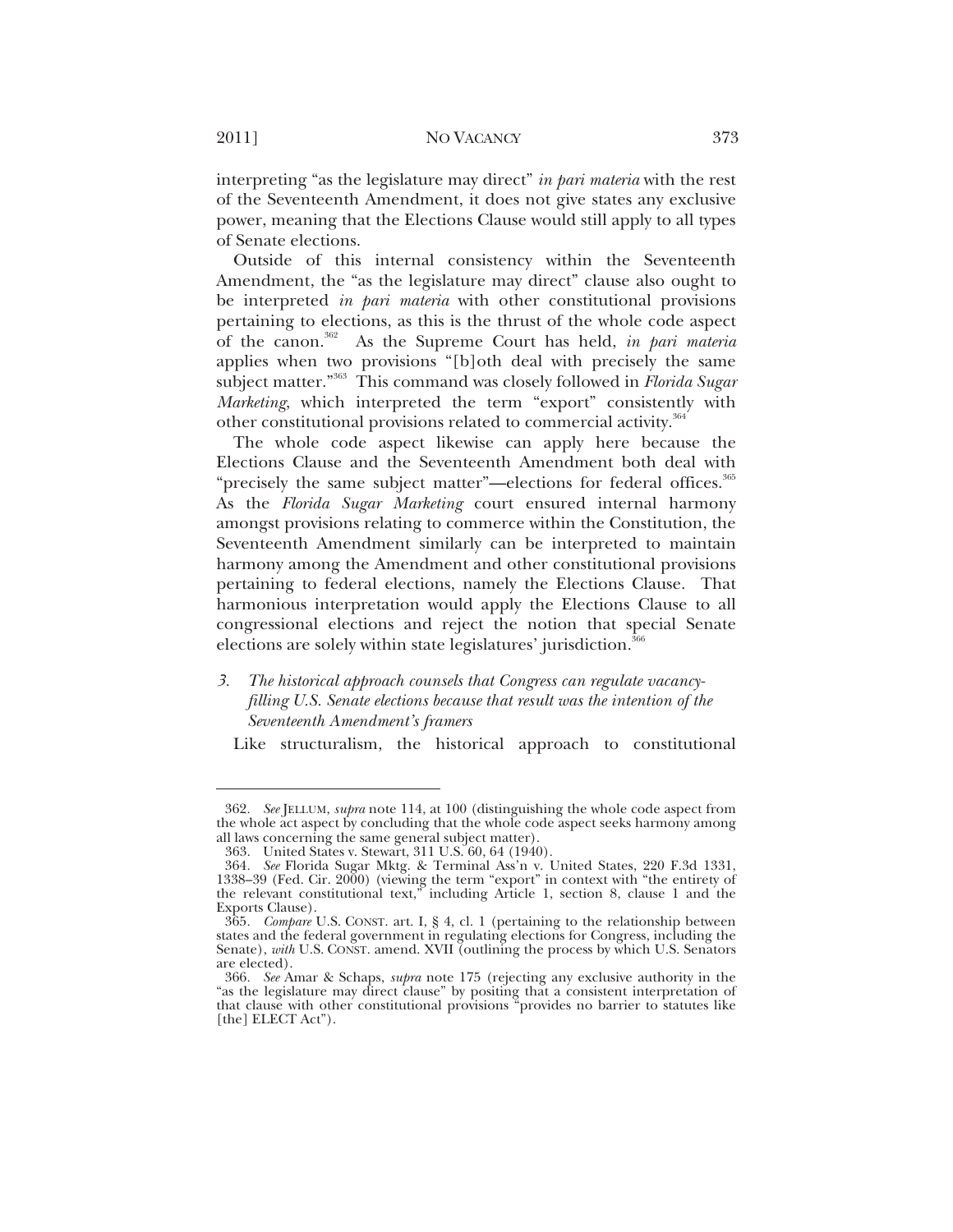interpreting "as the legislature may direct" *in pari materia* with the rest of the Seventeenth Amendment, it does not give states any exclusive power, meaning that the Elections Clause would still apply to all types of Senate elections.

Outside of this internal consistency within the Seventeenth Amendment, the "as the legislature may direct" clause also ought to be interpreted *in pari materia* with other constitutional provisions pertaining to elections, as this is the thrust of the whole code aspect of the canon.[362] As the Supreme Court has held, *in pari materia* applies when two provisions "[b]oth deal with precisely the same subject matter."[363] This command was closely followed in *Florida Sugar Marketing*, which interpreted the term "export" consistently with other constitutional provisions related to commercial activity.[364]

The whole code aspect likewise can apply here because the Elections Clause and the Seventeenth Amendment both deal with "precisely the same subject matter"—elections for federal offices.[365] As the *Florida Sugar Marketing* court ensured internal harmony amongst provisions relating to commerce within the Constitution, the Seventeenth Amendment similarly can be interpreted to maintain harmony among the Amendment and other constitutional provisions pertaining to federal elections, namely the Elections Clause. That harmonious interpretation would apply the Elections Clause to all congressional elections and reject the notion that special Senate elections are solely within state legislatures' jurisdiction.[366]

### *3. The historical approach counsels that Congress can regulate vacancy-filling U.S. Senate elections because that result was the intention of the Seventeenth Amendment's framers*

Like structuralism, the historical approach to constitutional

---

362. *See* JELLUM, *supra* note 114, at 100 (distinguishing the whole code aspect from the whole act aspect by concluding that the whole code aspect seeks harmony among all laws concerning the same general subject matter).

363. United States v. Stewart, 311 U.S. 60, 64 (1940).

364. *See* Florida Sugar Mktg. & Terminal Ass'n v. United States, 220 F.3d 1331, 1338–39 (Fed. Cir. 2000) (viewing the term "export" in context with "the entirety of the relevant constitutional text," including Article 1, section 8, clause 1 and the Exports Clause).

365. *Compare* U.S. CONST. art. I, § 4, cl. 1 (pertaining to the relationship between states and the federal government in regulating elections for Congress, including the Senate), *with* U.S. CONST. amend. XVII (outlining the process by which U.S. Senators are elected).

366. *See* Amar & Schaps, *supra* note 175 (rejecting any exclusive authority in the "as the legislature may direct clause" by positing that a consistent interpretation of that clause with other constitutional provisions "provides no barrier to statutes like [the] ELECT Act").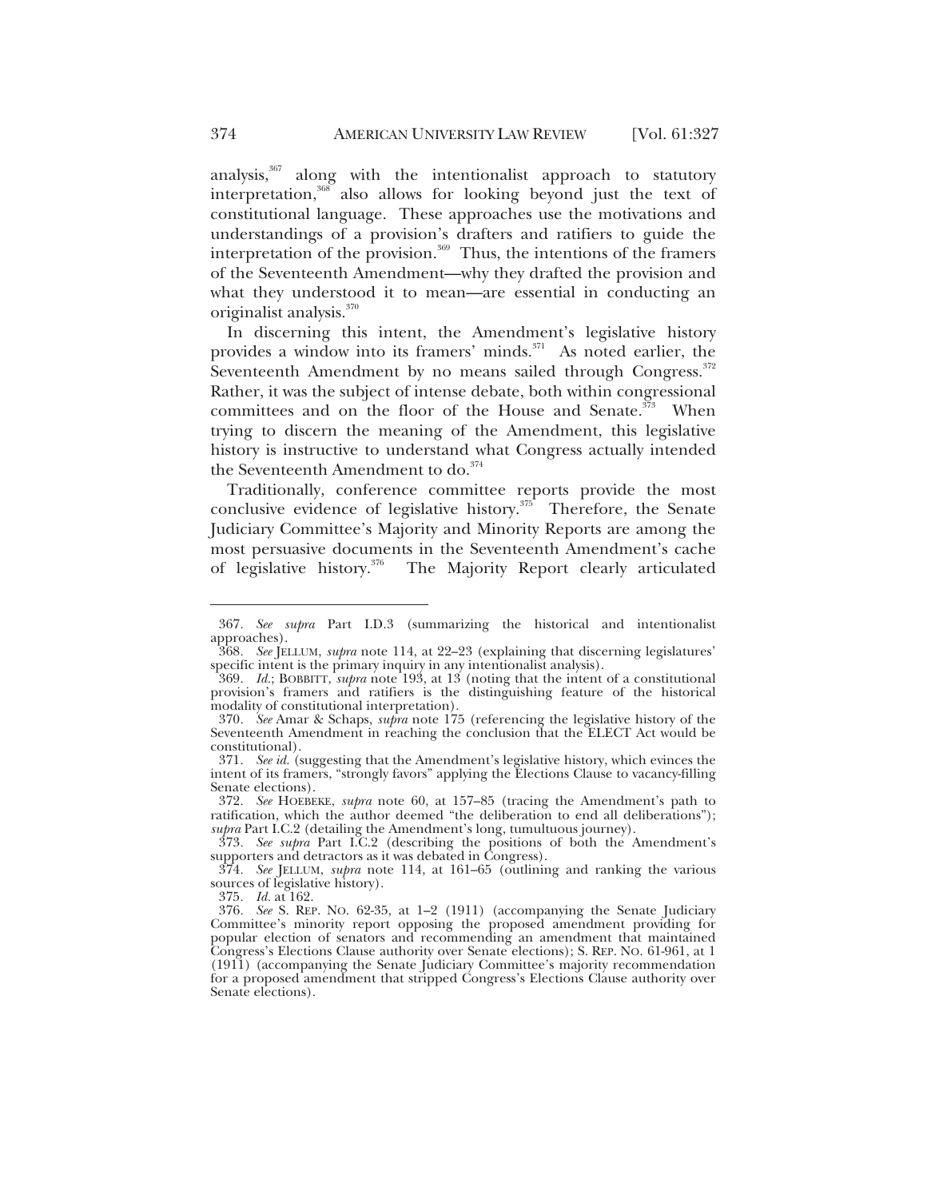analysis,[367] along with the intentionalist approach to statutory interpretation,[368] also allows for looking beyond just the text of constitutional language. These approaches use the motivations and understandings of a provision's drafters and ratifiers to guide the interpretation of the provision.[369] Thus, the intentions of the framers of the Seventeenth Amendment—why they drafted the provision and what they understood it to mean—are essential in conducting an originalist analysis.[370]

In discerning this intent, the Amendment's legislative history provides a window into its framers' minds.[371] As noted earlier, the Seventeenth Amendment by no means sailed through Congress.[372] Rather, it was the subject of intense debate, both within congressional committees and on the floor of the House and Senate.[373] When trying to discern the meaning of the Amendment, this legislative history is instructive to understand what Congress actually intended the Seventeenth Amendment to do.[374]

Traditionally, conference committee reports provide the most conclusive evidence of legislative history.[375] Therefore, the Senate Judiciary Committee's Majority and Minority Reports are among the most persuasive documents in the Seventeenth Amendment's cache of legislative history.[376] The Majority Report clearly articulated

---

367. *See supra* Part I.D.3 (summarizing the historical and intentionalist approaches).

368. *See* JELLUM, *supra* note 114, at 22–23 (explaining that discerning legislatures' specific intent is the primary inquiry in any intentionalist analysis).

369. *Id.*; BOBBITT, *supra* note 193, at 13 (noting that the intent of a constitutional provision's framers and ratifiers is the distinguishing feature of the historical modality of constitutional interpretation).

370. *See* Amar & Schaps, *supra* note 175 (referencing the legislative history of the Seventeenth Amendment in reaching the conclusion that the ELECT Act would be constitutional).

371. *See id.* (suggesting that the Amendment's legislative history, which evinces the intent of its framers, "strongly favors" applying the Elections Clause to vacancy-filling Senate elections).

372. *See* HOEBEKE, *supra* note 60, at 157–85 (tracing the Amendment's path to ratification, which the author deemed "the deliberation to end all deliberations"); *supra* Part I.C.2 (detailing the Amendment's long, tumultuous journey).

373. *See supra* Part I.C.2 (describing the positions of both the Amendment's supporters and detractors as it was debated in Congress).

374. *See* JELLUM, *supra* note 114, at 161–65 (outlining and ranking the various sources of legislative history).

375. *Id.* at 162.

376. *See* S. REP. NO. 62-35, at 1–2 (1911) (accompanying the Senate Judiciary Committee's minority report opposing the proposed amendment providing for popular election of senators and recommending an amendment that maintained Congress's Elections Clause authority over Senate elections); S. REP. NO. 61-961, at 1 (1911) (accompanying the Senate Judiciary Committee's majority recommendation for a proposed amendment that stripped Congress's Elections Clause authority over Senate elections).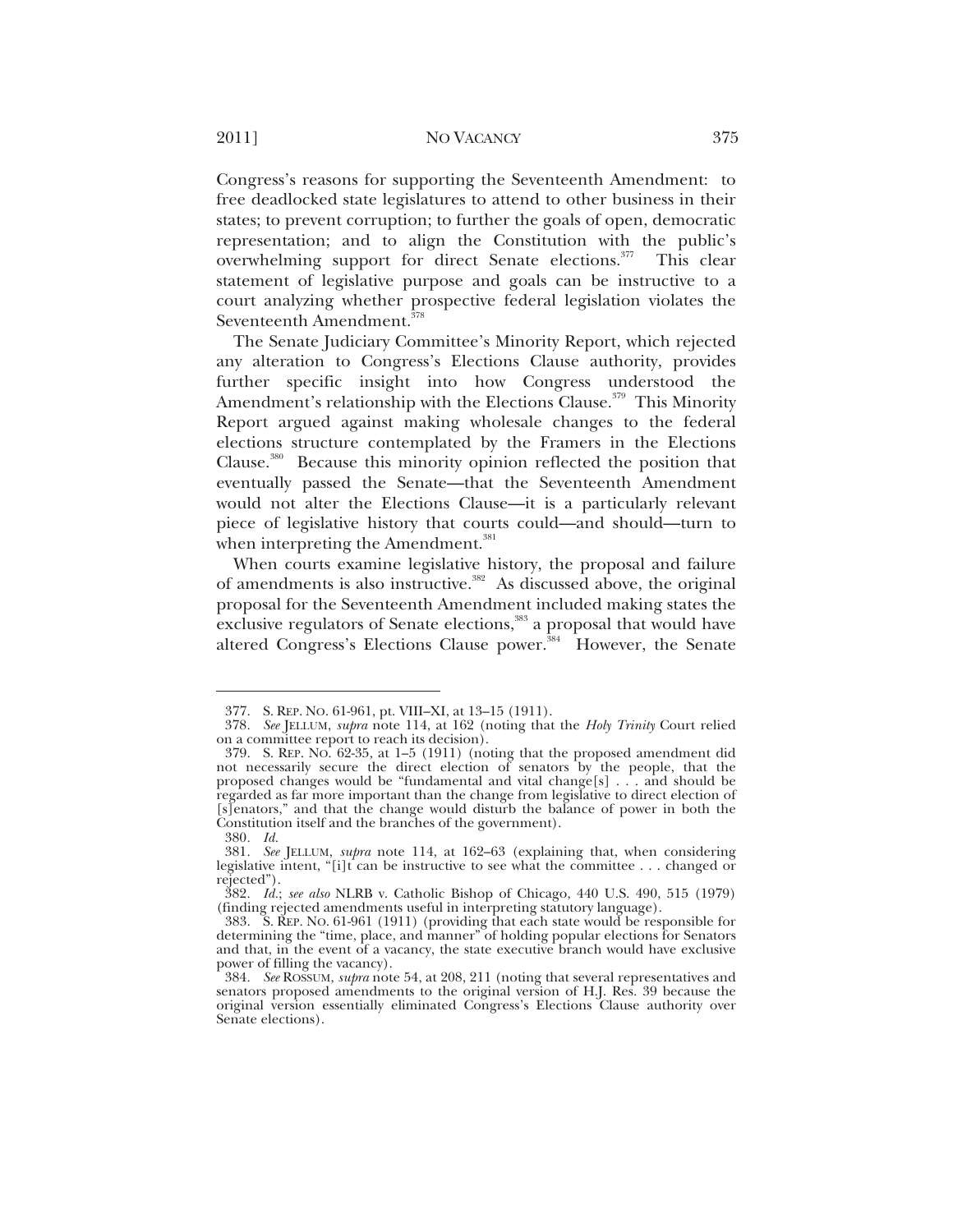Congress's reasons for supporting the Seventeenth Amendment: to free deadlocked state legislatures to attend to other business in their states; to prevent corruption; to further the goals of open, democratic representation; and to align the Constitution with the public's overwhelming support for direct Senate elections.[377] This clear statement of legislative purpose and goals can be instructive to a court analyzing whether prospective federal legislation violates the Seventeenth Amendment.[378]

The Senate Judiciary Committee's Minority Report, which rejected any alteration to Congress's Elections Clause authority, provides further specific insight into how Congress understood the Amendment's relationship with the Elections Clause.[379] This Minority Report argued against making wholesale changes to the federal elections structure contemplated by the Framers in the Elections Clause.[380] Because this minority opinion reflected the position that eventually passed the Senate—that the Seventeenth Amendment would not alter the Elections Clause—it is a particularly relevant piece of legislative history that courts could—and should—turn to when interpreting the Amendment.[381]

When courts examine legislative history, the proposal and failure of amendments is also instructive.[382] As discussed above, the original proposal for the Seventeenth Amendment included making states the exclusive regulators of Senate elections,[383] a proposal that would have altered Congress's Elections Clause power.[384] However, the Senate

---

377. S. REP. NO. 61-961, pt. VIII–XI, at 13–15 (1911).

378. *See* JELLUM, *supra* note 114, at 162 (noting that the *Holy Trinity* Court relied on a committee report to reach its decision).

379. S. REP. NO. 62-35, at 1–5 (1911) (noting that the proposed amendment did not necessarily secure the direct election of senators by the people, that the proposed changes would be "fundamental and vital change[s] . . . and should be regarded as far more important than the change from legislative to direct election of [s]enators," and that the change would disturb the balance of power in both the Constitution itself and the branches of the government).

380. *Id.*

381. *See* JELLUM, *supra* note 114, at 162–63 (explaining that, when considering legislative intent, "[i]t can be instructive to see what the committee . . . changed or rejected").

382. *Id.*; *see also* NLRB v. Catholic Bishop of Chicago, 440 U.S. 490, 515 (1979) (finding rejected amendments useful in interpreting statutory language).

383. S. REP. NO. 61-961 (1911) (providing that each state would be responsible for determining the "time, place, and manner" of holding popular elections for Senators and that, in the event of a vacancy, the state executive branch would have exclusive power of filling the vacancy).

384. *See* ROSSUM, *supra* note 54, at 208, 211 (noting that several representatives and senators proposed amendments to the original version of H.J. Res. 39 because the original version essentially eliminated Congress's Elections Clause authority over Senate elections).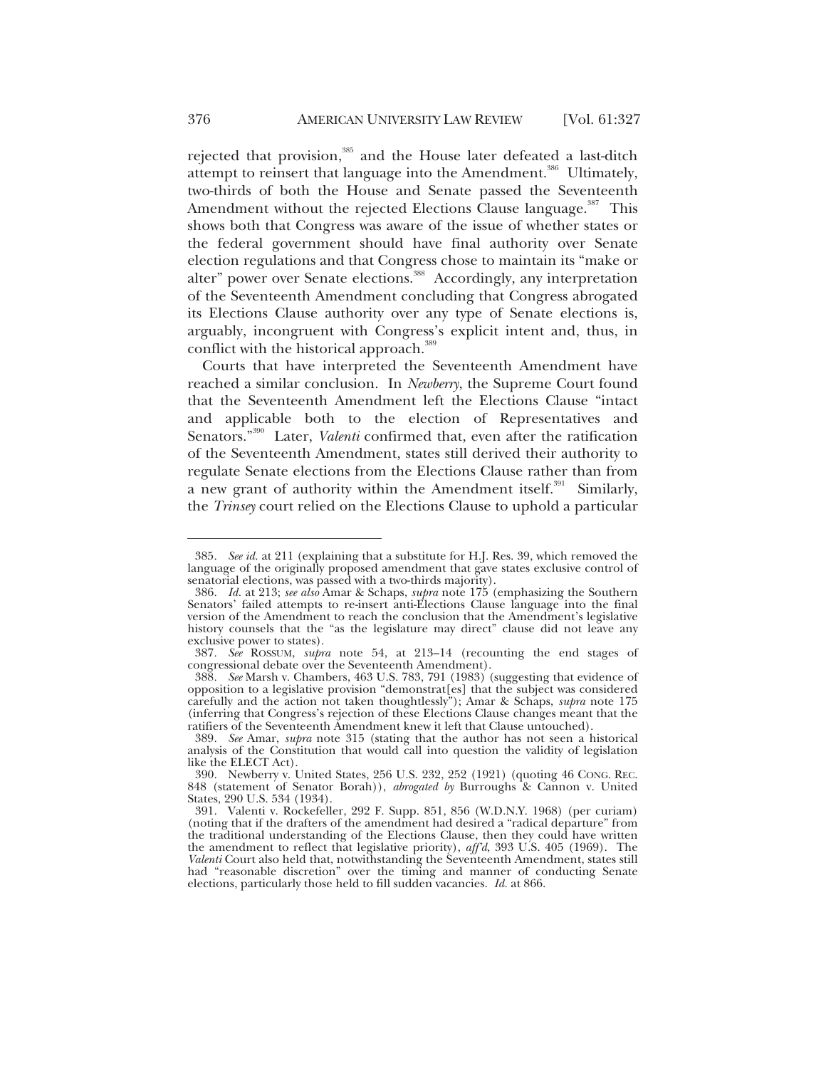rejected that provision,[385] and the House later defeated a last-ditch attempt to reinsert that language into the Amendment.[386] Ultimately, two-thirds of both the House and Senate passed the Seventeenth Amendment without the rejected Elections Clause language.[387] This shows both that Congress was aware of the issue of whether states or the federal government should have final authority over Senate election regulations and that Congress chose to maintain its "make or alter" power over Senate elections.[388] Accordingly, any interpretation of the Seventeenth Amendment concluding that Congress abrogated its Elections Clause authority over any type of Senate elections is, arguably, incongruent with Congress's explicit intent and, thus, in conflict with the historical approach.[389]

Courts that have interpreted the Seventeenth Amendment have reached a similar conclusion. In *Newberry*, the Supreme Court found that the Seventeenth Amendment left the Elections Clause "intact and applicable both to the election of Representatives and Senators."[390] Later, *Valenti* confirmed that, even after the ratification of the Seventeenth Amendment, states still derived their authority to regulate Senate elections from the Elections Clause rather than from a new grant of authority within the Amendment itself.[391] Similarly, the *Trinsey* court relied on the Elections Clause to uphold a particular

---

385. *See id.* at 211 (explaining that a substitute for H.J. Res. 39, which removed the language of the originally proposed amendment that gave states exclusive control of senatorial elections, was passed with a two-thirds majority).

386. *Id.* at 213; *see also* Amar & Schaps, *supra* note 175 (emphasizing the Southern Senators' failed attempts to re-insert anti-Elections Clause language into the final version of the Amendment to reach the conclusion that the Amendment's legislative history counsels that the "as the legislature may direct" clause did not leave any exclusive power to states).

387. *See* ROSSUM, *supra* note 54, at 213–14 (recounting the end stages of congressional debate over the Seventeenth Amendment).

388. *See* Marsh v. Chambers, 463 U.S. 783, 791 (1983) (suggesting that evidence of opposition to a legislative provision "demonstrat[es] that the subject was considered carefully and the action not taken thoughtlessly"); Amar & Schaps, *supra* note 175 (inferring that Congress's rejection of these Elections Clause changes meant that the ratifiers of the Seventeenth Amendment knew it left that Clause untouched).

389. *See* Amar, *supra* note 315 (stating that the author has not seen a historical analysis of the Constitution that would call into question the validity of legislation like the ELECT Act).

390. Newberry v. United States, 256 U.S. 232, 252 (1921) (quoting 46 CONG. REC. 848 (statement of Senator Borah)), *abrogated by* Burroughs & Cannon v. United States, 290 U.S. 534 (1934).

391. Valenti v. Rockefeller, 292 F. Supp. 851, 856 (W.D.N.Y. 1968) (per curiam) (noting that if the drafters of the amendment had desired a "radical departure" from the traditional understanding of the Elections Clause, then they could have written the amendment to reflect that legislative priority), *aff'd*, 393 U.S. 405 (1969). The *Valenti* Court also held that, notwithstanding the Seventeenth Amendment, states still had "reasonable discretion" over the timing and manner of conducting Senate elections, particularly those held to fill sudden vacancies. *Id.* at 866.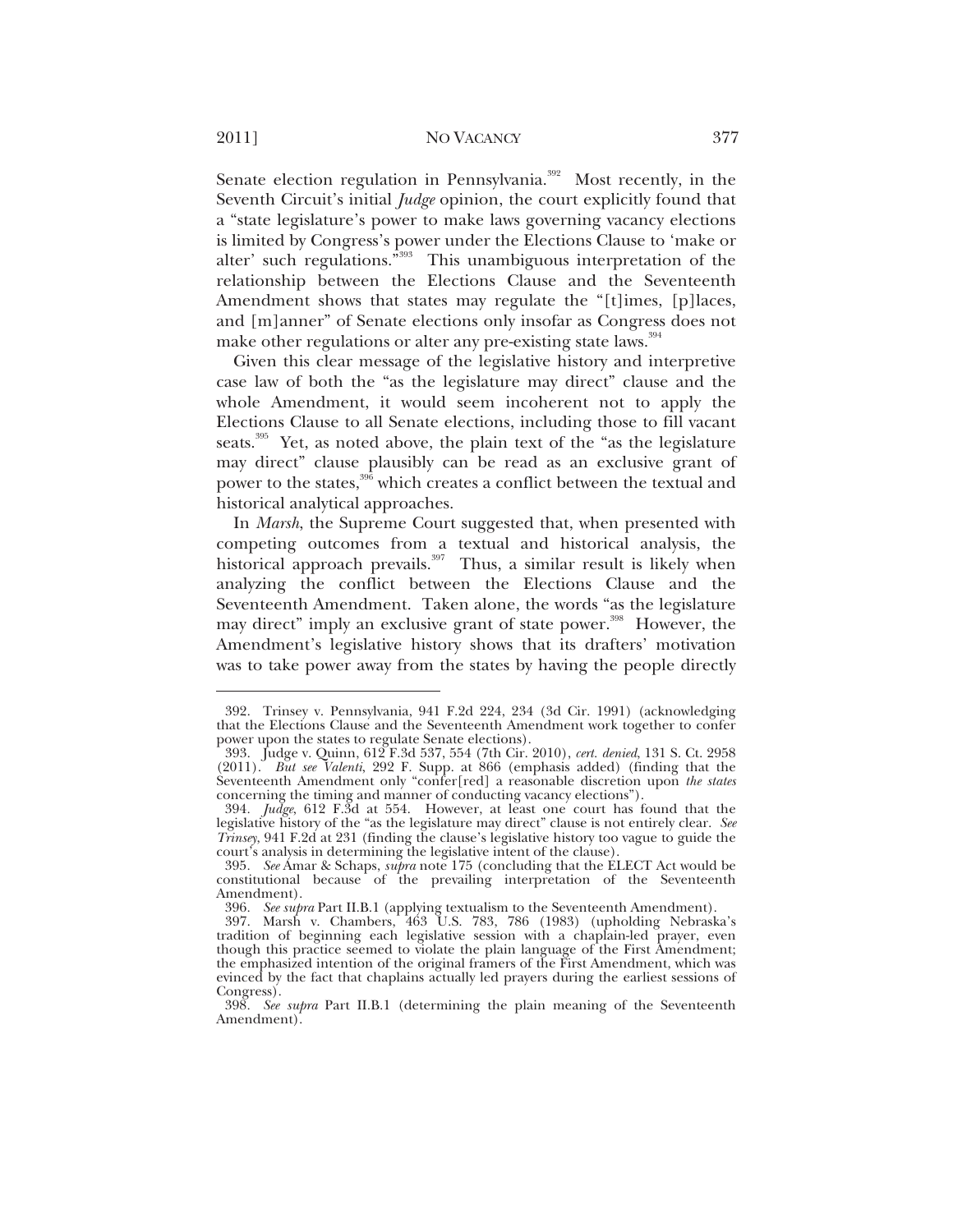Senate election regulation in Pennsylvania.[392] Most recently, in the Seventh Circuit's initial *Judge* opinion, the court explicitly found that a "state legislature's power to make laws governing vacancy elections is limited by Congress's power under the Elections Clause to 'make or alter' such regulations."[393] This unambiguous interpretation of the relationship between the Elections Clause and the Seventeenth Amendment shows that states may regulate the "[t]imes, [p]laces, and [m]anner" of Senate elections only insofar as Congress does not make other regulations or alter any pre-existing state laws.[394]

Given this clear message of the legislative history and interpretive case law of both the "as the legislature may direct" clause and the whole Amendment, it would seem incoherent not to apply the Elections Clause to all Senate elections, including those to fill vacant seats.[395] Yet, as noted above, the plain text of the "as the legislature may direct" clause plausibly can be read as an exclusive grant of power to the states,[396] which creates a conflict between the textual and historical analytical approaches.

In *Marsh*, the Supreme Court suggested that, when presented with competing outcomes from a textual and historical analysis, the historical approach prevails.[397] Thus, a similar result is likely when analyzing the conflict between the Elections Clause and the Seventeenth Amendment. Taken alone, the words "as the legislature may direct" imply an exclusive grant of state power.[398] However, the Amendment's legislative history shows that its drafters' motivation was to take power away from the states by having the people directly

---

392. Trinsey v. Pennsylvania, 941 F.2d 224, 234 (3d Cir. 1991) (acknowledging that the Elections Clause and the Seventeenth Amendment work together to confer power upon the states to regulate Senate elections).

393. Judge v. Quinn, 612 F.3d 537, 554 (7th Cir. 2010), *cert. denied*, 131 S. Ct. 2958 (2011). *But see Valenti*, 292 F. Supp. at 866 (emphasis added) (finding that the Seventeenth Amendment only "confer[red] a reasonable discretion upon *the states* concerning the timing and manner of conducting vacancy elections").

394. *Judge*, 612 F.3d at 554. However, at least one court has found that the legislative history of the "as the legislature may direct" clause is not entirely clear. *See Trinsey*, 941 F.2d at 231 (finding the clause's legislative history too vague to guide the court's analysis in determining the legislative intent of the clause).

395. *See* Amar & Schaps, *supra* note 175 (concluding that the ELECT Act would be constitutional because of the prevailing interpretation of the Seventeenth Amendment).

396. *See supra* Part II.B.1 (applying textualism to the Seventeenth Amendment).

397. Marsh v. Chambers, 463 U.S. 783, 786 (1983) (upholding Nebraska's tradition of beginning each legislative session with a chaplain-led prayer, even though this practice seemed to violate the plain language of the First Amendment; the emphasized intention of the original framers of the First Amendment, which was evinced by the fact that chaplains actually led prayers during the earliest sessions of Congress).

398. *See supra* Part II.B.1 (determining the plain meaning of the Seventeenth Amendment).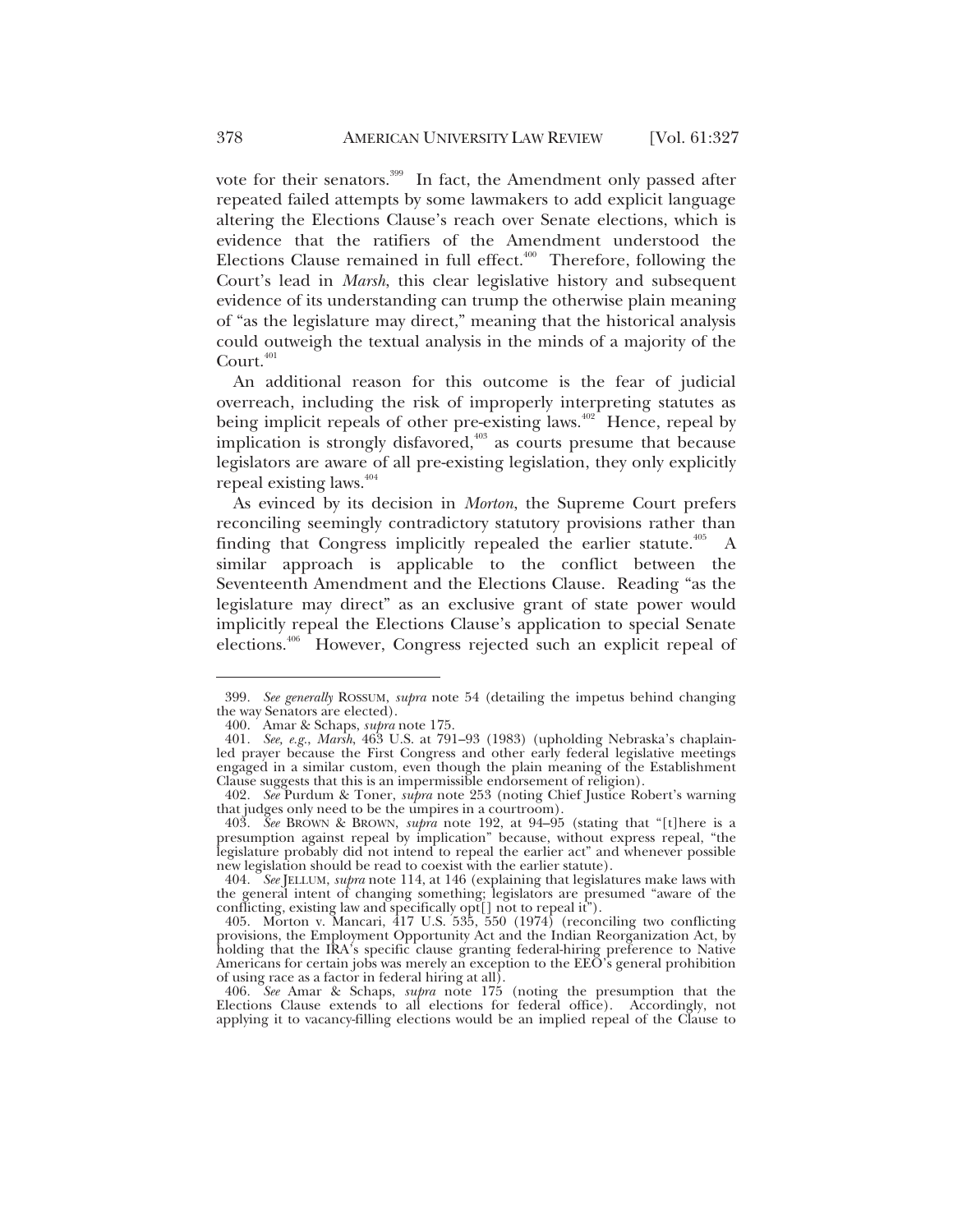vote for their senators.[399] In fact, the Amendment only passed after repeated failed attempts by some lawmakers to add explicit language altering the Elections Clause's reach over Senate elections, which is evidence that the ratifiers of the Amendment understood the Elections Clause remained in full effect.[400] Therefore, following the Court's lead in *Marsh*, this clear legislative history and subsequent evidence of its understanding can trump the otherwise plain meaning of "as the legislature may direct," meaning that the historical analysis could outweigh the textual analysis in the minds of a majority of the Court.[401]

An additional reason for this outcome is the fear of judicial overreach, including the risk of improperly interpreting statutes as being implicit repeals of other pre-existing laws.[402] Hence, repeal by implication is strongly disfavored,[403] as courts presume that because legislators are aware of all pre-existing legislation, they only explicitly repeal existing laws.[404]

As evinced by its decision in *Morton*, the Supreme Court prefers reconciling seemingly contradictory statutory provisions rather than finding that Congress implicitly repealed the earlier statute.[405] A similar approach is applicable to the conflict between the Seventeenth Amendment and the Elections Clause. Reading "as the legislature may direct" as an exclusive grant of state power would implicitly repeal the Elections Clause's application to special Senate elections.[406] However, Congress rejected such an explicit repeal of

---

399. *See generally* ROSSUM, *supra* note 54 (detailing the impetus behind changing the way Senators are elected).

400. Amar & Schaps, *supra* note 175.

401. *See, e.g.*, *Marsh*, 463 U.S. at 791–93 (1983) (upholding Nebraska's chaplain-led prayer because the First Congress and other early federal legislative meetings engaged in a similar custom, even though the plain meaning of the Establishment Clause suggests that this is an impermissible endorsement of religion).

402. *See* Purdum & Toner, *supra* note 253 (noting Chief Justice Robert's warning that judges only need to be the umpires in a courtroom).

403. *See* BROWN & BROWN, *supra* note 192, at 94–95 (stating that "[t]here is a presumption against repeal by implication" because, without express repeal, "the legislature probably did not intend to repeal the earlier act" and whenever possible new legislation should be read to coexist with the earlier statute).

404. *See* JELLUM, *supra* note 114, at 146 (explaining that legislatures make laws with the general intent of changing something; legislators are presumed "aware of the conflicting, existing law and specifically opt[] not to repeal it").

405. Morton v. Mancari, 417 U.S. 535, 550 (1974) (reconciling two conflicting provisions, the Employment Opportunity Act and the Indian Reorganization Act, by holding that the IRA's specific clause granting federal-hiring preference to Native Americans for certain jobs was merely an exception to the EEO's general prohibition of using race as a factor in federal hiring at all).

406. *See* Amar & Schaps, *supra* note 175 (noting the presumption that the Elections Clause extends to all elections for federal office). Accordingly, not applying it to vacancy-filling elections would be an implied repeal of the Clause to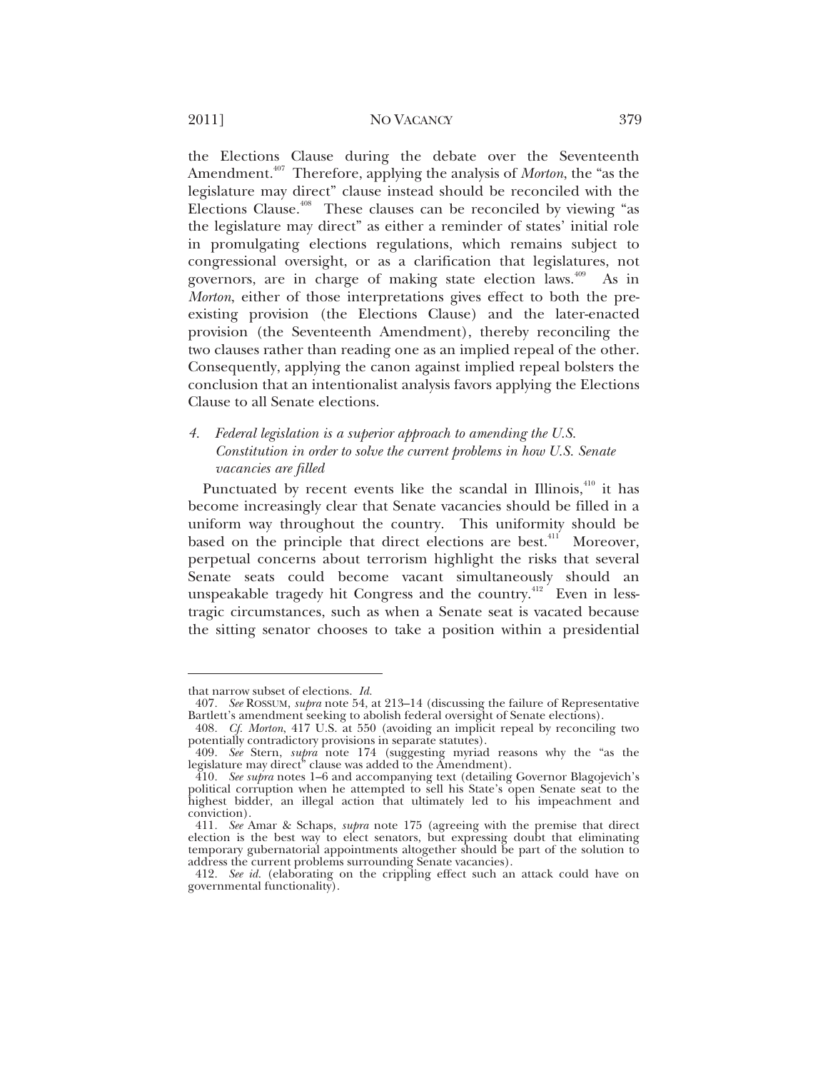the Elections Clause during the debate over the Seventeenth Amendment.[407] Therefore, applying the analysis of *Morton*, the "as the legislature may direct" clause instead should be reconciled with the Elections Clause.[408] These clauses can be reconciled by viewing "as the legislature may direct" as either a reminder of states' initial role in promulgating elections regulations, which remains subject to congressional oversight, or as a clarification that legislatures, not governors, are in charge of making state election laws.[409] As in *Morton*, either of those interpretations gives effect to both the pre-existing provision (the Elections Clause) and the later-enacted provision (the Seventeenth Amendment), thereby reconciling the two clauses rather than reading one as an implied repeal of the other. Consequently, applying the canon against implied repeal bolsters the conclusion that an intentionalist analysis favors applying the Elections Clause to all Senate elections.

#### *4. Federal legislation is a superior approach to amending the U.S. Constitution in order to solve the current problems in how U.S. Senate vacancies are filled*

Punctuated by recent events like the scandal in Illinois,[410] it has become increasingly clear that Senate vacancies should be filled in a uniform way throughout the country. This uniformity should be based on the principle that direct elections are best.[411] Moreover, perpetual concerns about terrorism highlight the risks that several Senate seats could become vacant simultaneously should an unspeakable tragedy hit Congress and the country.[412] Even in less-tragic circumstances, such as when a Senate seat is vacated because the sitting senator chooses to take a position within a presidential

---

that narrow subset of elections. *Id.*

407. *See* ROSSUM, *supra* note 54, at 213–14 (discussing the failure of Representative Bartlett's amendment seeking to abolish federal oversight of Senate elections).

408. *Cf. Morton*, 417 U.S. at 550 (avoiding an implicit repeal by reconciling two potentially contradictory provisions in separate statutes).

409. *See* Stern, *supra* note 174 (suggesting myriad reasons why the "as the legislature may direct" clause was added to the Amendment).

410. *See supra* notes 1–6 and accompanying text (detailing Governor Blagojevich's political corruption when he attempted to sell his State's open Senate seat to the highest bidder, an illegal action that ultimately led to his impeachment and conviction).

411. *See* Amar & Schaps, *supra* note 175 (agreeing with the premise that direct election is the best way to elect senators, but expressing doubt that eliminating temporary gubernatorial appointments altogether should be part of the solution to address the current problems surrounding Senate vacancies).

412. *See id.* (elaborating on the crippling effect such an attack could have on governmental functionality).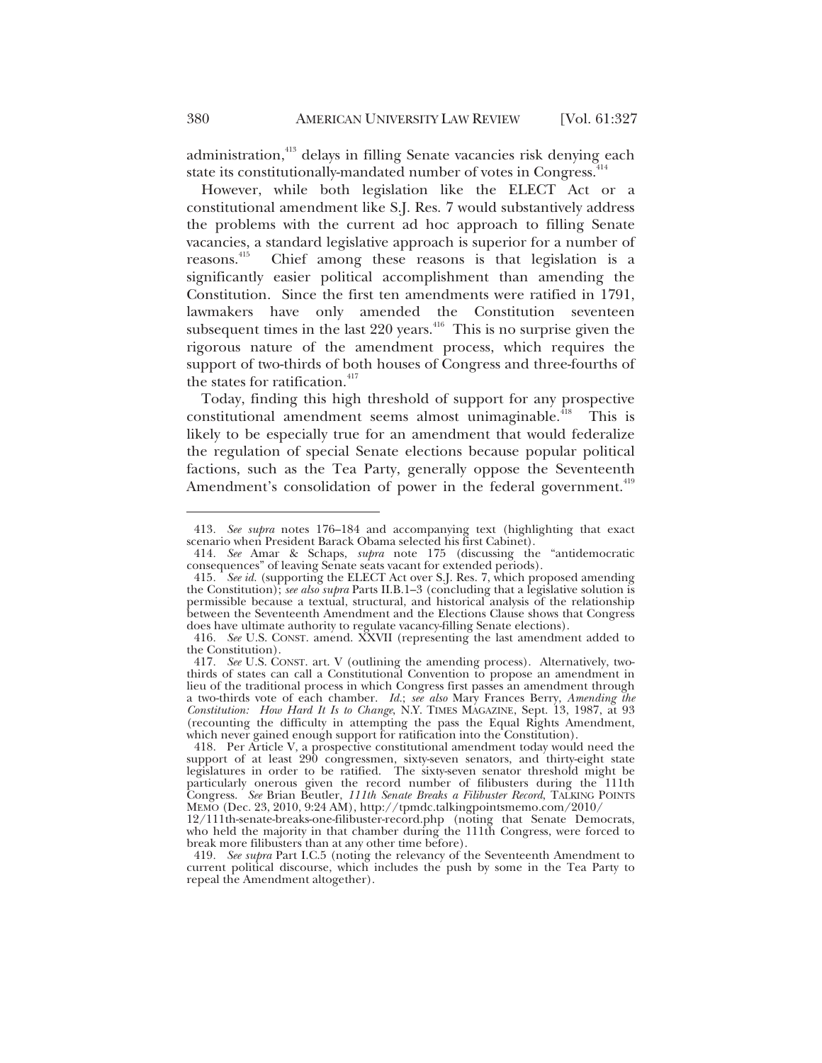administration,[413] delays in filling Senate vacancies risk denying each state its constitutionally-mandated number of votes in Congress.[414]

However, while both legislation like the ELECT Act or a constitutional amendment like S.J. Res. 7 would substantively address the problems with the current ad hoc approach to filling Senate vacancies, a standard legislative approach is superior for a number of reasons.[415] Chief among these reasons is that legislation is a significantly easier political accomplishment than amending the Constitution. Since the first ten amendments were ratified in 1791, lawmakers have only amended the Constitution seventeen subsequent times in the last 220 years.[416] This is no surprise given the rigorous nature of the amendment process, which requires the support of two-thirds of both houses of Congress and three-fourths of the states for ratification.[417]

Today, finding this high threshold of support for any prospective constitutional amendment seems almost unimaginable.[418] This is likely to be especially true for an amendment that would federalize the regulation of special Senate elections because popular political factions, such as the Tea Party, generally oppose the Seventeenth Amendment's consolidation of power in the federal government.[419]

---

413. *See supra* notes 176–184 and accompanying text (highlighting that exact scenario when President Barack Obama selected his first Cabinet).

414. *See* Amar & Schaps, *supra* note 175 (discussing the "antidemocratic consequences" of leaving Senate seats vacant for extended periods).

415. *See id.* (supporting the ELECT Act over S.J. Res. 7, which proposed amending the Constitution); *see also supra* Parts II.B.1–3 (concluding that a legislative solution is permissible because a textual, structural, and historical analysis of the relationship between the Seventeenth Amendment and the Elections Clause shows that Congress does have ultimate authority to regulate vacancy-filling Senate elections).

416. *See* U.S. CONST. amend. XXVII (representing the last amendment added to the Constitution).

417. *See* U.S. CONST. art. V (outlining the amending process). Alternatively, two-thirds of states can call a Constitutional Convention to propose an amendment in lieu of the traditional process in which Congress first passes an amendment through a two-thirds vote of each chamber. *Id.*; *see also* Mary Frances Berry, *Amending the Constitution: How Hard It Is to Change*, N.Y. TIMES MAGAZINE, Sept. 13, 1987, at 93 (recounting the difficulty in attempting the pass the Equal Rights Amendment, which never gained enough support for ratification into the Constitution).

418. Per Article V, a prospective constitutional amendment today would need the support of at least 290 congressmen, sixty-seven senators, and thirty-eight state legislatures in order to be ratified. The sixty-seven senator threshold might be particularly onerous given the record number of filibusters during the 111th Congress. *See* Brian Beutler, *111th Senate Breaks a Filibuster Record*, TALKING POINTS MEMO (Dec. 23, 2010, 9:24 AM), http://tpmdc.talkingpointsmemo.com/2010/12/111th-senate-breaks-one-filibuster-record.php (noting that Senate Democrats, who held the majority in that chamber during the 111th Congress, were forced to break more filibusters than at any other time before).

419. *See supra* Part I.C.5 (noting the relevancy of the Seventeenth Amendment to current political discourse, which includes the push by some in the Tea Party to repeal the Amendment altogether).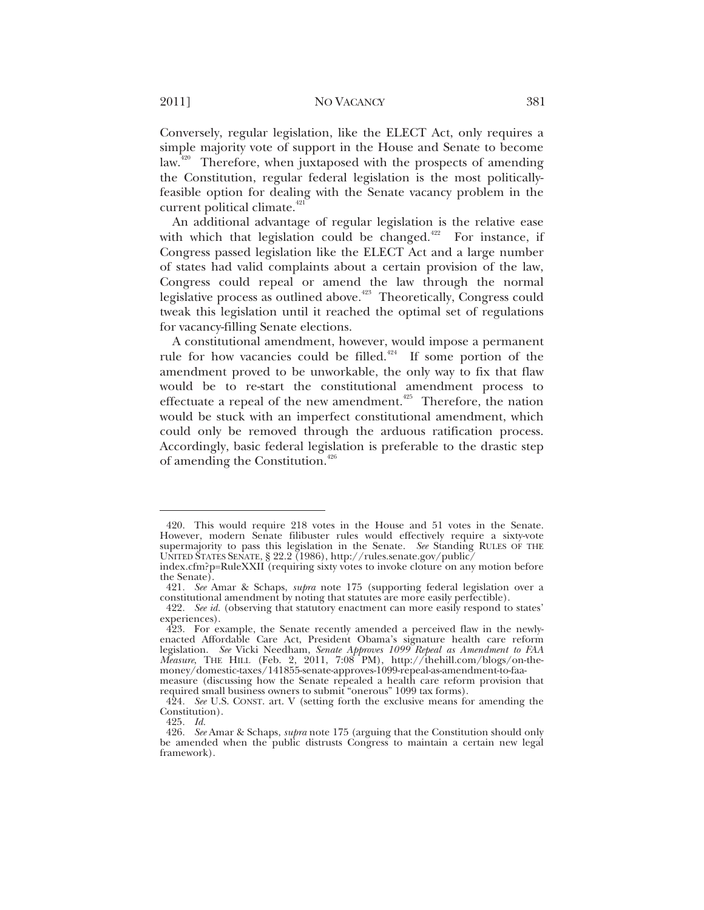Conversely, regular legislation, like the ELECT Act, only requires a simple majority vote of support in the House and Senate to become law.[420] Therefore, when juxtaposed with the prospects of amending the Constitution, regular federal legislation is the most politically-feasible option for dealing with the Senate vacancy problem in the current political climate.[421]

An additional advantage of regular legislation is the relative ease with which that legislation could be changed.[422] For instance, if Congress passed legislation like the ELECT Act and a large number of states had valid complaints about a certain provision of the law, Congress could repeal or amend the law through the normal legislative process as outlined above.[423] Theoretically, Congress could tweak this legislation until it reached the optimal set of regulations for vacancy-filling Senate elections.

A constitutional amendment, however, would impose a permanent rule for how vacancies could be filled.[424] If some portion of the amendment proved to be unworkable, the only way to fix that flaw would be to re-start the constitutional amendment process to effectuate a repeal of the new amendment.[425] Therefore, the nation would be stuck with an imperfect constitutional amendment, which could only be removed through the arduous ratification process. Accordingly, basic federal legislation is preferable to the drastic step of amending the Constitution.[426]

---

420. This would require 218 votes in the House and 51 votes in the Senate. However, modern Senate filibuster rules would effectively require a sixty-vote supermajority to pass this legislation in the Senate. *See* Standing RULES OF THE UNITED STATES SENATE, § 22.2 (1986), http://rules.senate.gov/public/index.cfm?p=RuleXXII (requiring sixty votes to invoke cloture on any motion before the Senate).

421. *See* Amar & Schaps, *supra* note 175 (supporting federal legislation over a constitutional amendment by noting that statutes are more easily perfectible).

422. *See id.* (observing that statutory enactment can more easily respond to states' experiences).

423. For example, the Senate recently amended a perceived flaw in the newly-enacted Affordable Care Act, President Obama's signature health care reform legislation. *See* Vicki Needham, *Senate Approves 1099 Repeal as Amendment to FAA Measure*, THE HILL (Feb. 2, 2011, 7:08 PM), http://thehill.com/blogs/on-the-money/domestic-taxes/141855-senate-approves-1099-repeal-as-amendment-to-faa-measure (discussing how the Senate repealed a health care reform provision that required small business owners to submit "onerous" 1099 tax forms).

424. *See* U.S. CONST. art. V (setting forth the exclusive means for amending the Constitution).

425. *Id.*

426. *See* Amar & Schaps, *supra* note 175 (arguing that the Constitution should only be amended when the public distrusts Congress to maintain a certain new legal framework).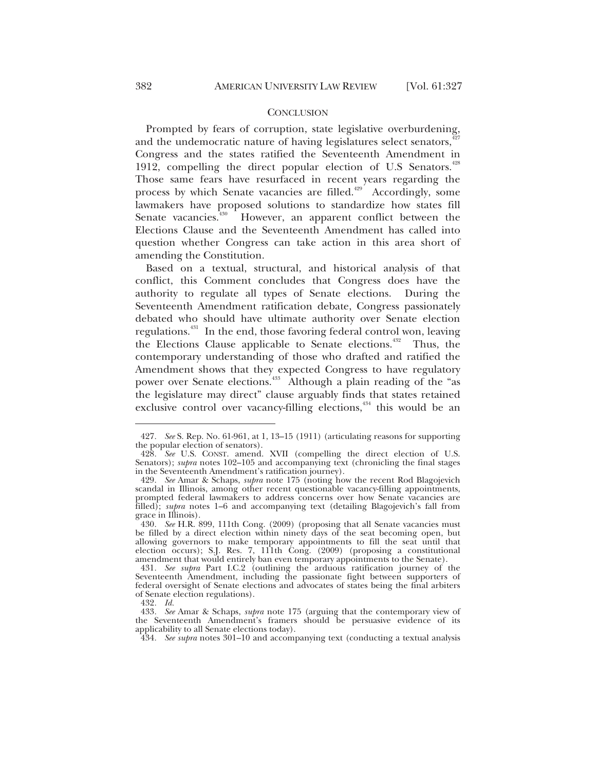## CONCLUSION

Prompted by fears of corruption, state legislative overburdening, and the undemocratic nature of having legislatures select senators,[427] Congress and the states ratified the Seventeenth Amendment in 1912, compelling the direct popular election of U.S Senators.[428] Those same fears have resurfaced in recent years regarding the process by which Senate vacancies are filled.[429] Accordingly, some lawmakers have proposed solutions to standardize how states fill Senate vacancies.[430] However, an apparent conflict between the Elections Clause and the Seventeenth Amendment has called into question whether Congress can take action in this area short of amending the Constitution.

Based on a textual, structural, and historical analysis of that conflict, this Comment concludes that Congress does have the authority to regulate all types of Senate elections. During the Seventeenth Amendment ratification debate, Congress passionately debated who should have ultimate authority over Senate election regulations.[431] In the end, those favoring federal control won, leaving the Elections Clause applicable to Senate elections.[432] Thus, the contemporary understanding of those who drafted and ratified the Amendment shows that they expected Congress to have regulatory power over Senate elections.[433] Although a plain reading of the "as the legislature may direct" clause arguably finds that states retained exclusive control over vacancy-filling elections,[434] this would be an

---

427. *See* S. Rep. No. 61-961, at 1, 13–15 (1911) (articulating reasons for supporting the popular election of senators).

428. *See* U.S. CONST. amend. XVII (compelling the direct election of U.S. Senators); *supra* notes 102–105 and accompanying text (chronicling the final stages in the Seventeenth Amendment's ratification journey).

429. *See* Amar & Schaps, *supra* note 175 (noting how the recent Rod Blagojevich scandal in Illinois, among other recent questionable vacancy-filling appointments, prompted federal lawmakers to address concerns over how Senate vacancies are filled); *supra* notes 1–6 and accompanying text (detailing Blagojevich's fall from grace in Illinois).

430. *See* H.R. 899, 111th Cong. (2009) (proposing that all Senate vacancies must be filled by a direct election within ninety days of the seat becoming open, but allowing governors to make temporary appointments to fill the seat until that election occurs); S.J. Res. 7, 111th Cong. (2009) (proposing a constitutional amendment that would entirely ban even temporary appointments to the Senate).

431. *See supra* Part I.C.2 (outlining the arduous ratification journey of the Seventeenth Amendment, including the passionate fight between supporters of federal oversight of Senate elections and advocates of states being the final arbiters of Senate election regulations).

432. *Id.*

433. *See* Amar & Schaps, *supra* note 175 (arguing that the contemporary view of the Seventeenth Amendment's framers should be persuasive evidence of its applicability to all Senate elections today).

434. *See supra* notes 301–10 and accompanying text (conducting a textual analysis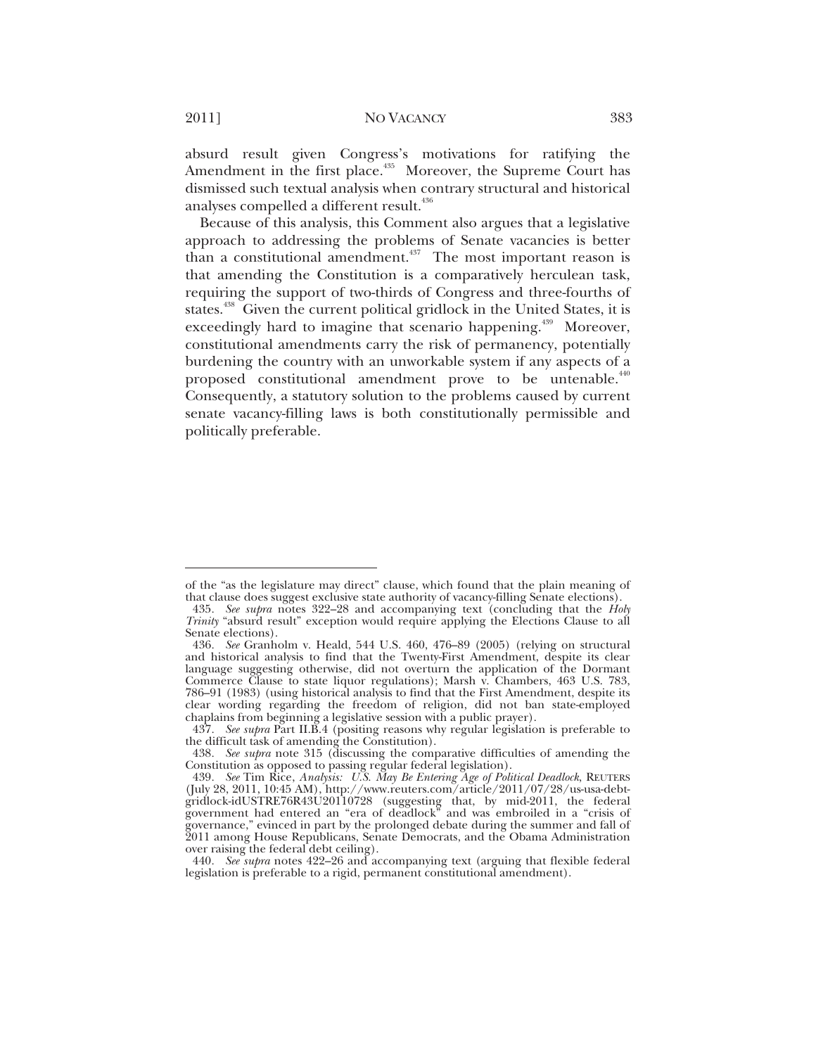absurd result given Congress's motivations for ratifying the Amendment in the first place.[435] Moreover, the Supreme Court has dismissed such textual analysis when contrary structural and historical analyses compelled a different result.[436]

Because of this analysis, this Comment also argues that a legislative approach to addressing the problems of Senate vacancies is better than a constitutional amendment.[437] The most important reason is that amending the Constitution is a comparatively herculean task, requiring the support of two-thirds of Congress and three-fourths of states.[438] Given the current political gridlock in the United States, it is exceedingly hard to imagine that scenario happening.[439] Moreover, constitutional amendments carry the risk of permanency, potentially burdening the country with an unworkable system if any aspects of a proposed constitutional amendment prove to be untenable.[440] Consequently, a statutory solution to the problems caused by current senate vacancy-filling laws is both constitutionally permissible and politically preferable.

---

of the "as the legislature may direct" clause, which found that the plain meaning of that clause does suggest exclusive state authority of vacancy-filling Senate elections).

435. *See supra* notes 322–28 and accompanying text (concluding that the *Holy Trinity* "absurd result" exception would require applying the Elections Clause to all Senate elections).

436. *See* Granholm v. Heald, 544 U.S. 460, 476–89 (2005) (relying on structural and historical analysis to find that the Twenty-First Amendment, despite its clear language suggesting otherwise, did not overturn the application of the Dormant Commerce Clause to state liquor regulations); Marsh v. Chambers, 463 U.S. 783, 786–91 (1983) (using historical analysis to find that the First Amendment, despite its clear wording regarding the freedom of religion, did not ban state-employed chaplains from beginning a legislative session with a public prayer).

437. *See supra* Part II.B.4 (positing reasons why regular legislation is preferable to the difficult task of amending the Constitution).

438. *See supra* note 315 (discussing the comparative difficulties of amending the Constitution as opposed to passing regular federal legislation).

439. *See* Tim Rice, *Analysis: U.S. May Be Entering Age of Political Deadlock*, REUTERS (July 28, 2011, 10:45 AM), http://www.reuters.com/article/2011/07/28/us-usa-debt-gridlock-idUSTRE76R43U20110728 (suggesting that, by mid-2011, the federal government had entered an "era of deadlock" and was embroiled in a "crisis of governance," evinced in part by the prolonged debate during the summer and fall of 2011 among House Republicans, Senate Democrats, and the Obama Administration over raising the federal debt ceiling).

440. *See supra* notes 422–26 and accompanying text (arguing that flexible federal legislation is preferable to a rigid, permanent constitutional amendment).